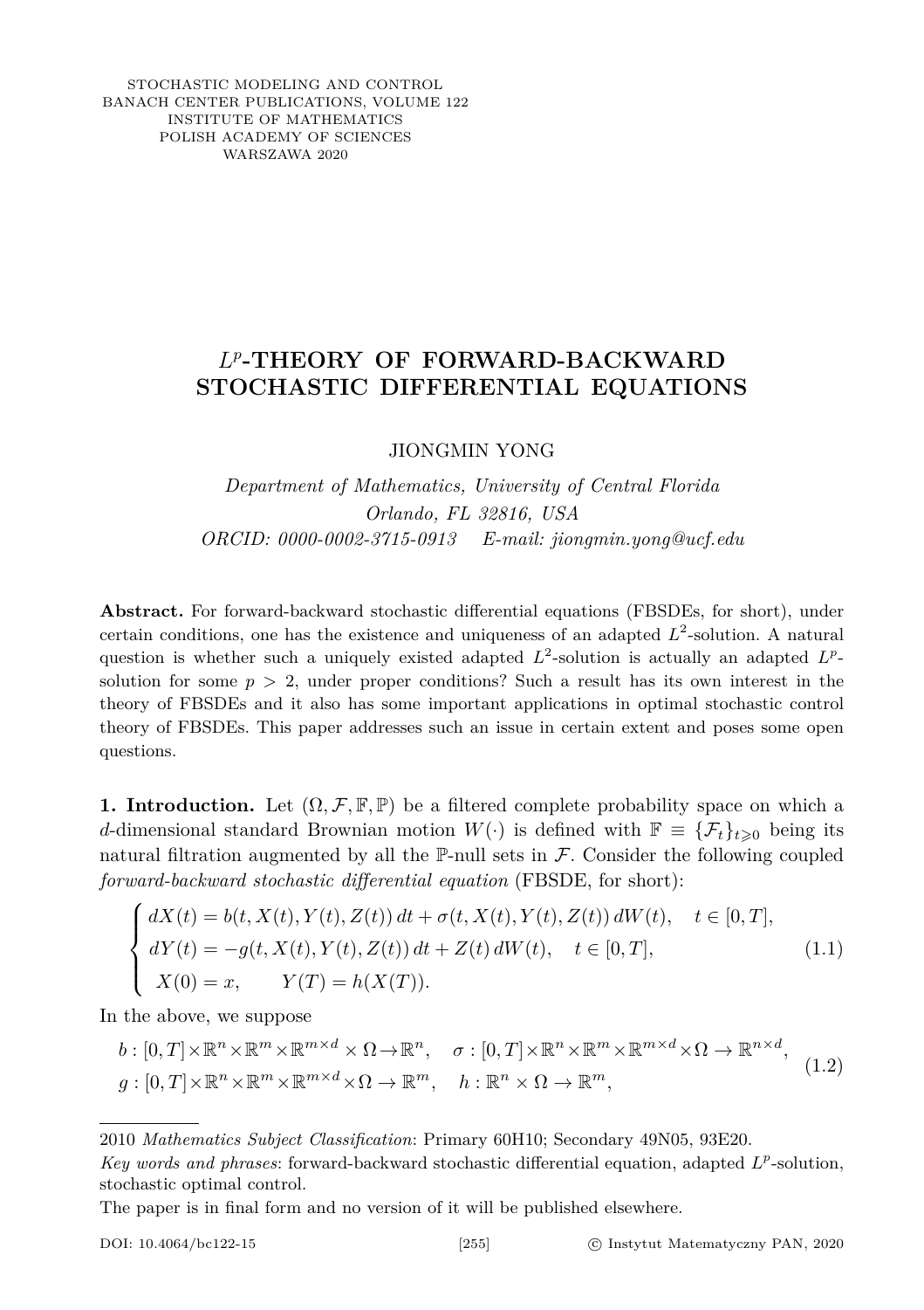STOCHASTIC MODELING AND CONTROL
BANACH CENTER PUBLICATIONS, VOLUME 122
INSTITUTE OF MATHEMATICS
POLISH ACADEMY OF SCIENCES
WARSZAWA 2020

# $L^p$-THEORY OF FORWARD-BACKWARD STOCHASTIC DIFFERENTIAL EQUATIONS

JIONGMIN YONG

*Department of Mathematics, University of Central Florida*
*Orlando, FL 32816, USA*
*ORCID: 0000-0002-3715-0913 E-mail: jiongmin.yong@ucf.edu*

**Abstract.** For forward-backward stochastic differential equations (FBSDEs, for short), under certain conditions, one has the existence and uniqueness of an adapted $L^2$-solution. A natural question is whether such a uniquely existed adapted $L^2$-solution is actually an adapted $L^p$-solution for some $p > 2$, under proper conditions? Such a result has its own interest in the theory of FBSDEs and it also has some important applications in optimal stochastic control theory of FBSDEs. This paper addresses such an issue in certain extent and poses some open questions.

**1. Introduction.** Let $(\Omega, \mathcal{F}, \mathbb{F}, \mathbb{P})$ be a filtered complete probability space on which a $d$-dimensional standard Brownian motion $W(\cdot)$ is defined with $\mathbb{F} \equiv \{\mathcal{F}_t\}_{t\geqslant 0}$ being its natural filtration augmented by all the $\mathbb{P}$-null sets in $\mathcal{F}$. Consider the following coupled *forward-backward stochastic differential equation* (FBSDE, for short):

$$
\begin{cases}
dX(t) = b(t, X(t), Y(t), Z(t))\, dt + \sigma(t, X(t), Y(t), Z(t))\, dW(t), \quad t \in [0, T], \\
dY(t) = -g(t, X(t), Y(t), Z(t))\, dt + Z(t)\, dW(t), \quad t \in [0, T], \\
X(0) = x, \qquad Y(T) = h(X(T)).
\end{cases}
\tag{1.1}
$$

In the above, we suppose

$$
\begin{aligned}
&b : [0, T] \times \mathbb{R}^n \times \mathbb{R}^m \times \mathbb{R}^{m\times d} \times \Omega \to \mathbb{R}^n, \quad \sigma : [0, T] \times \mathbb{R}^n \times \mathbb{R}^m \times \mathbb{R}^{m\times d} \times \Omega \to \mathbb{R}^{n\times d}, \\
&g : [0, T] \times \mathbb{R}^n \times \mathbb{R}^m \times \mathbb{R}^{m\times d} \times \Omega \to \mathbb{R}^m, \quad h : \mathbb{R}^n \times \Omega \to \mathbb{R}^m,
\end{aligned}
\tag{1.2}
$$

---

2010 *Mathematics Subject Classification*: Primary 60H10; Secondary 49N05, 93E20.

*Key words and phrases*: forward-backward stochastic differential equation, adapted $L^p$-solution, stochastic optimal control.

The paper is in final form and no version of it will be published elsewhere.

DOI: 10.4064/bc122-15 © Instytut Matematyczny PAN, 2020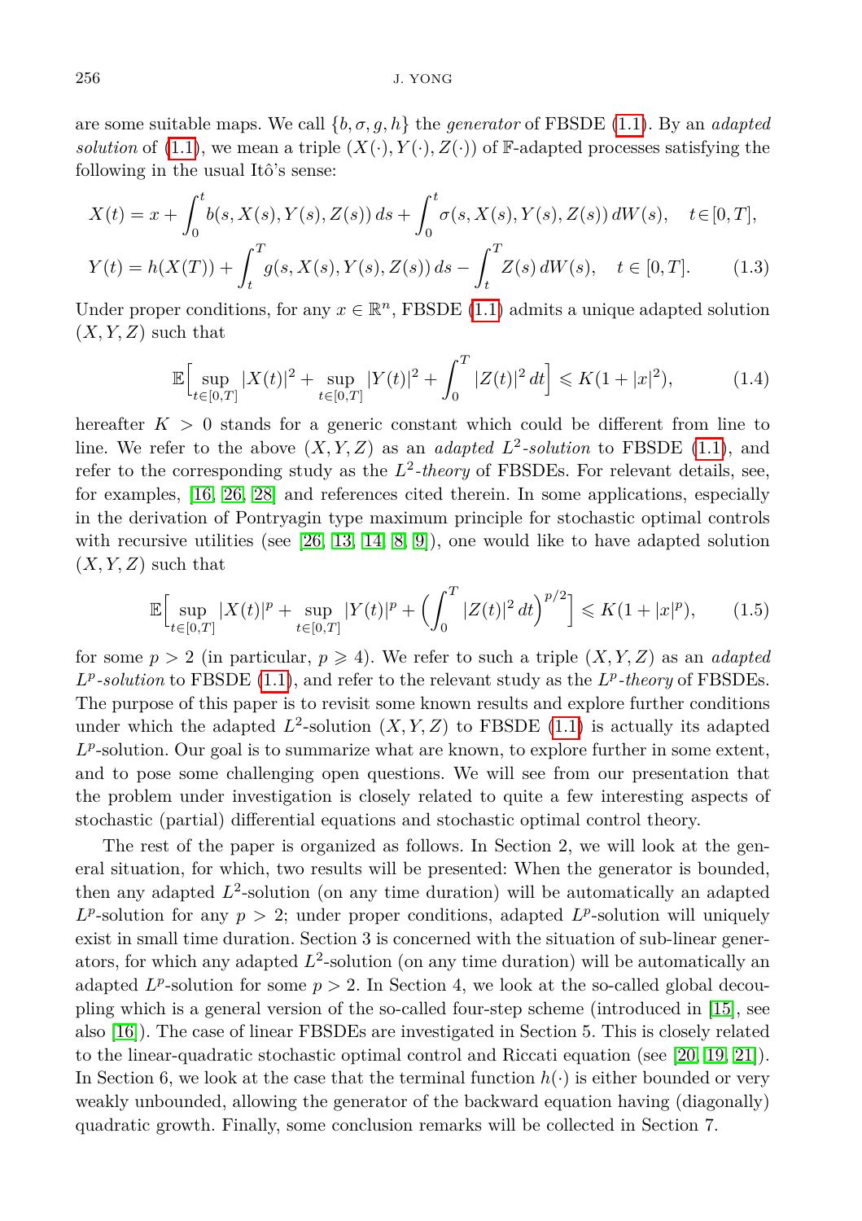are some suitable maps. We call $\{b, \sigma, g, h\}$ the *generator* of FBSDE (1.1). By an *adapted solution* of (1.1), we mean a triple $(X(\cdot), Y(\cdot), Z(\cdot))$ of $\mathbb{F}$-adapted processes satisfying the following in the usual Itô's sense:

$$
\begin{aligned}
X(t) &= x + \int_0^t b(s, X(s), Y(s), Z(s))\, ds + \int_0^t \sigma(s, X(s), Y(s), Z(s))\, dW(s), \quad t \in [0,T], \\
Y(t) &= h(X(T)) + \int_t^T g(s, X(s), Y(s), Z(s))\, ds - \int_t^T Z(s)\, dW(s), \quad t \in [0,T].
\end{aligned}
\tag{1.3}
$$

Under proper conditions, for any $x \in \mathbb{R}^n$, FBSDE (1.1) admits a unique adapted solution $(X, Y, Z)$ such that

$$
\mathbb{E}\Big[\sup_{t\in[0,T]} |X(t)|^2 + \sup_{t\in[0,T]} |Y(t)|^2 + \int_0^T |Z(t)|^2\, dt\Big] \leqslant K(1 + |x|^2), \tag{1.4}
$$

hereafter $K > 0$ stands for a generic constant which could be different from line to line. We refer to the above $(X, Y, Z)$ as an *adapted $L^2$-solution* to FBSDE (1.1), and refer to the corresponding study as the *$L^2$-theory* of FBSDEs. For relevant details, see, for examples, [16, 26, 28] and references cited therein. In some applications, especially in the derivation of Pontryagin type maximum principle for stochastic optimal controls with recursive utilities (see [26, 13, 14, 8, 9]), one would like to have adapted solution $(X, Y, Z)$ such that

$$
\mathbb{E}\Big[\sup_{t\in[0,T]} |X(t)|^p + \sup_{t\in[0,T]} |Y(t)|^p + \Big(\int_0^T |Z(t)|^2\, dt\Big)^{p/2}\Big] \leqslant K(1 + |x|^p), \tag{1.5}
$$

for some $p > 2$ (in particular, $p \geqslant 4$). We refer to such a triple $(X, Y, Z)$ as an *adapted $L^p$-solution* to FBSDE (1.1), and refer to the relevant study as the *$L^p$-theory* of FBSDEs. The purpose of this paper is to revisit some known results and explore further conditions under which the adapted $L^2$-solution $(X, Y, Z)$ to FBSDE (1.1) is actually its adapted $L^p$-solution. Our goal is to summarize what are known, to explore further in some extent, and to pose some challenging open questions. We will see from our presentation that the problem under investigation is closely related to quite a few interesting aspects of stochastic (partial) differential equations and stochastic optimal control theory.

The rest of the paper is organized as follows. In Section 2, we will look at the general situation, for which, two results will be presented: When the generator is bounded, then any adapted $L^2$-solution (on any time duration) will be automatically an adapted $L^p$-solution for any $p > 2$; under proper conditions, adapted $L^p$-solution will uniquely exist in small time duration. Section 3 is concerned with the situation of sub-linear generators, for which any adapted $L^2$-solution (on any time duration) will be automatically an adapted $L^p$-solution for some $p > 2$. In Section 4, we look at the so-called global decoupling which is a general version of the so-called four-step scheme (introduced in [15], see also [16]). The case of linear FBSDEs are investigated in Section 5. This is closely related to the linear-quadratic stochastic optimal control and Riccati equation (see [20, 19, 21]). In Section 6, we look at the case that the terminal function $h(\cdot)$ is either bounded or very weakly unbounded, allowing the generator of the backward equation having (diagonally) quadratic growth. Finally, some conclusion remarks will be collected in Section 7.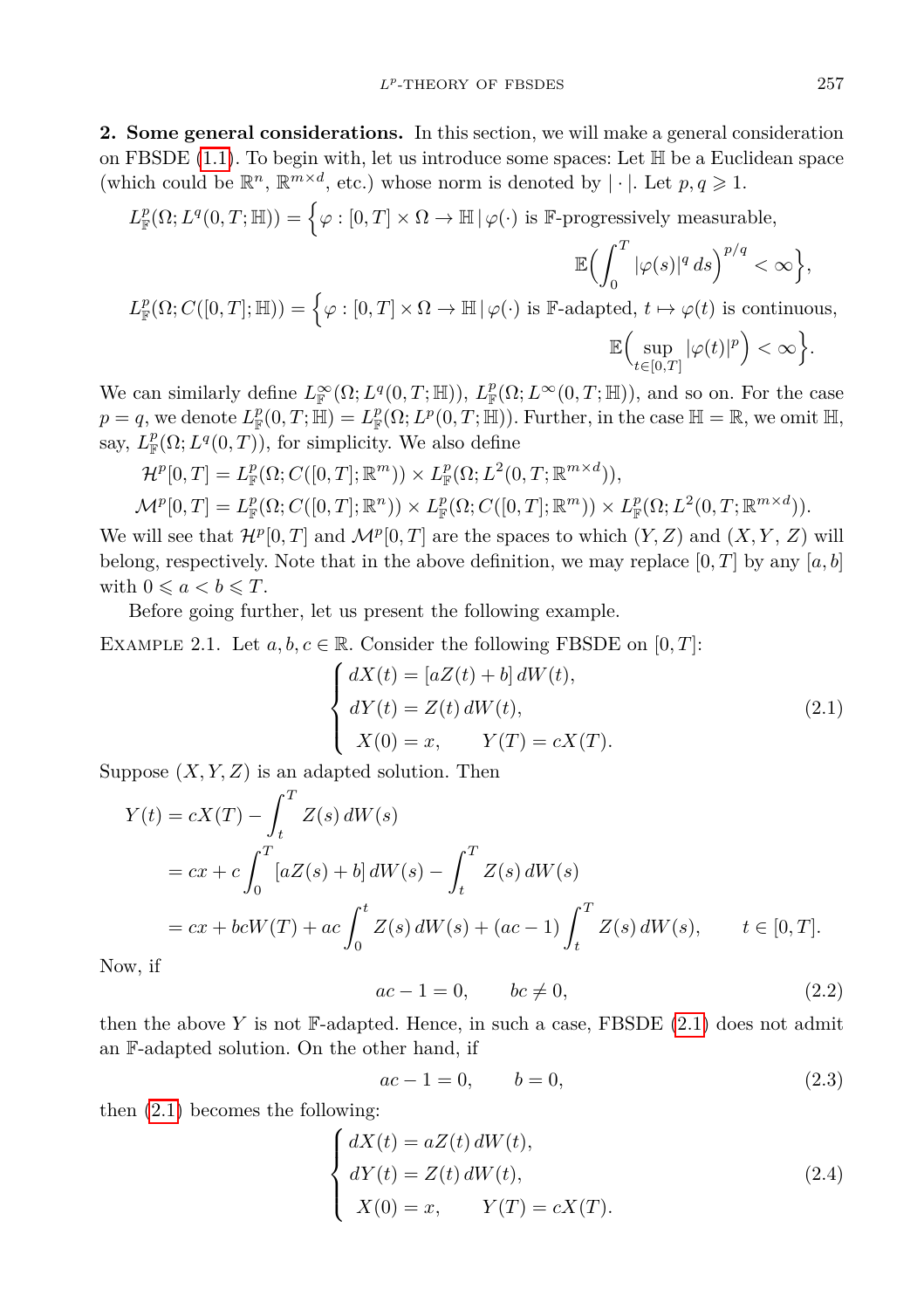## 2. Some general considerations.

In this section, we will make a general consideration on FBSDE (1.1). To begin with, let us introduce some spaces: Let $\mathbb{H}$ be a Euclidean space (which could be $\mathbb{R}^n$, $\mathbb{R}^{m\times d}$, etc.) whose norm is denoted by $|\cdot|$. Let $p, q \geqslant 1$.

$$L^p_{\mathbb{F}}(\Omega; L^q(0,T;\mathbb{H})) = \Big\{\varphi : [0,T]\times\Omega \to \mathbb{H} \,|\, \varphi(\cdot) \text{ is } \mathbb{F}\text{-progressively measurable}, \\ \mathbb{E}\Big(\int_0^T |\varphi(s)|^q \, ds\Big)^{p/q} < \infty\Big\},$$

$$L^p_{\mathbb{F}}(\Omega; C([0,T];\mathbb{H})) = \Big\{\varphi : [0,T]\times\Omega \to \mathbb{H} \,|\, \varphi(\cdot) \text{ is } \mathbb{F}\text{-adapted}, \ t \mapsto \varphi(t) \text{ is continuous}, \\ \mathbb{E}\Big(\sup_{t\in[0,T]} |\varphi(t)|^p\Big) < \infty\Big\}.$$

We can similarly define $L^\infty_{\mathbb{F}}(\Omega; L^q(0,T;\mathbb{H}))$, $L^p_{\mathbb{F}}(\Omega; L^\infty(0,T;\mathbb{H}))$, and so on. For the case $p = q$, we denote $L^p_{\mathbb{F}}(0,T;\mathbb{H}) = L^p_{\mathbb{F}}(\Omega; L^p(0,T;\mathbb{H}))$. Further, in the case $\mathbb{H} = \mathbb{R}$, we omit $\mathbb{H}$, say, $L^p_{\mathbb{F}}(\Omega; L^q(0,T))$, for simplicity. We also define

$$\mathcal{H}^p[0,T] = L^p_{\mathbb{F}}(\Omega; C([0,T];\mathbb{R}^m)) \times L^p_{\mathbb{F}}(\Omega; L^2(0,T;\mathbb{R}^{m\times d})),$$

$$\mathcal{M}^p[0,T] = L^p_{\mathbb{F}}(\Omega; C([0,T];\mathbb{R}^n)) \times L^p_{\mathbb{F}}(\Omega; C([0,T];\mathbb{R}^m)) \times L^p_{\mathbb{F}}(\Omega; L^2(0,T;\mathbb{R}^{m\times d})).$$

We will see that $\mathcal{H}^p[0,T]$ and $\mathcal{M}^p[0,T]$ are the spaces to which $(Y,Z)$ and $(X,Y,Z)$ will belong, respectively. Note that in the above definition, we may replace $[0,T]$ by any $[a,b]$ with $0 \leqslant a < b \leqslant T$.

Before going further, let us present the following example.

Example 2.1. Let $a, b, c \in \mathbb{R}$. Consider the following FBSDE on $[0,T]$:

$$\begin{cases} dX(t) = [aZ(t) + b]\, dW(t), \\ dY(t) = Z(t)\, dW(t), \\ X(0) = x, \qquad Y(T) = cX(T). \end{cases} \tag{2.1}$$

Suppose $(X,Y,Z)$ is an adapted solution. Then

$$\begin{aligned} Y(t) &= cX(T) - \int_t^T Z(s)\, dW(s) \\ &= cx + c\int_0^T [aZ(s) + b]\, dW(s) - \int_t^T Z(s)\, dW(s) \\ &= cx + bcW(T) + ac\int_0^t Z(s)\, dW(s) + (ac-1)\int_t^T Z(s)\, dW(s), \qquad t \in [0,T]. \end{aligned}$$

Now, if

$$ac - 1 = 0, \qquad bc \neq 0, \tag{2.2}$$

then the above $Y$ is not $\mathbb{F}$-adapted. Hence, in such a case, FBSDE (2.1) does not admit an $\mathbb{F}$-adapted solution. On the other hand, if

$$ac - 1 = 0, \qquad b = 0, \tag{2.3}$$

then (2.1) becomes the following:

$$\begin{cases} dX(t) = aZ(t)\, dW(t), \\ dY(t) = Z(t)\, dW(t), \\ X(0) = x, \qquad Y(T) = cX(T). \end{cases} \tag{2.4}$$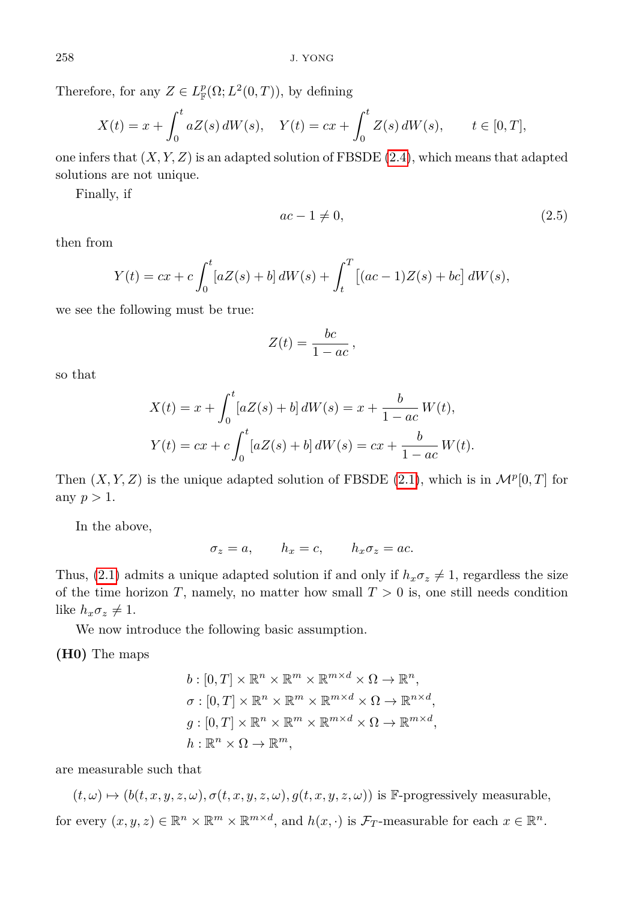Therefore, for any $Z \in L^p_{\mathbb{F}}(\Omega; L^2(0,T))$, by defining

$$X(t) = x + \int_0^t aZ(s)\,dW(s), \quad Y(t) = cx + \int_0^t Z(s)\,dW(s), \qquad t \in [0,T],$$

one infers that $(X, Y, Z)$ is an adapted solution of FBSDE (2.4), which means that adapted solutions are not unique.

Finally, if

$$ac - 1 \neq 0, \tag{2.5}$$

then from

$$Y(t) = cx + c\int_0^t [aZ(s) + b]\,dW(s) + \int_t^T \big[(ac-1)Z(s) + bc\big]\,dW(s),$$

we see the following must be true:

$$Z(t) = \frac{bc}{1-ac}\,,$$

so that

$$\begin{aligned}
X(t) &= x + \int_0^t [aZ(s) + b]\,dW(s) = x + \frac{b}{1-ac}\,W(t),\\
Y(t) &= cx + c\int_0^t [aZ(s) + b]\,dW(s) = cx + \frac{b}{1-ac}\,W(t).
\end{aligned}$$

Then $(X, Y, Z)$ is the unique adapted solution of FBSDE (2.1), which is in $\mathcal{M}^p[0,T]$ for any $p > 1$.

In the above,

$$\sigma_z = a, \qquad h_x = c, \qquad h_x\sigma_z = ac.$$

Thus, (2.1) admits a unique adapted solution if and only if $h_x\sigma_z \neq 1$, regardless the size of the time horizon $T$, namely, no matter how small $T > 0$ is, one still needs condition like $h_x\sigma_z \neq 1$.

We now introduce the following basic assumption.

**(H0)** The maps

$$\begin{aligned}
&b : [0,T] \times \mathbb{R}^n \times \mathbb{R}^m \times \mathbb{R}^{m\times d} \times \Omega \to \mathbb{R}^n,\\
&\sigma : [0,T] \times \mathbb{R}^n \times \mathbb{R}^m \times \mathbb{R}^{m\times d} \times \Omega \to \mathbb{R}^{n\times d},\\
&g : [0,T] \times \mathbb{R}^n \times \mathbb{R}^m \times \mathbb{R}^{m\times d} \times \Omega \to \mathbb{R}^{m\times d},\\
&h : \mathbb{R}^n \times \Omega \to \mathbb{R}^m,
\end{aligned}$$

are measurable such that

$$(t,\omega) \mapsto (b(t,x,y,z,\omega), \sigma(t,x,y,z,\omega), g(t,x,y,z,\omega)) \text{ is } \mathbb{F}\text{-progressively measurable,}$$

for every $(x,y,z) \in \mathbb{R}^n \times \mathbb{R}^m \times \mathbb{R}^{m\times d}$, and $h(x,\cdot)$ is $\mathcal{F}_T$-measurable for each $x \in \mathbb{R}^n$.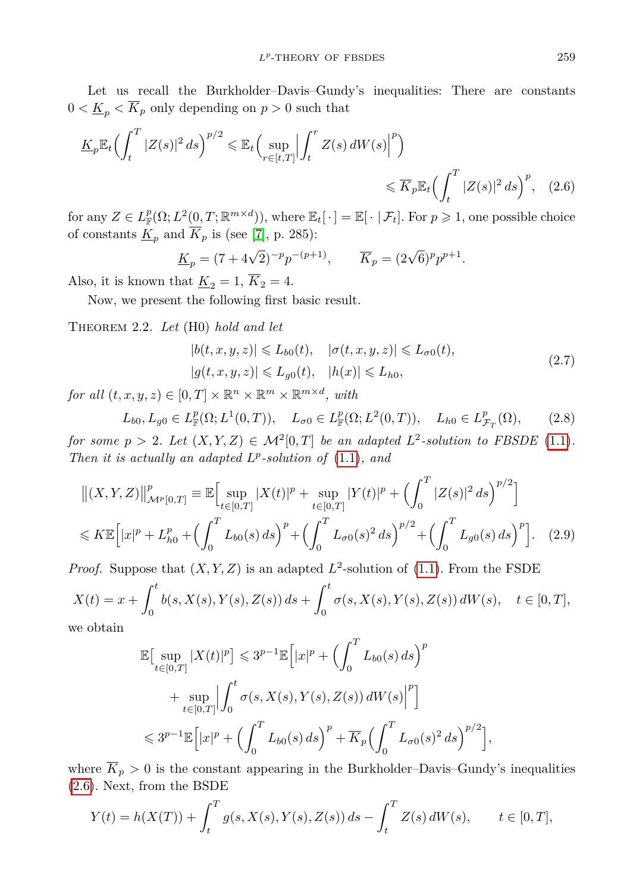Let us recall the Burkholder–Davis–Gundy's inequalities: There are constants $0 < \underline{K}_p < \overline{K}_p$ only depending on $p > 0$ such that

$$\underline{K}_p \mathbb{E}_t\Big(\int_t^T |Z(s)|^2\,ds\Big)^{p/2} \leqslant \mathbb{E}_t\Big(\sup_{r\in[t,T]}\Big|\int_t^r Z(s)\,dW(s)\Big|^p\Big) \leqslant \overline{K}_p \mathbb{E}_t\Big(\int_t^T |Z(s)|^2\,ds\Big)^p, \quad (2.6)$$

for any $Z \in L^p_{\mathbb{F}}(\Omega; L^2(0,T;\mathbb{R}^{m\times d}))$, where $\mathbb{E}_t[\,\cdot\,] = \mathbb{E}[\,\cdot\,|\,\mathcal{F}_t]$. For $p \geqslant 1$, one possible choice of constants $\underline{K}_p$ and $\overline{K}_p$ is (see [7], p. 285):

$$\underline{K}_p = (7+4\sqrt{2})^{-p}p^{-(p+1)}, \qquad \overline{K}_p = (2\sqrt{6})^p p^{p+1}.$$

Also, it is known that $\underline{K}_2 = 1$, $\overline{K}_2 = 4$.

Now, we present the following first basic result.

Theorem 2.2. *Let* (H0) *hold and let*

$$\begin{aligned}
&|b(t,x,y,z)| \leqslant L_{b0}(t), \quad |\sigma(t,x,y,z)| \leqslant L_{\sigma 0}(t),\\
&|g(t,x,y,z)| \leqslant L_{g0}(t), \quad |h(x)| \leqslant L_{h0},
\end{aligned} \quad (2.7)$$

*for all* $(t,x,y,z) \in [0,T]\times\mathbb{R}^n\times\mathbb{R}^m\times\mathbb{R}^{m\times d}$, *with*

$$L_{b0}, L_{g0} \in L^p_{\mathbb{F}}(\Omega; L^1(0,T)), \quad L_{\sigma 0} \in L^p_{\mathbb{F}}(\Omega; L^2(0,T)), \quad L_{h0} \in L^p_{\mathcal{F}_T}(\Omega), \quad (2.8)$$

*for some* $p > 2$. *Let* $(X,Y,Z) \in \mathcal{M}^2[0,T]$ *be an adapted* $L^2$*-solution to FBSDE* (1.1). *Then it is actually an adapted* $L^p$*-solution of* (1.1), *and*

$$\begin{aligned}
&\big\|(X,Y,Z)\big\|^p_{\mathcal{M}^p[0,T]} \equiv \mathbb{E}\Big[\sup_{t\in[0,T]}|X(t)|^p + \sup_{t\in[0,T]}|Y(t)|^p + \Big(\int_0^T |Z(s)|^2\,ds\Big)^{p/2}\Big]\\
&\leqslant K\mathbb{E}\Big[|x|^p + L^p_{h0} + \Big(\int_0^T L_{b0}(s)\,ds\Big)^p + \Big(\int_0^T L_{\sigma 0}(s)^2\,ds\Big)^{p/2} + \Big(\int_0^T L_{g0}(s)\,ds\Big)^p\Big]. \quad (2.9)
\end{aligned}$$

*Proof.* Suppose that $(X,Y,Z)$ is an adapted $L^2$-solution of (1.1). From the FSDE

$$X(t) = x + \int_0^t b(s,X(s),Y(s),Z(s))\,ds + \int_0^t \sigma(s,X(s),Y(s),Z(s))\,dW(s), \quad t\in[0,T],$$

we obtain

$$\begin{aligned}
\mathbb{E}\big[\sup_{t\in[0,T]}|X(t)|^p\big] &\leqslant 3^{p-1}\mathbb{E}\Big[|x|^p + \Big(\int_0^T L_{b0}(s)\,ds\Big)^p\\
&\quad + \sup_{t\in[0,T]}\Big|\int_0^t \sigma(s,X(s),Y(s),Z(s))\,dW(s)\Big|^p\Big]\\
&\leqslant 3^{p-1}\mathbb{E}\Big[|x|^p + \Big(\int_0^T L_{b0}(s)\,ds\Big)^p + \overline{K}_p\Big(\int_0^T L_{\sigma 0}(s)^2\,ds\Big)^{p/2}\Big],
\end{aligned}$$

where $\overline{K}_p > 0$ is the constant appearing in the Burkholder–Davis–Gundy's inequalities (2.6). Next, from the BSDE

$$Y(t) = h(X(T)) + \int_t^T g(s,X(s),Y(s),Z(s))\,ds - \int_t^T Z(s)\,dW(s), \qquad t\in[0,T],$$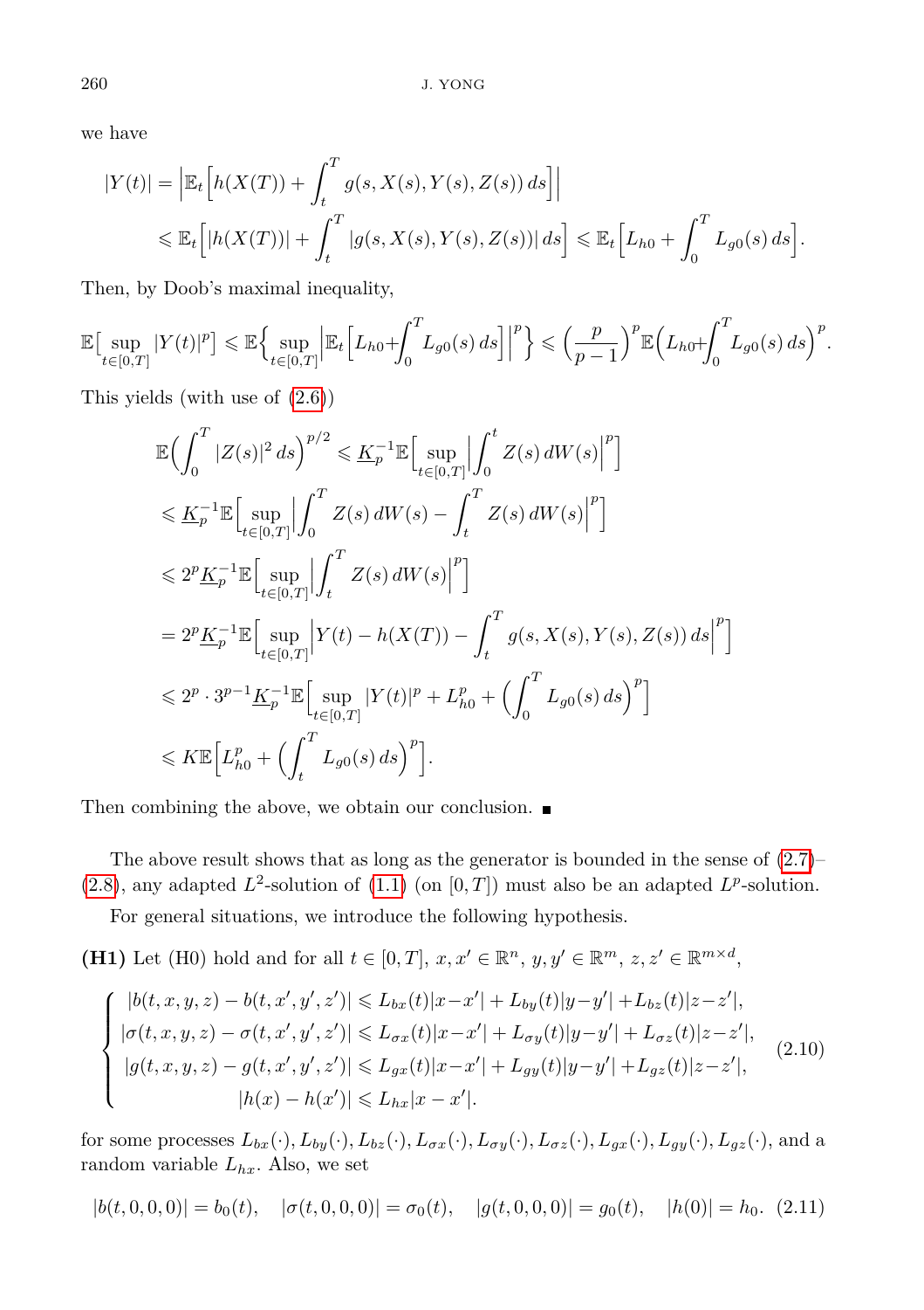we have

$$
\begin{aligned}
|Y(t)| &= \Big|\mathbb{E}_t\Big[h(X(T)) + \int_t^T g(s, X(s), Y(s), Z(s))\,ds\Big]\Big| \\
&\leqslant \mathbb{E}_t\Big[|h(X(T))| + \int_t^T |g(s, X(s), Y(s), Z(s))|\,ds\Big] \leqslant \mathbb{E}_t\Big[L_{h0} + \int_0^T L_{g0}(s)\,ds\Big].
\end{aligned}
$$

Then, by Doob's maximal inequality,

$$
\mathbb{E}\big[\sup_{t\in[0,T]}|Y(t)|^p\big] \leqslant \mathbb{E}\Big\{\sup_{t\in[0,T]}\Big|\mathbb{E}_t\Big[L_{h0}+\int_0^T L_{g0}(s)\,ds\Big]\Big|^p\Big\} \leqslant \Big(\frac{p}{p-1}\Big)^p\mathbb{E}\Big(L_{h0}+\int_0^T L_{g0}(s)\,ds\Big)^p.
$$

This yields (with use of (2.6))

$$
\begin{aligned}
\mathbb{E}\Big(\int_0^T |Z(s)|^2\,ds\Big)^{p/2} &\leqslant \underline{K}_p^{-1}\mathbb{E}\Big[\sup_{t\in[0,T]}\Big|\int_0^t Z(s)\,dW(s)\Big|^p\Big] \\
&\leqslant \underline{K}_p^{-1}\mathbb{E}\Big[\sup_{t\in[0,T]}\Big|\int_0^T Z(s)\,dW(s) - \int_t^T Z(s)\,dW(s)\Big|^p\Big] \\
&\leqslant 2^p\underline{K}_p^{-1}\mathbb{E}\Big[\sup_{t\in[0,T]}\Big|\int_t^T Z(s)\,dW(s)\Big|^p\Big] \\
&= 2^p\underline{K}_p^{-1}\mathbb{E}\Big[\sup_{t\in[0,T]}\Big|Y(t) - h(X(T)) - \int_t^T g(s, X(s), Y(s), Z(s))\,ds\Big|^p\Big] \\
&\leqslant 2^p\cdot 3^{p-1}\underline{K}_p^{-1}\mathbb{E}\Big[\sup_{t\in[0,T]}|Y(t)|^p + L_{h0}^p + \Big(\int_0^T L_{g0}(s)\,ds\Big)^p\Big] \\
&\leqslant K\mathbb{E}\Big[L_{h0}^p + \Big(\int_t^T L_{g0}(s)\,ds\Big)^p\Big].
\end{aligned}
$$

Then combining the above, we obtain our conclusion. ∎

The above result shows that as long as the generator is bounded in the sense of (2.7)–(2.8), any adapted $L^2$-solution of (1.1) (on $[0,T]$) must also be an adapted $L^p$-solution.

For general situations, we introduce the following hypothesis.

**(H1)** Let (H0) hold and for all $t\in[0,T]$, $x, x'\in\mathbb{R}^n$, $y, y'\in\mathbb{R}^m$, $z, z'\in\mathbb{R}^{m\times d}$,

$$
\left\{
\begin{aligned}
&|b(t,x,y,z) - b(t,x',y',z')| \leqslant L_{bx}(t)|x-x'| + L_{by}(t)|y-y'| + L_{bz}(t)|z-z'|,\\
&|\sigma(t,x,y,z) - \sigma(t,x',y',z')| \leqslant L_{\sigma x}(t)|x-x'| + L_{\sigma y}(t)|y-y'| + L_{\sigma z}(t)|z-z'|,\\
&|g(t,x,y,z) - g(t,x',y',z')| \leqslant L_{gx}(t)|x-x'| + L_{gy}(t)|y-y'| + L_{gz}(t)|z-z'|,\\
&\qquad\qquad |h(x) - h(x')| \leqslant L_{hx}|x-x'|.
\end{aligned}
\right.
\tag{2.10}
$$

for some processes $L_{bx}(\cdot), L_{by}(\cdot), L_{bz}(\cdot), L_{\sigma x}(\cdot), L_{\sigma y}(\cdot), L_{\sigma z}(\cdot), L_{gx}(\cdot), L_{gy}(\cdot), L_{gz}(\cdot)$, and a random variable $L_{hx}$. Also, we set

$$
|b(t,0,0,0)| = b_0(t), \quad |\sigma(t,0,0,0)| = \sigma_0(t), \quad |g(t,0,0,0)| = g_0(t), \quad |h(0)| = h_0. \tag{2.11}
$$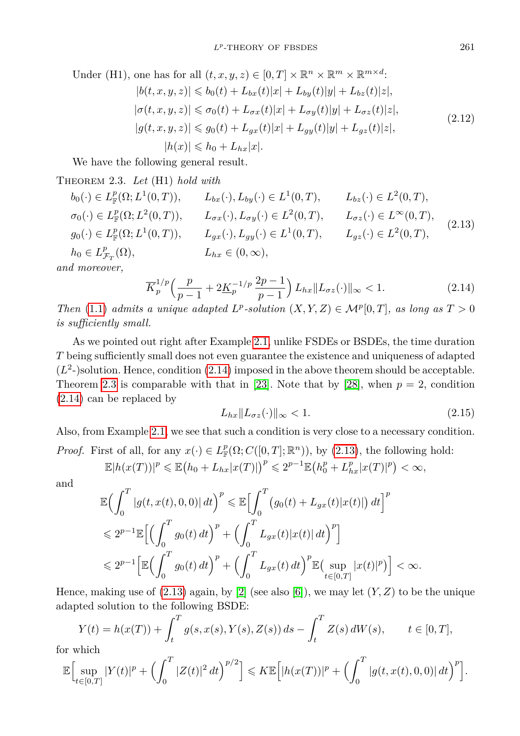Under (H1), one has for all $(t,x,y,z)\in[0,T]\times\mathbb{R}^n\times\mathbb{R}^m\times\mathbb{R}^{m\times d}$:

$$
\begin{aligned}
&|b(t,x,y,z)|\leqslant b_0(t)+L_{bx}(t)|x|+L_{by}(t)|y|+L_{bz}(t)|z|,\\
&|\sigma(t,x,y,z)|\leqslant \sigma_0(t)+L_{\sigma x}(t)|x|+L_{\sigma y}(t)|y|+L_{\sigma z}(t)|z|,\\
&|g(t,x,y,z)|\leqslant g_0(t)+L_{gx}(t)|x|+L_{gy}(t)|y|+L_{gz}(t)|z|,\\
&|h(x)|\leqslant h_0+L_{hx}|x|.
\end{aligned}
\tag{2.12}
$$

We have the following general result.

THEOREM 2.3. *Let* (H1) *hold with*

$$
\begin{array}{lll}
b_0(\cdot)\in L^p_{\mathbb{F}}(\Omega;L^1(0,T)), & L_{bx}(\cdot),L_{by}(\cdot)\in L^1(0,T), & L_{bz}(\cdot)\in L^2(0,T),\\
\sigma_0(\cdot)\in L^p_{\mathbb{F}}(\Omega;L^2(0,T)), & L_{\sigma x}(\cdot),L_{\sigma y}(\cdot)\in L^2(0,T), & L_{\sigma z}(\cdot)\in L^\infty(0,T),\\
g_0(\cdot)\in L^p_{\mathbb{F}}(\Omega;L^1(0,T)), & L_{gx}(\cdot),L_{gy}(\cdot)\in L^1(0,T), & L_{gz}(\cdot)\in L^2(0,T),\\
h_0\in L^p_{\mathcal{F}_T}(\Omega), & L_{hx}\in(0,\infty), &
\end{array}
\tag{2.13}
$$

*and moreover,*

$$
\overline{K}_p^{1/p}\Big(\frac{p}{p-1}+2\underline{K}_p^{-1/p}\,\frac{2p-1}{p-1}\Big)\,L_{hx}\|L_{\sigma z}(\cdot)\|_\infty<1.
\tag{2.14}
$$

*Then* (1.1) *admits a unique adapted $L^p$-solution $(X,Y,Z)\in\mathcal{M}^p[0,T]$, as long as $T>0$ is sufficiently small.*

As we pointed out right after Example 2.1, unlike FSDEs or BSDEs, the time duration $T$ being sufficiently small does not even guarantee the existence and uniqueness of adapted ($L^2$-)solution. Hence, condition (2.14) imposed in the above theorem should be acceptable. Theorem 2.3 is comparable with that in [23]. Note that by [28], when $p=2$, condition (2.14) can be replaced by

$$
L_{hx}\|L_{\sigma z}(\cdot)\|_\infty<1.
\tag{2.15}
$$

Also, from Example 2.1, we see that such a condition is very close to a necessary condition.

*Proof.* First of all, for any $x(\cdot)\in L^p_{\mathbb{F}}(\Omega;C([0,T];\mathbb{R}^n))$, by (2.13), the following hold:

$$
\mathbb{E}|h(x(T))|^p\leqslant\mathbb{E}\big(h_0+L_{hx}|x(T)|\big)^p\leqslant 2^{p-1}\mathbb{E}\big(h_0^p+L_{hx}^p|x(T)|^p\big)<\infty,
$$

and

$$
\begin{aligned}
\mathbb{E}\Big(\int_0^T|g(t,x(t),0,0)|\,dt\Big)^p&\leqslant\mathbb{E}\Big[\int_0^T\big(g_0(t)+L_{gx}(t)|x(t)|\big)\,dt\Big]^p\\
&\leqslant 2^{p-1}\mathbb{E}\Big[\Big(\int_0^T g_0(t)\,dt\Big)^p+\Big(\int_0^T L_{gx}(t)|x(t)|\,dt\Big)^p\Big]\\
&\leqslant 2^{p-1}\Big[\mathbb{E}\Big(\int_0^T g_0(t)\,dt\Big)^p+\Big(\int_0^T L_{gx}(t)\,dt\Big)^p\mathbb{E}\big(\sup_{t\in[0,T]}|x(t)|^p\big)\Big]<\infty.
\end{aligned}
$$

Hence, making use of (2.13) again, by [2] (see also [6]), we may let $(Y,Z)$ to be the unique adapted solution to the following BSDE:

$$
Y(t)=h(x(T))+\int_t^T g(s,x(s),Y(s),Z(s))\,ds-\int_t^T Z(s)\,dW(s),\qquad t\in[0,T],
$$

for which

$$
\mathbb{E}\Big[\sup_{t\in[0,T]}|Y(t)|^p+\Big(\int_0^T|Z(t)|^2\,dt\Big)^{p/2}\Big]\leqslant K\mathbb{E}\Big[|h(x(T))|^p+\Big(\int_0^T|g(t,x(t),0,0)|\,dt\Big)^p\Big].
$$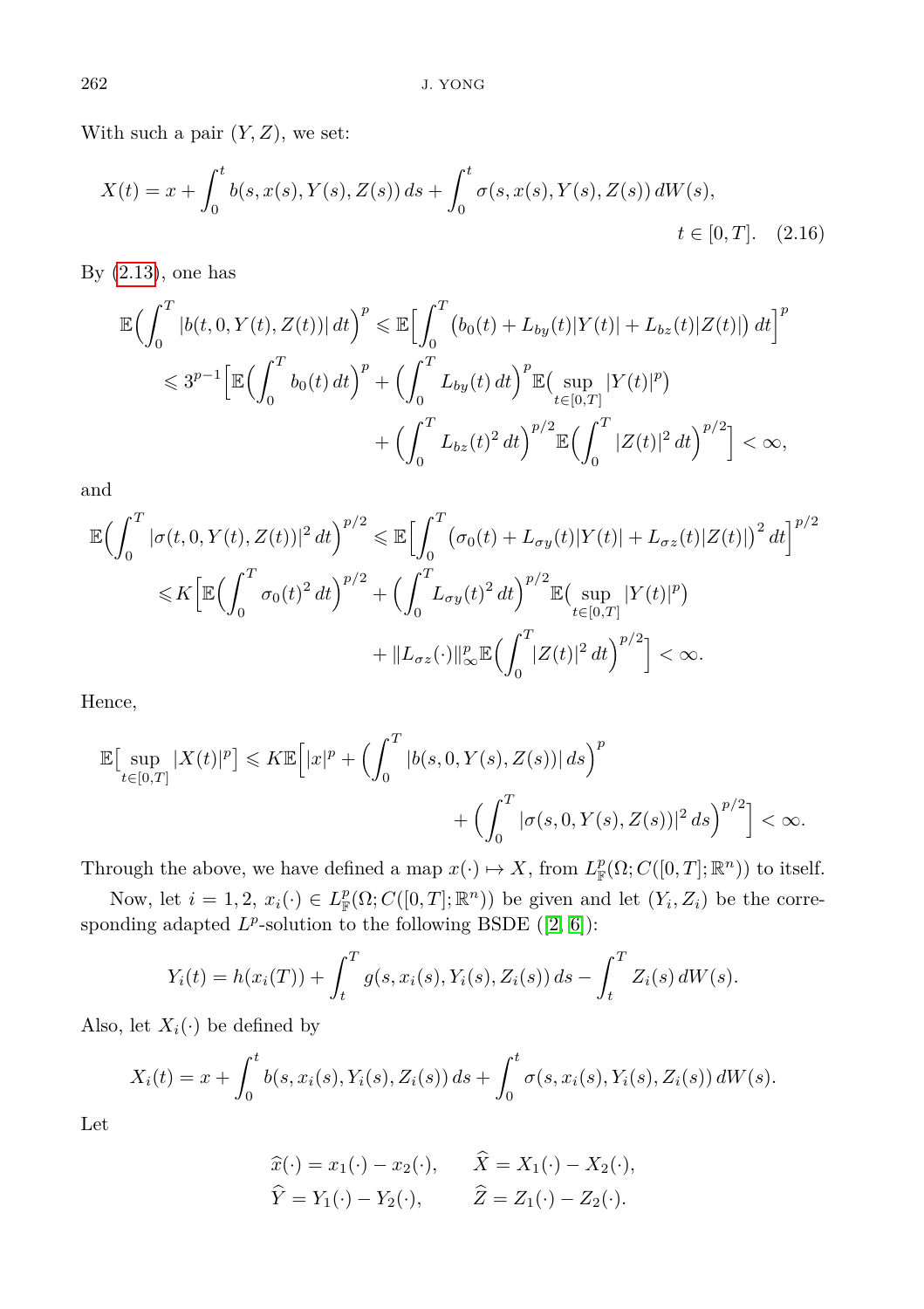With such a pair $(Y, Z)$, we set:

$$X(t) = x + \int_0^t b(s, x(s), Y(s), Z(s))\,ds + \int_0^t \sigma(s, x(s), Y(s), Z(s))\,dW(s), \qquad t \in [0,T]. \tag{2.16}$$

By (2.13), one has

$$\begin{aligned}
\mathbb{E}\Big(\int_0^T |b(t,0,Y(t),Z(t))|\,dt\Big)^p &\leqslant \mathbb{E}\Big[\int_0^T \big(b_0(t) + L_{by}(t)|Y(t)| + L_{bz}(t)|Z(t)|\big)\,dt\Big]^p \\
&\leqslant 3^{p-1}\Big[\mathbb{E}\Big(\int_0^T b_0(t)\,dt\Big)^p + \Big(\int_0^T L_{by}(t)\,dt\Big)^p \mathbb{E}\big(\sup_{t\in[0,T]}|Y(t)|^p\big) \\
&\qquad + \Big(\int_0^T L_{bz}(t)^2\,dt\Big)^{p/2}\mathbb{E}\Big(\int_0^T |Z(t)|^2\,dt\Big)^{p/2}\Big] < \infty,
\end{aligned}$$

and

$$\begin{aligned}
\mathbb{E}\Big(\int_0^T |\sigma(t,0,Y(t),Z(t))|^2\,dt\Big)^{p/2} &\leqslant \mathbb{E}\Big[\int_0^T \big(\sigma_0(t) + L_{\sigma y}(t)|Y(t)| + L_{\sigma z}(t)|Z(t)|\big)^2\,dt\Big]^{p/2} \\
&\leqslant K\Big[\mathbb{E}\Big(\int_0^T \sigma_0(t)^2\,dt\Big)^{p/2} + \Big(\int_0^T L_{\sigma y}(t)^2\,dt\Big)^{p/2}\mathbb{E}\big(\sup_{t\in[0,T]}|Y(t)|^p\big) \\
&\qquad + \|L_{\sigma z}(\cdot)\|_\infty^p \mathbb{E}\Big(\int_0^T |Z(t)|^2\,dt\Big)^{p/2}\Big] < \infty.
\end{aligned}$$

Hence,

$$\begin{aligned}
\mathbb{E}\big[\sup_{t\in[0,T]}|X(t)|^p\big] \leqslant K\mathbb{E}\Big[|x|^p &+ \Big(\int_0^T |b(s,0,Y(s),Z(s))|\,ds\Big)^p \\
&+ \Big(\int_0^T |\sigma(s,0,Y(s),Z(s))|^2\,ds\Big)^{p/2}\Big] < \infty.
\end{aligned}$$

Through the above, we have defined a map $x(\cdot) \mapsto X$, from $L^p_{\mathbb{F}}(\Omega; C([0,T];\mathbb{R}^n))$ to itself.

Now, let $i = 1, 2$, $x_i(\cdot) \in L^p_{\mathbb{F}}(\Omega; C([0,T];\mathbb{R}^n))$ be given and let $(Y_i, Z_i)$ be the corresponding adapted $L^p$-solution to the following BSDE ([2, 6]):

$$Y_i(t) = h(x_i(T)) + \int_t^T g(s, x_i(s), Y_i(s), Z_i(s))\,ds - \int_t^T Z_i(s)\,dW(s).$$

Also, let $X_i(\cdot)$ be defined by

$$X_i(t) = x + \int_0^t b(s, x_i(s), Y_i(s), Z_i(s))\,ds + \int_0^t \sigma(s, x_i(s), Y_i(s), Z_i(s))\,dW(s).$$

Let

$$\begin{aligned}
&\widehat{x}(\cdot) = x_1(\cdot) - x_2(\cdot), \qquad \widehat{X} = X_1(\cdot) - X_2(\cdot), \\
&\widehat{Y} = Y_1(\cdot) - Y_2(\cdot), \qquad \widehat{Z} = Z_1(\cdot) - Z_2(\cdot).
\end{aligned}$$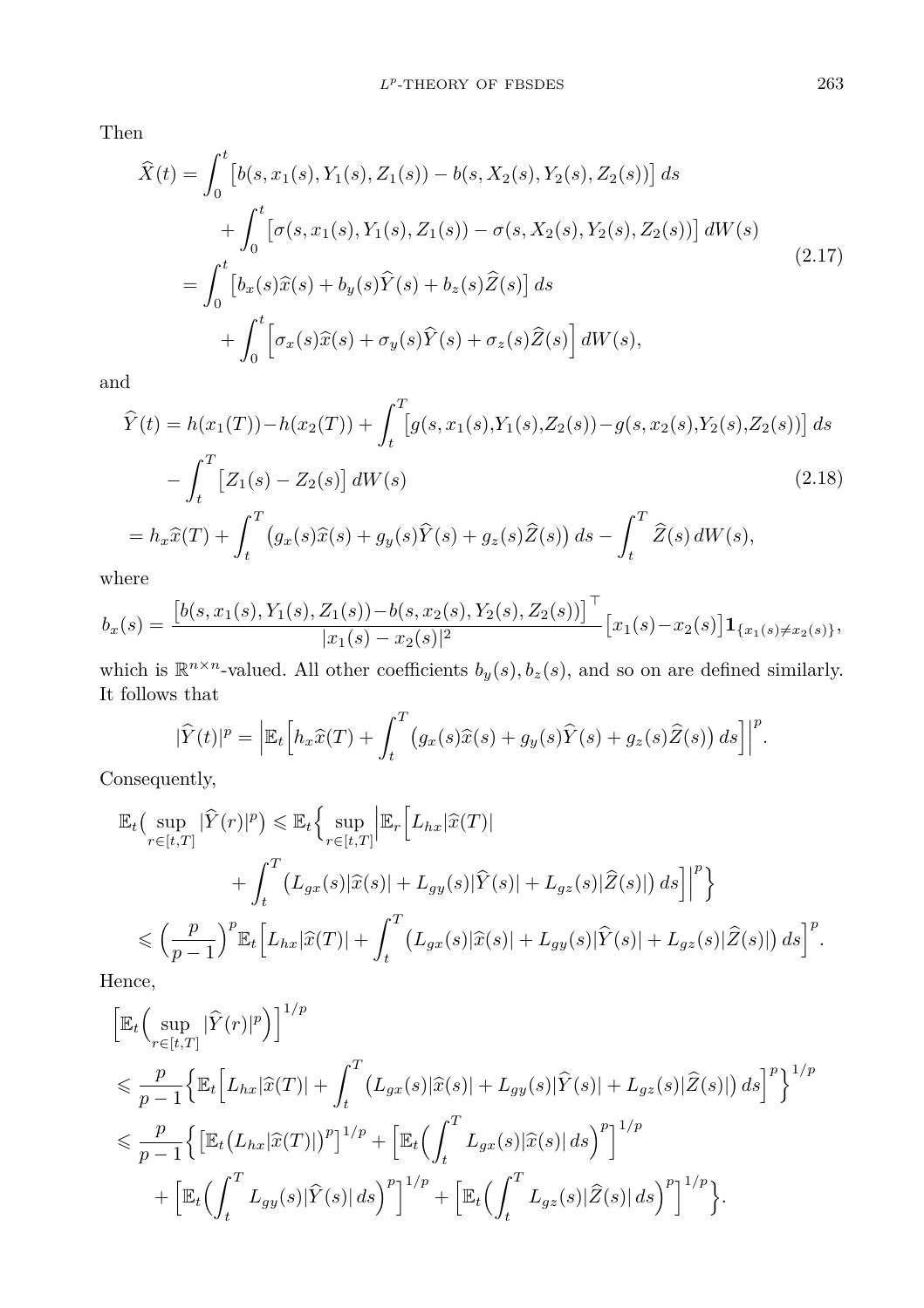Then

$$
\begin{aligned}
\widehat{X}(t) &= \int_0^t \big[b(s,x_1(s),Y_1(s),Z_1(s)) - b(s,X_2(s),Y_2(s),Z_2(s))\big]\,ds \\
&\qquad + \int_0^t \big[\sigma(s,x_1(s),Y_1(s),Z_1(s)) - \sigma(s,X_2(s),Y_2(s),Z_2(s))\big]\,dW(s) \\
&= \int_0^t \big[b_x(s)\widehat{x}(s) + b_y(s)\widehat{Y}(s) + b_z(s)\widehat{Z}(s)\big]\,ds \\
&\qquad + \int_0^t \Big[\sigma_x(s)\widehat{x}(s) + \sigma_y(s)\widehat{Y}(s) + \sigma_z(s)\widehat{Z}(s)\Big]\,dW(s),
\end{aligned}
\tag{2.17}
$$

and

$$
\begin{aligned}
\widehat{Y}(t) &= h(x_1(T)) - h(x_2(T)) + \int_t^T \big[g(s,x_1(s),Y_1(s),Z_2(s)) - g(s,x_2(s),Y_2(s),Z_2(s))\big]\,ds \\
&\quad - \int_t^T \big[Z_1(s) - Z_2(s)\big]\,dW(s) \\
&= h_x\widehat{x}(T) + \int_t^T \big(g_x(s)\widehat{x}(s) + g_y(s)\widehat{Y}(s) + g_z(s)\widehat{Z}(s)\big)\,ds - \int_t^T \widehat{Z}(s)\,dW(s),
\end{aligned}
\tag{2.18}
$$

where

$$
b_x(s) = \frac{\big[b(s,x_1(s),Y_1(s),Z_1(s)) - b(s,x_2(s),Y_2(s),Z_2(s))\big]^\top}{|x_1(s)-x_2(s)|^2}\big[x_1(s)-x_2(s)\big]\mathbf{1}_{\{x_1(s)\neq x_2(s)\}},
$$

which is $\mathbb{R}^{n\times n}$-valued. All other coefficients $b_y(s), b_z(s)$, and so on are defined similarly. It follows that

$$
|\widehat{Y}(t)|^p = \Big|\mathbb{E}_t\Big[h_x\widehat{x}(T) + \int_t^T \big(g_x(s)\widehat{x}(s) + g_y(s)\widehat{Y}(s) + g_z(s)\widehat{Z}(s)\big)\,ds\Big]\Big|^p.
$$

Consequently,

$$
\begin{aligned}
\mathbb{E}_t\big(\sup_{r\in[t,T]}|\widehat{Y}(r)|^p\big) &\leqslant \mathbb{E}_t\Big\{\sup_{r\in[t,T]}\Big|\mathbb{E}_r\Big[L_{hx}|\widehat{x}(T)| \\
&\qquad + \int_t^T \big(L_{gx}(s)|\widehat{x}(s)| + L_{gy}(s)|\widehat{Y}(s)| + L_{gz}(s)|\widehat{Z}(s)|\big)\,ds\Big]\Big|^p\Big\} \\
&\leqslant \Big(\frac{p}{p-1}\Big)^p \mathbb{E}_t\Big[L_{hx}|\widehat{x}(T)| + \int_t^T \big(L_{gx}(s)|\widehat{x}(s)| + L_{gy}(s)|\widehat{Y}(s)| + L_{gz}(s)|\widehat{Z}(s)|\big)\,ds\Big]^p.
\end{aligned}
$$

Hence,

$$
\begin{aligned}
&\Big[\mathbb{E}_t\Big(\sup_{r\in[t,T]}|\widehat{Y}(r)|^p\Big)\Big]^{1/p} \\
&\leqslant \frac{p}{p-1}\Big\{\mathbb{E}_t\Big[L_{hx}|\widehat{x}(T)| + \int_t^T \big(L_{gx}(s)|\widehat{x}(s)| + L_{gy}(s)|\widehat{Y}(s)| + L_{gz}(s)|\widehat{Z}(s)|\big)\,ds\Big]^p\Big\}^{1/p} \\
&\leqslant \frac{p}{p-1}\Big\{\big[\mathbb{E}_t\big(L_{hx}|\widehat{x}(T)|\big)^p\big]^{1/p} + \Big[\mathbb{E}_t\Big(\int_t^T L_{gx}(s)|\widehat{x}(s)|\,ds\Big)^p\Big]^{1/p} \\
&\qquad + \Big[\mathbb{E}_t\Big(\int_t^T L_{gy}(s)|\widehat{Y}(s)|\,ds\Big)^p\Big]^{1/p} + \Big[\mathbb{E}_t\Big(\int_t^T L_{gz}(s)|\widehat{Z}(s)|\,ds\Big)^p\Big]^{1/p}\Big\}.
\end{aligned}
$$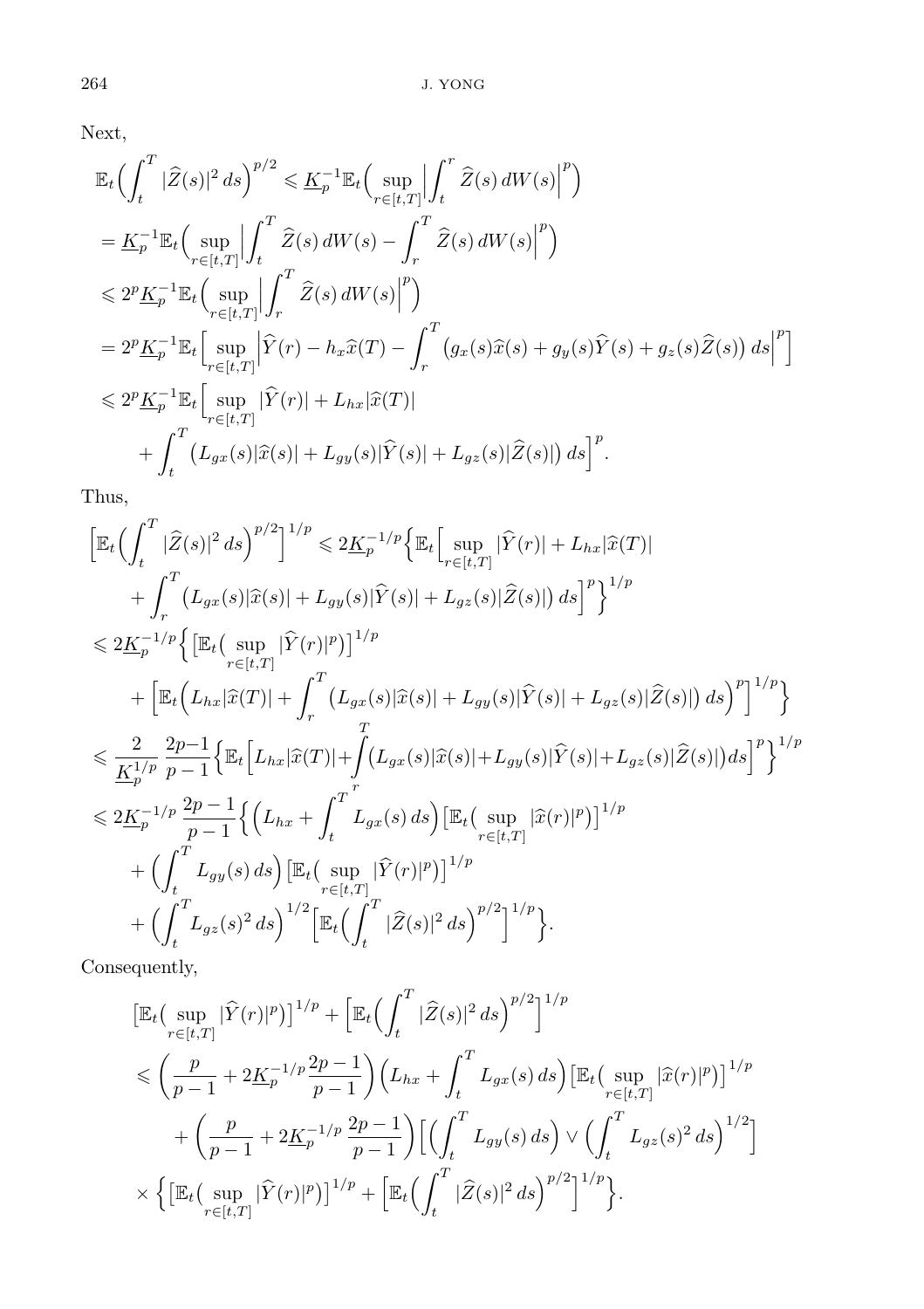Next,

$$
\begin{aligned}
&\mathbb{E}_t\Big(\int_t^T |\widehat Z(s)|^2\,ds\Big)^{p/2} \leqslant \underline{K}_p^{-1}\mathbb{E}_t\Big(\sup_{r\in[t,T]}\Big|\int_t^r \widehat Z(s)\,dW(s)\Big|^p\Big)\\
&=\underline{K}_p^{-1}\mathbb{E}_t\Big(\sup_{r\in[t,T]}\Big|\int_t^T \widehat Z(s)\,dW(s)-\int_r^T \widehat Z(s)\,dW(s)\Big|^p\Big)\\
&\leqslant 2^p\underline{K}_p^{-1}\mathbb{E}_t\Big(\sup_{r\in[t,T]}\Big|\int_r^T \widehat Z(s)\,dW(s)\Big|^p\Big)\\
&=2^p\underline{K}_p^{-1}\mathbb{E}_t\Big[\sup_{r\in[t,T]}\Big|\widehat Y(r)-h_x\widehat x(T)-\int_r^T\big(g_x(s)\widehat x(s)+g_y(s)\widehat Y(s)+g_z(s)\widehat Z(s)\big)\,ds\Big|^p\Big]\\
&\leqslant 2^p\underline{K}_p^{-1}\mathbb{E}_t\Big[\sup_{r\in[t,T]}|\widehat Y(r)|+L_{hx}|\widehat x(T)|\\
&\qquad+\int_t^T\big(L_{gx}(s)|\widehat x(s)|+L_{gy}(s)|\widehat Y(s)|+L_{gz}(s)|\widehat Z(s)|\big)\,ds\Big]^p.
\end{aligned}
$$

Thus,

$$
\begin{aligned}
&\Big[\mathbb{E}_t\Big(\int_t^T |\widehat Z(s)|^2\,ds\Big)^{p/2}\Big]^{1/p}\leqslant 2\underline{K}_p^{-1/p}\Big\{\mathbb{E}_t\Big[\sup_{r\in[t,T]}|\widehat Y(r)|+L_{hx}|\widehat x(T)|\\
&\qquad+\int_r^T\big(L_{gx}(s)|\widehat x(s)|+L_{gy}(s)|\widehat Y(s)|+L_{gz}(s)|\widehat Z(s)|\big)\,ds\Big]^p\Big\}^{1/p}\\
&\leqslant 2\underline{K}_p^{-1/p}\Big\{\big[\mathbb{E}_t\big(\sup_{r\in[t,T]}|\widehat Y(r)|^p\big)\big]^{1/p}\\
&\qquad+\Big[\mathbb{E}_t\Big(L_{hx}|\widehat x(T)|+\int_r^T\big(L_{gx}(s)|\widehat x(s)|+L_{gy}(s)|\widehat Y(s)|+L_{gz}(s)|\widehat Z(s)|\big)\,ds\Big)^p\Big]^{1/p}\Big\}\\
&\leqslant \frac{2}{\underline{K}_p^{1/p}}\,\frac{2p-1}{p-1}\Big\{\mathbb{E}_t\Big[L_{hx}|\widehat x(T)|+\int_r^T\big(L_{gx}(s)|\widehat x(s)|+L_{gy}(s)|\widehat Y(s)|+L_{gz}(s)|\widehat Z(s)|\big)ds\Big]^p\Big\}^{1/p}\\
&\leqslant 2\underline{K}_p^{-1/p}\,\frac{2p-1}{p-1}\Big\{\Big(L_{hx}+\int_t^T L_{gx}(s)\,ds\Big)\big[\mathbb{E}_t\big(\sup_{r\in[t,T]}|\widehat x(r)|^p\big)\big]^{1/p}\\
&\qquad+\Big(\int_t^T L_{gy}(s)\,ds\Big)\big[\mathbb{E}_t\big(\sup_{r\in[t,T]}|\widehat Y(r)|^p\big)\big]^{1/p}\\
&\qquad+\Big(\int_t^T L_{gz}(s)^2\,ds\Big)^{1/2}\Big[\mathbb{E}_t\Big(\int_t^T|\widehat Z(s)|^2\,ds\Big)^{p/2}\Big]^{1/p}\Big\}.
\end{aligned}
$$

Consequently,

$$
\begin{aligned}
&\big[\mathbb{E}_t\big(\sup_{r\in[t,T]}|\widehat Y(r)|^p\big)\big]^{1/p}+\Big[\mathbb{E}_t\Big(\int_t^T|\widehat Z(s)|^2\,ds\Big)^{p/2}\Big]^{1/p}\\
&\leqslant\Big(\frac{p}{p-1}+2\underline{K}_p^{-1/p}\frac{2p-1}{p-1}\Big)\Big(L_{hx}+\int_t^T L_{gx}(s)\,ds\Big)\big[\mathbb{E}_t\big(\sup_{r\in[t,T]}|\widehat x(r)|^p\big)\big]^{1/p}\\
&\qquad+\Big(\frac{p}{p-1}+2\underline{K}_p^{-1/p}\,\frac{2p-1}{p-1}\Big)\Big[\Big(\int_t^T L_{gy}(s)\,ds\Big)\vee\Big(\int_t^T L_{gz}(s)^2\,ds\Big)^{1/2}\Big]\\
&\qquad\times\Big\{\big[\mathbb{E}_t\big(\sup_{r\in[t,T]}|\widehat Y(r)|^p\big)\big]^{1/p}+\Big[\mathbb{E}_t\Big(\int_t^T|\widehat Z(s)|^2\,ds\Big)^{p/2}\Big]^{1/p}\Big\}.
\end{aligned}
$$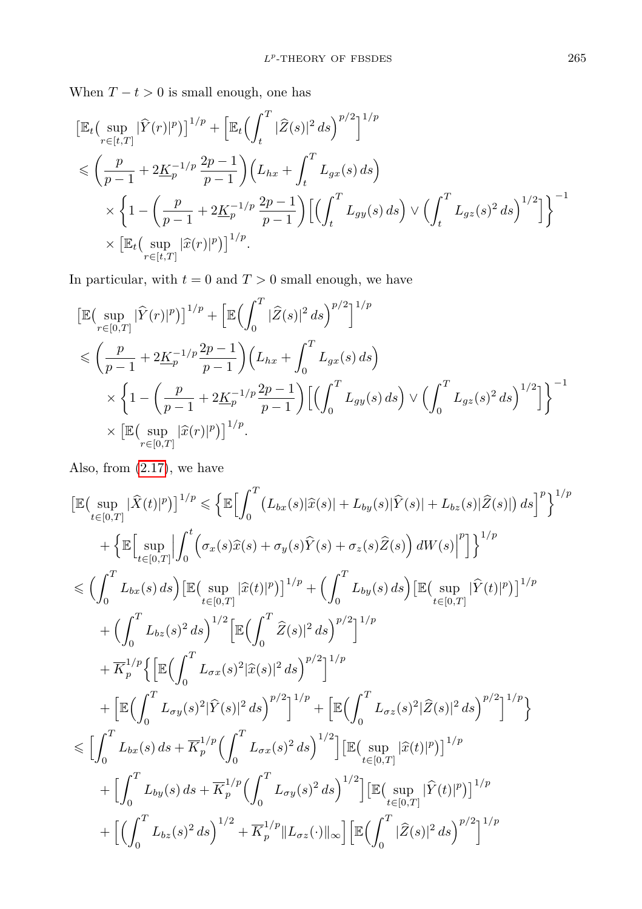When $T - t > 0$ is small enough, one has

$$
\begin{aligned}
&\big[\mathbb{E}_t\big(\sup_{r\in[t,T]}|\widehat{Y}(r)|^p\big)\big]^{1/p} + \Big[\mathbb{E}_t\Big(\int_t^T |\widehat{Z}(s)|^2\,ds\Big)^{p/2}\Big]^{1/p} \\
&\leqslant \Big(\frac{p}{p-1} + 2\underline{K}_p^{-1/p}\,\frac{2p-1}{p-1}\Big)\Big(L_{hx} + \int_t^T L_{gx}(s)\,ds\Big) \\
&\quad \times \Big\{1 - \Big(\frac{p}{p-1} + 2\underline{K}_p^{-1/p}\,\frac{2p-1}{p-1}\Big)\Big[\Big(\int_t^T L_{gy}(s)\,ds\Big) \vee \Big(\int_t^T L_{gz}(s)^2\,ds\Big)^{1/2}\Big]\Big\}^{-1} \\
&\quad \times \big[\mathbb{E}_t\big(\sup_{r\in[t,T]}|\widehat{x}(r)|^p\big)\big]^{1/p}.
\end{aligned}
$$

In particular, with $t = 0$ and $T > 0$ small enough, we have

$$
\begin{aligned}
&\big[\mathbb{E}\big(\sup_{r\in[0,T]}|\widehat{Y}(r)|^p\big)\big]^{1/p} + \Big[\mathbb{E}\Big(\int_0^T |\widehat{Z}(s)|^2\,ds\Big)^{p/2}\Big]^{1/p} \\
&\leqslant \Big(\frac{p}{p-1} + 2\underline{K}_p^{-1/p}\frac{2p-1}{p-1}\Big)\Big(L_{hx} + \int_0^T L_{gx}(s)\,ds\Big) \\
&\quad \times \Big\{1 - \Big(\frac{p}{p-1} + 2\underline{K}_p^{-1/p}\frac{2p-1}{p-1}\Big)\Big[\Big(\int_0^T L_{gy}(s)\,ds\Big) \vee \Big(\int_0^T L_{gz}(s)^2\,ds\Big)^{1/2}\Big]\Big\}^{-1} \\
&\quad \times \big[\mathbb{E}\big(\sup_{r\in[0,T]}|\widehat{x}(r)|^p\big)\big]^{1/p}.
\end{aligned}
$$

Also, from (2.17), we have

$$
\begin{aligned}
&\big[\mathbb{E}\big(\sup_{t\in[0,T]}|\widehat{X}(t)|^p\big)\big]^{1/p} \leqslant \Big\{\mathbb{E}\Big[\int_0^T \big(L_{bx}(s)|\widehat{x}(s)| + L_{by}(s)|\widehat{Y}(s)| + L_{bz}(s)|\widehat{Z}(s)|\big)\,ds\Big]^p\Big\}^{1/p} \\
&\quad + \Big\{\mathbb{E}\Big[\sup_{t\in[0,T]}\Big|\int_0^t \Big(\sigma_x(s)\widehat{x}(s) + \sigma_y(s)\widehat{Y}(s) + \sigma_z(s)\widehat{Z}(s)\Big)\,dW(s)\Big|^p\Big]\Big\}^{1/p} \\
&\leqslant \Big(\int_0^T L_{bx}(s)\,ds\Big)\big[\mathbb{E}\big(\sup_{t\in[0,T]}|\widehat{x}(t)|^p\big)\big]^{1/p} + \Big(\int_0^T L_{by}(s)\,ds\Big)\big[\mathbb{E}\big(\sup_{t\in[0,T]}|\widehat{Y}(t)|^p\big)\big]^{1/p} \\
&\quad + \Big(\int_0^T L_{bz}(s)^2\,ds\Big)^{1/2}\Big[\mathbb{E}\Big(\int_0^T \widehat{Z}(s)|^2\,ds\Big)^{p/2}\Big]^{1/p} \\
&\quad + \overline{K}_p^{1/p}\Big\{\Big[\mathbb{E}\Big(\int_0^T L_{\sigma x}(s)^2|\widehat{x}(s)|^2\,ds\Big)^{p/2}\Big]^{1/p} \\
&\quad + \Big[\mathbb{E}\Big(\int_0^T L_{\sigma y}(s)^2|\widehat{Y}(s)|^2\,ds\Big)^{p/2}\Big]^{1/p} + \Big[\mathbb{E}\Big(\int_0^T L_{\sigma z}(s)^2|\widehat{Z}(s)|^2\,ds\Big)^{p/2}\Big]^{1/p}\Big\} \\
&\leqslant \Big[\int_0^T L_{bx}(s)\,ds + \overline{K}_p^{1/p}\Big(\int_0^T L_{\sigma x}(s)^2\,ds\Big)^{1/2}\Big]\big[\mathbb{E}\big(\sup_{t\in[0,T]}|\widehat{x}(t)|^p\big)\big]^{1/p} \\
&\quad + \Big[\int_0^T L_{by}(s)\,ds + \overline{K}_p^{1/p}\Big(\int_0^T L_{\sigma y}(s)^2\,ds\Big)^{1/2}\Big]\big[\mathbb{E}\big(\sup_{t\in[0,T]}|\widehat{Y}(t)|^p\big)\big]^{1/p} \\
&\quad + \Big[\Big(\int_0^T L_{bz}(s)^2\,ds\Big)^{1/2} + \overline{K}_p^{1/p}\|L_{\sigma z}(\cdot)\|_\infty\Big]\Big[\mathbb{E}\Big(\int_0^T |\widehat{Z}(s)|^2\,ds\Big)^{p/2}\Big]^{1/p}
\end{aligned}
$$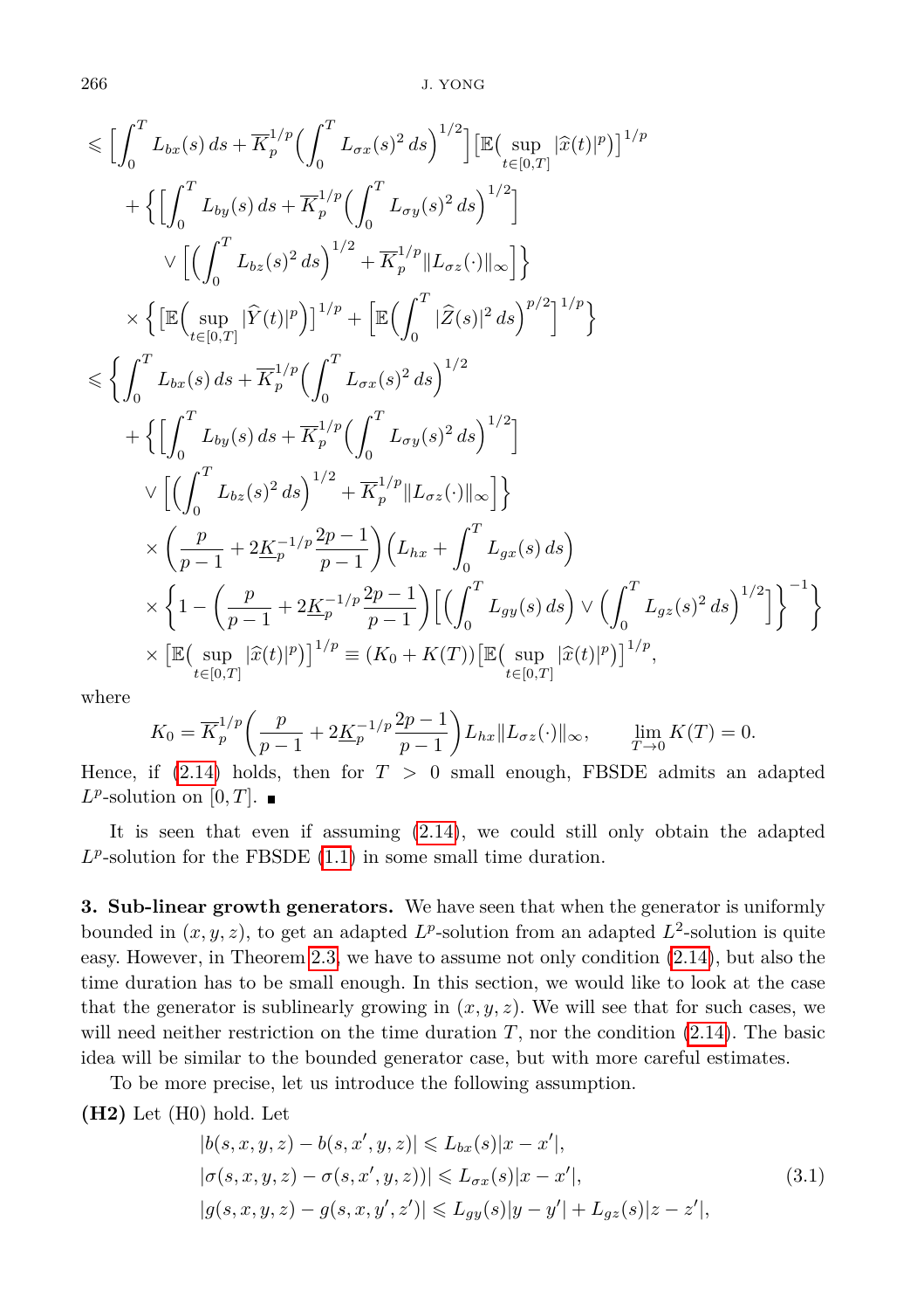$$
\begin{aligned}
&\leqslant \Big[\int_0^T L_{bx}(s)\,ds + \overline{K}_p^{1/p}\Big(\int_0^T L_{\sigma x}(s)^2\,ds\Big)^{1/2}\Big]\big[\mathbb{E}\big(\sup_{t\in[0,T]}|\widehat{x}(t)|^p\big)\big]^{1/p}\\
&\quad + \Big\{\Big[\int_0^T L_{by}(s)\,ds + \overline{K}_p^{1/p}\Big(\int_0^T L_{\sigma y}(s)^2\,ds\Big)^{1/2}\Big]\\
&\qquad\quad \vee \Big[\Big(\int_0^T L_{bz}(s)^2\,ds\Big)^{1/2} + \overline{K}_p^{1/p}\|L_{\sigma z}(\cdot)\|_\infty\Big]\Big\}\\
&\quad \times \Big\{\big[\mathbb{E}\Big(\sup_{t\in[0,T]}|\widehat{Y}(t)|^p\Big)\big]^{1/p} + \Big[\mathbb{E}\Big(\int_0^T |\widehat{Z}(s)|^2\,ds\Big)^{p/2}\Big]^{1/p}\Big\}\\
&\leqslant \Big\{\int_0^T L_{bx}(s)\,ds + \overline{K}_p^{1/p}\Big(\int_0^T L_{\sigma x}(s)^2\,ds\Big)^{1/2}\\
&\quad + \Big\{\Big[\int_0^T L_{by}(s)\,ds + \overline{K}_p^{1/p}\Big(\int_0^T L_{\sigma y}(s)^2\,ds\Big)^{1/2}\Big]\\
&\quad \vee \Big[\Big(\int_0^T L_{bz}(s)^2\,ds\Big)^{1/2} + \overline{K}_p^{1/p}\|L_{\sigma z}(\cdot)\|_\infty\Big]\Big\}\\
&\quad \times \Big(\frac{p}{p-1} + 2\underline{K}_p^{-1/p}\frac{2p-1}{p-1}\Big)\Big(L_{hx} + \int_0^T L_{gx}(s)\,ds\Big)\\
&\quad \times \Big\{1 - \Big(\frac{p}{p-1} + 2\underline{K}_p^{-1/p}\frac{2p-1}{p-1}\Big)\Big[\Big(\int_0^T L_{gy}(s)\,ds\Big) \vee \Big(\int_0^T L_{gz}(s)^2\,ds\Big)^{1/2}\Big]\Big\}^{-1}\Big\}\\
&\quad \times \big[\mathbb{E}\big(\sup_{t\in[0,T]}|\widehat{x}(t)|^p\big)\big]^{1/p} \equiv (K_0 + K(T))\big[\mathbb{E}\big(\sup_{t\in[0,T]}|\widehat{x}(t)|^p\big)\big]^{1/p},
\end{aligned}
$$

where

$$
K_0 = \overline{K}_p^{1/p}\Big(\frac{p}{p-1} + 2\underline{K}_p^{-1/p}\frac{2p-1}{p-1}\Big)L_{hx}\|L_{\sigma z}(\cdot)\|_\infty, \qquad \lim_{T\to 0} K(T) = 0.
$$

Hence, if (2.14) holds, then for $T > 0$ small enough, FBSDE admits an adapted $L^p$-solution on $[0,T]$. ∎

It is seen that even if assuming (2.14), we could still only obtain the adapted $L^p$-solution for the FBSDE (1.1) in some small time duration.

**3. Sub-linear growth generators.** We have seen that when the generator is uniformly bounded in $(x,y,z)$, to get an adapted $L^p$-solution from an adapted $L^2$-solution is quite easy. However, in Theorem 2.3, we have to assume not only condition (2.14), but also the time duration has to be small enough. In this section, we would like to look at the case that the generator is sublinearly growing in $(x,y,z)$. We will see that for such cases, we will need neither restriction on the time duration $T$, nor the condition (2.14). The basic idea will be similar to the bounded generator case, but with more careful estimates.

To be more precise, let us introduce the following assumption.

**(H2)** Let (H0) hold. Let

$$
\begin{aligned}
&|b(s,x,y,z) - b(s,x',y,z)| \leqslant L_{bx}(s)|x-x'|,\\
&|\sigma(s,x,y,z) - \sigma(s,x',y,z))| \leqslant L_{\sigma x}(s)|x-x'|,\\
&|g(s,x,y,z) - g(s,x,y',z')| \leqslant L_{gy}(s)|y-y'| + L_{gz}(s)|z-z'|,
\end{aligned}
\tag{3.1}
$$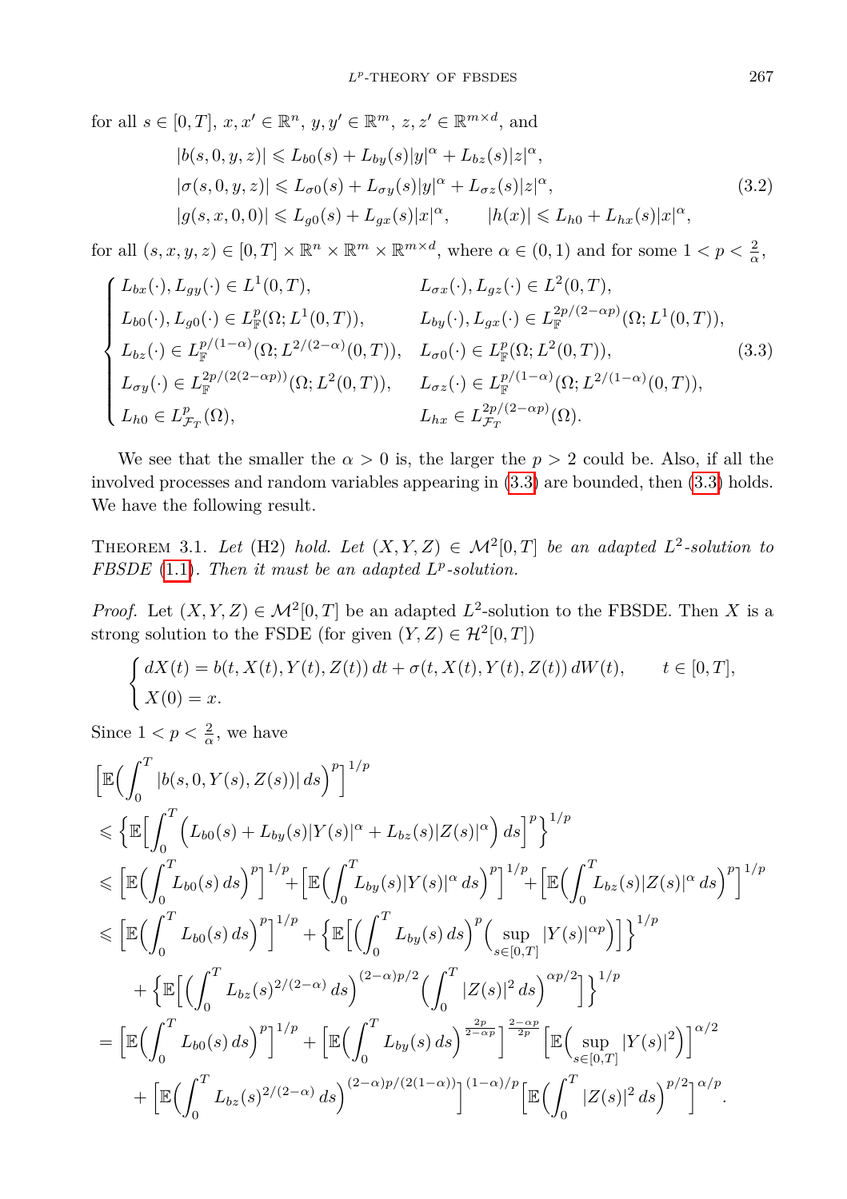for all $s \in [0,T]$, $x, x' \in \mathbb{R}^n$, $y, y' \in \mathbb{R}^m$, $z, z' \in \mathbb{R}^{m\times d}$, and

$$
\begin{aligned}
&|b(s,0,y,z)| \leqslant L_{b0}(s) + L_{by}(s)|y|^\alpha + L_{bz}(s)|z|^\alpha,\\
&|\sigma(s,0,y,z)| \leqslant L_{\sigma 0}(s) + L_{\sigma y}(s)|y|^\alpha + L_{\sigma z}(s)|z|^\alpha,\\
&|g(s,x,0,0)| \leqslant L_{g0}(s) + L_{gx}(s)|x|^\alpha, \qquad |h(x)| \leqslant L_{h0} + L_{hx}(s)|x|^\alpha,
\end{aligned}
\tag{3.2}
$$

for all $(s,x,y,z) \in [0,T]\times\mathbb{R}^n\times\mathbb{R}^m\times\mathbb{R}^{m\times d}$, where $\alpha \in (0,1)$ and for some $1 < p < \frac{2}{\alpha}$,

$$
\begin{cases}
L_{bx}(\cdot), L_{gy}(\cdot) \in L^1(0,T), & L_{\sigma x}(\cdot), L_{gz}(\cdot) \in L^2(0,T),\\
L_{b0}(\cdot), L_{g0}(\cdot) \in L^p_{\mathbb{F}}(\Omega; L^1(0,T)), & L_{by}(\cdot), L_{gx}(\cdot) \in L^{2p/(2-\alpha p)}_{\mathbb{F}}(\Omega; L^1(0,T)),\\
L_{bz}(\cdot) \in L^{p/(1-\alpha)}_{\mathbb{F}}(\Omega; L^{2/(2-\alpha)}(0,T)), & L_{\sigma 0}(\cdot) \in L^p_{\mathbb{F}}(\Omega; L^2(0,T)),\\
L_{\sigma y}(\cdot) \in L^{2p/(2(2-\alpha p))}_{\mathbb{F}}(\Omega; L^2(0,T)), & L_{\sigma z}(\cdot) \in L^{p/(1-\alpha)}_{\mathbb{F}}(\Omega; L^{2/(1-\alpha)}(0,T)),\\
L_{h0} \in L^p_{\mathcal{F}_T}(\Omega), & L_{hx} \in L^{2p/(2-\alpha p)}_{\mathcal{F}_T}(\Omega).
\end{cases}
\tag{3.3}
$$

We see that the smaller the $\alpha > 0$ is, the larger the $p > 2$ could be. Also, if all the involved processes and random variables appearing in (3.3) are bounded, then (3.3) holds. We have the following result.

THEOREM 3.1. *Let* (H2) *hold. Let* $(X,Y,Z) \in \mathcal{M}^2[0,T]$ *be an adapted* $L^2$*-solution to FBSDE* (1.1)*. Then it must be an adapted* $L^p$*-solution.*

*Proof.* Let $(X,Y,Z) \in \mathcal{M}^2[0,T]$ be an adapted $L^2$-solution to the FBSDE. Then $X$ is a strong solution to the FSDE (for given $(Y,Z) \in \mathcal{H}^2[0,T]$)

$$
\begin{cases}
dX(t) = b(t,X(t),Y(t),Z(t))\,dt + \sigma(t,X(t),Y(t),Z(t))\,dW(t), \qquad t \in [0,T],\\
X(0) = x.
\end{cases}
$$

Since $1 < p < \frac{2}{\alpha}$, we have

$$
\begin{aligned}
&\Big[\mathbb{E}\Big(\int_0^T |b(s,0,Y(s),Z(s))|\,ds\Big)^p\Big]^{1/p}\\
&\leqslant \Big\{\mathbb{E}\Big[\int_0^T \Big(L_{b0}(s) + L_{by}(s)|Y(s)|^\alpha + L_{bz}(s)|Z(s)|^\alpha\Big)\,ds\Big]^p\Big\}^{1/p}\\
&\leqslant \Big[\mathbb{E}\Big(\int_0^T L_{b0}(s)\,ds\Big)^p\Big]^{1/p} + \Big[\mathbb{E}\Big(\int_0^T L_{by}(s)|Y(s)|^\alpha\,ds\Big)^p\Big]^{1/p} + \Big[\mathbb{E}\Big(\int_0^T L_{bz}(s)|Z(s)|^\alpha\,ds\Big)^p\Big]^{1/p}\\
&\leqslant \Big[\mathbb{E}\Big(\int_0^T L_{b0}(s)\,ds\Big)^p\Big]^{1/p} + \Big\{\mathbb{E}\Big[\Big(\int_0^T L_{by}(s)\,ds\Big)^p\Big(\sup_{s\in[0,T]}|Y(s)|^{\alpha p}\Big)\Big]\Big\}^{1/p}\\
&\quad + \Big\{\mathbb{E}\Big[\Big(\int_0^T L_{bz}(s)^{2/(2-\alpha)}\,ds\Big)^{(2-\alpha)p/2}\Big(\int_0^T |Z(s)|^2\,ds\Big)^{\alpha p/2}\Big]\Big\}^{1/p}\\
&= \Big[\mathbb{E}\Big(\int_0^T L_{b0}(s)\,ds\Big)^p\Big]^{1/p} + \Big[\mathbb{E}\Big(\int_0^T L_{by}(s)\,ds\Big)^{\frac{2p}{2-\alpha p}}\Big]^{\frac{2-\alpha p}{2p}}\Big[\mathbb{E}\Big(\sup_{s\in[0,T]}|Y(s)|^2\Big)\Big]^{\alpha/2}\\
&\quad + \Big[\mathbb{E}\Big(\int_0^T L_{bz}(s)^{2/(2-\alpha)}\,ds\Big)^{(2-\alpha)p/(2(1-\alpha))}\Big]^{(1-\alpha)/p}\Big[\mathbb{E}\Big(\int_0^T |Z(s)|^2\,ds\Big)^{p/2}\Big]^{\alpha/p}.
\end{aligned}
$$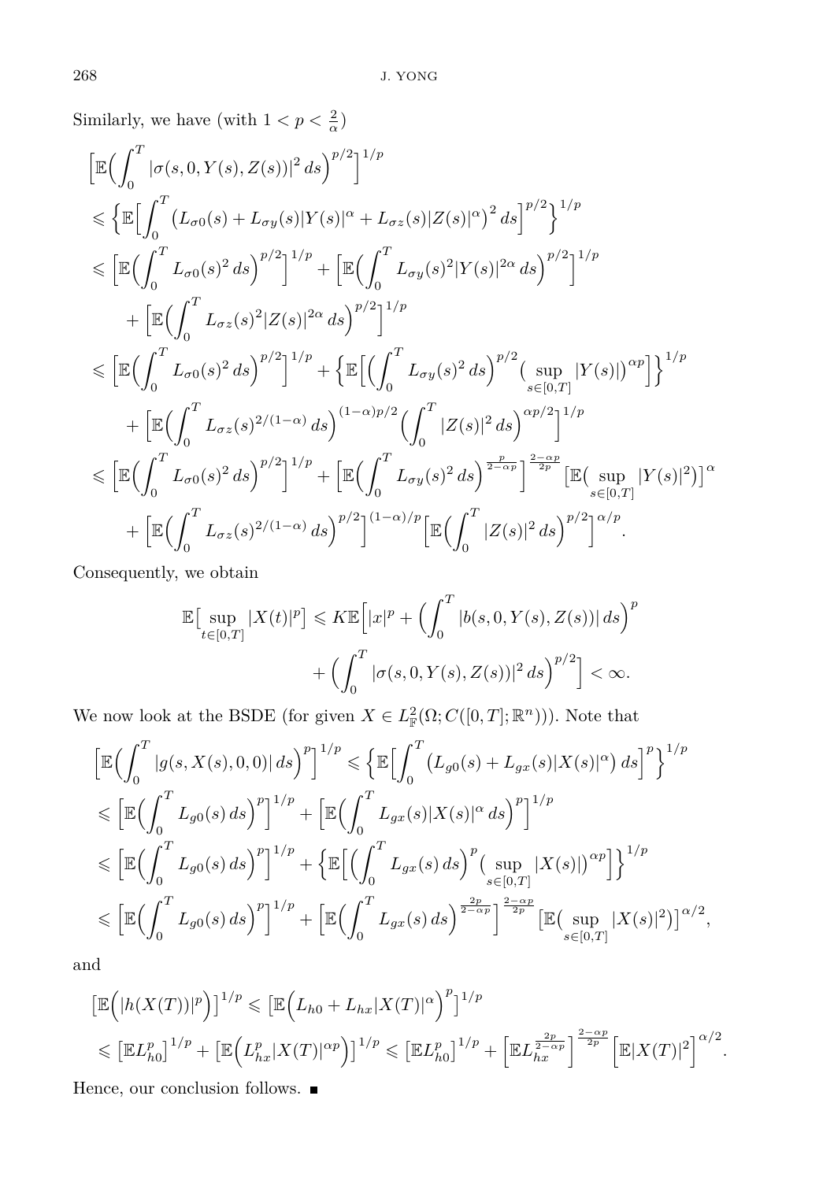Similarly, we have (with $1 < p < \frac{2}{\alpha}$)

$$
\begin{aligned}
&\Big[\mathbb{E}\Big(\int_0^T |\sigma(s,0,Y(s),Z(s))|^2\,ds\Big)^{p/2}\Big]^{1/p}\\
&\leqslant \Big\{\mathbb{E}\Big[\int_0^T \big(L_{\sigma 0}(s) + L_{\sigma y}(s)|Y(s)|^\alpha + L_{\sigma z}(s)|Z(s)|^\alpha\big)^2\,ds\Big]^{p/2}\Big\}^{1/p}\\
&\leqslant \Big[\mathbb{E}\Big(\int_0^T L_{\sigma 0}(s)^2\,ds\Big)^{p/2}\Big]^{1/p} + \Big[\mathbb{E}\Big(\int_0^T L_{\sigma y}(s)^2|Y(s)|^{2\alpha}\,ds\Big)^{p/2}\Big]^{1/p}\\
&\quad + \Big[\mathbb{E}\Big(\int_0^T L_{\sigma z}(s)^2|Z(s)|^{2\alpha}\,ds\Big)^{p/2}\Big]^{1/p}\\
&\leqslant \Big[\mathbb{E}\Big(\int_0^T L_{\sigma 0}(s)^2\,ds\Big)^{p/2}\Big]^{1/p} + \Big\{\mathbb{E}\Big[\Big(\int_0^T L_{\sigma y}(s)^2\,ds\Big)^{p/2}\big(\sup_{s\in[0,T]}|Y(s)|\big)^{\alpha p}\Big]\Big\}^{1/p}\\
&\quad + \Big[\mathbb{E}\Big(\int_0^T L_{\sigma z}(s)^{2/(1-\alpha)}\,ds\Big)^{(1-\alpha)p/2}\Big(\int_0^T |Z(s)|^2\,ds\Big)^{\alpha p/2}\Big]^{1/p}\\
&\leqslant \Big[\mathbb{E}\Big(\int_0^T L_{\sigma 0}(s)^2\,ds\Big)^{p/2}\Big]^{1/p} + \Big[\mathbb{E}\Big(\int_0^T L_{\sigma y}(s)^2\,ds\Big)^{\frac{p}{2-\alpha p}}\Big]^{\frac{2-\alpha p}{2p}}\big[\mathbb{E}\big(\sup_{s\in[0,T]}|Y(s)|^2\big)\big]^{\alpha}\\
&\quad + \Big[\mathbb{E}\Big(\int_0^T L_{\sigma z}(s)^{2/(1-\alpha)}\,ds\Big)^{p/2}\Big]^{(1-\alpha)/p}\Big[\mathbb{E}\Big(\int_0^T |Z(s)|^2\,ds\Big)^{p/2}\Big]^{\alpha/p}.
\end{aligned}
$$

Consequently, we obtain

$$
\begin{aligned}
\mathbb{E}\big[\sup_{t\in[0,T]}|X(t)|^p\big] \leqslant K\mathbb{E}\Big[|x|^p + \Big(\int_0^T |b(s,0,Y(s),Z(s))|\,ds\Big)^p\\
+ \Big(\int_0^T |\sigma(s,0,Y(s),Z(s))|^2\,ds\Big)^{p/2}\Big] < \infty.
\end{aligned}
$$

We now look at the BSDE (for given $X \in L^2_{\mathbb{F}}(\Omega; C([0,T];\mathbb{R}^n))$). Note that

$$
\begin{aligned}
&\Big[\mathbb{E}\Big(\int_0^T |g(s,X(s),0,0)|\,ds\Big)^p\Big]^{1/p} \leqslant \Big\{\mathbb{E}\Big[\int_0^T \big(L_{g0}(s) + L_{gx}(s)|X(s)|^\alpha\big)\,ds\Big]^p\Big\}^{1/p}\\
&\leqslant \Big[\mathbb{E}\Big(\int_0^T L_{g0}(s)\,ds\Big)^p\Big]^{1/p} + \Big[\mathbb{E}\Big(\int_0^T L_{gx}(s)|X(s)|^\alpha\,ds\Big)^p\Big]^{1/p}\\
&\leqslant \Big[\mathbb{E}\Big(\int_0^T L_{g0}(s)\,ds\Big)^p\Big]^{1/p} + \Big\{\mathbb{E}\Big[\Big(\int_0^T L_{gx}(s)\,ds\Big)^p\big(\sup_{s\in[0,T]}|X(s)|\big)^{\alpha p}\Big]\Big\}^{1/p}\\
&\leqslant \Big[\mathbb{E}\Big(\int_0^T L_{g0}(s)\,ds\Big)^p\Big]^{1/p} + \Big[\mathbb{E}\Big(\int_0^T L_{gx}(s)\,ds\Big)^{\frac{2p}{2-\alpha p}}\Big]^{\frac{2-\alpha p}{2p}}\big[\mathbb{E}\big(\sup_{s\in[0,T]}|X(s)|^2\big)\big]^{\alpha/2},
\end{aligned}
$$

and

$$
\begin{aligned}
&\big[\mathbb{E}\Big(|h(X(T))|^p\Big)\big]^{1/p} \leqslant \big[\mathbb{E}\Big(L_{h0} + L_{hx}|X(T)|^\alpha\Big)^p\big]^{1/p}\\
&\leqslant \big[\mathbb{E}L_{h0}^p\big]^{1/p} + \big[\mathbb{E}\Big(L_{hx}^p|X(T)|^{\alpha p}\Big)\big]^{1/p} \leqslant \big[\mathbb{E}L_{h0}^p\big]^{1/p} + \Big[\mathbb{E}L_{hx}^{\frac{2p}{2-\alpha p}}\Big]^{\frac{2-\alpha p}{2p}}\Big[\mathbb{E}|X(T)|^2\Big]^{\alpha/2}.
\end{aligned}
$$

Hence, our conclusion follows. ∎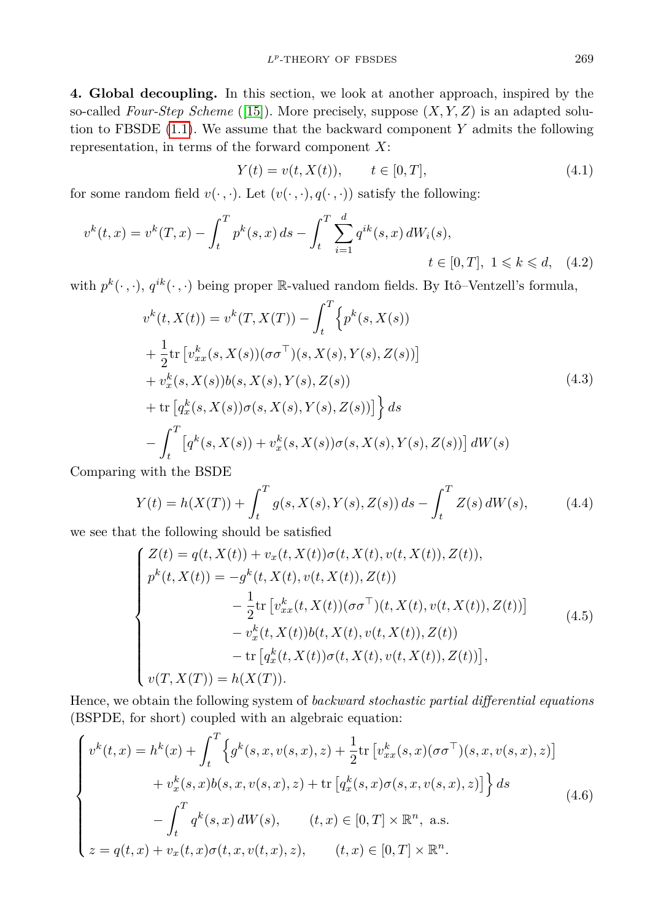**4. Global decoupling.** In this section, we look at another approach, inspired by the so-called *Four-Step Scheme* ([15]). More precisely, suppose $(X, Y, Z)$ is an adapted solution to FBSDE (1.1). We assume that the backward component $Y$ admits the following representation, in terms of the forward component $X$:

$$Y(t) = v(t, X(t)), \qquad t \in [0, T], \tag{4.1}$$

for some random field $v(\cdot\,,\cdot)$. Let $(v(\cdot\,,\cdot), q(\cdot\,,\cdot))$ satisfy the following:

$$v^k(t,x) = v^k(T,x) - \int_t^T p^k(s,x)\,ds - \int_t^T \sum_{i=1}^d q^{ik}(s,x)\,dW_i(s), \qquad t \in [0,T],\ 1 \leqslant k \leqslant d, \tag{4.2}$$

with $p^k(\cdot\,,\cdot)$, $q^{ik}(\cdot\,,\cdot)$ being proper $\mathbb{R}$-valued random fields. By Itô–Ventzell's formula,

$$\begin{aligned}
v^k(t, X(t)) &= v^k(T, X(T)) - \int_t^T \Big\{ p^k(s, X(s)) \\
&\quad + \frac{1}{2}\operatorname{tr}\big[v^k_{xx}(s, X(s))(\sigma\sigma^\top)(s, X(s), Y(s), Z(s))\big] \\
&\quad + v^k_x(s, X(s)) b(s, X(s), Y(s), Z(s)) \\
&\quad + \operatorname{tr}\big[q^k_x(s, X(s))\sigma(s, X(s), Y(s), Z(s))\big] \Big\}\, ds \\
&\quad - \int_t^T \big[q^k(s, X(s)) + v^k_x(s, X(s))\sigma(s, X(s), Y(s), Z(s))\big]\, dW(s)
\end{aligned} \tag{4.3}$$

Comparing with the BSDE

$$Y(t) = h(X(T)) + \int_t^T g(s, X(s), Y(s), Z(s))\,ds - \int_t^T Z(s)\,dW(s), \tag{4.4}$$

we see that the following should be satisfied

$$\begin{cases}
Z(t) = q(t, X(t)) + v_x(t, X(t))\sigma(t, X(t), v(t, X(t)), Z(t)), \\
p^k(t, X(t)) = -g^k(t, X(t), v(t, X(t)), Z(t)) \\
\qquad\qquad - \dfrac{1}{2}\operatorname{tr}\big[v^k_{xx}(t, X(t))(\sigma\sigma^\top)(t, X(t), v(t, X(t)), Z(t))\big] \\
\qquad\qquad - v^k_x(t, X(t)) b(t, X(t), v(t, X(t)), Z(t)) \\
\qquad\qquad - \operatorname{tr}\big[q^k_x(t, X(t))\sigma(t, X(t), v(t, X(t)), Z(t))\big], \\
v(T, X(T)) = h(X(T)).
\end{cases} \tag{4.5}$$

Hence, we obtain the following system of *backward stochastic partial differential equations* (BSPDE, for short) coupled with an algebraic equation:

$$\begin{cases}
v^k(t,x) = h^k(x) + \displaystyle\int_t^T \Big\{ g^k(s, x, v(s,x), z) + \frac{1}{2}\operatorname{tr}\big[v^k_{xx}(s,x)(\sigma\sigma^\top)(s, x, v(s,x), z)\big] \\
\qquad\qquad + v^k_x(s,x) b(s, x, v(s,x), z) + \operatorname{tr}\big[q^k_x(s,x)\sigma(s, x, v(s,x), z)\big] \Big\}\, ds \\
\qquad\qquad - \displaystyle\int_t^T q^k(s,x)\,dW(s), \qquad (t,x) \in [0,T] \times \mathbb{R}^n, \text{ a.s.} \\
z = q(t,x) + v_x(t,x)\sigma(t, x, v(t,x), z), \qquad (t,x) \in [0,T] \times \mathbb{R}^n.
\end{cases} \tag{4.6}$$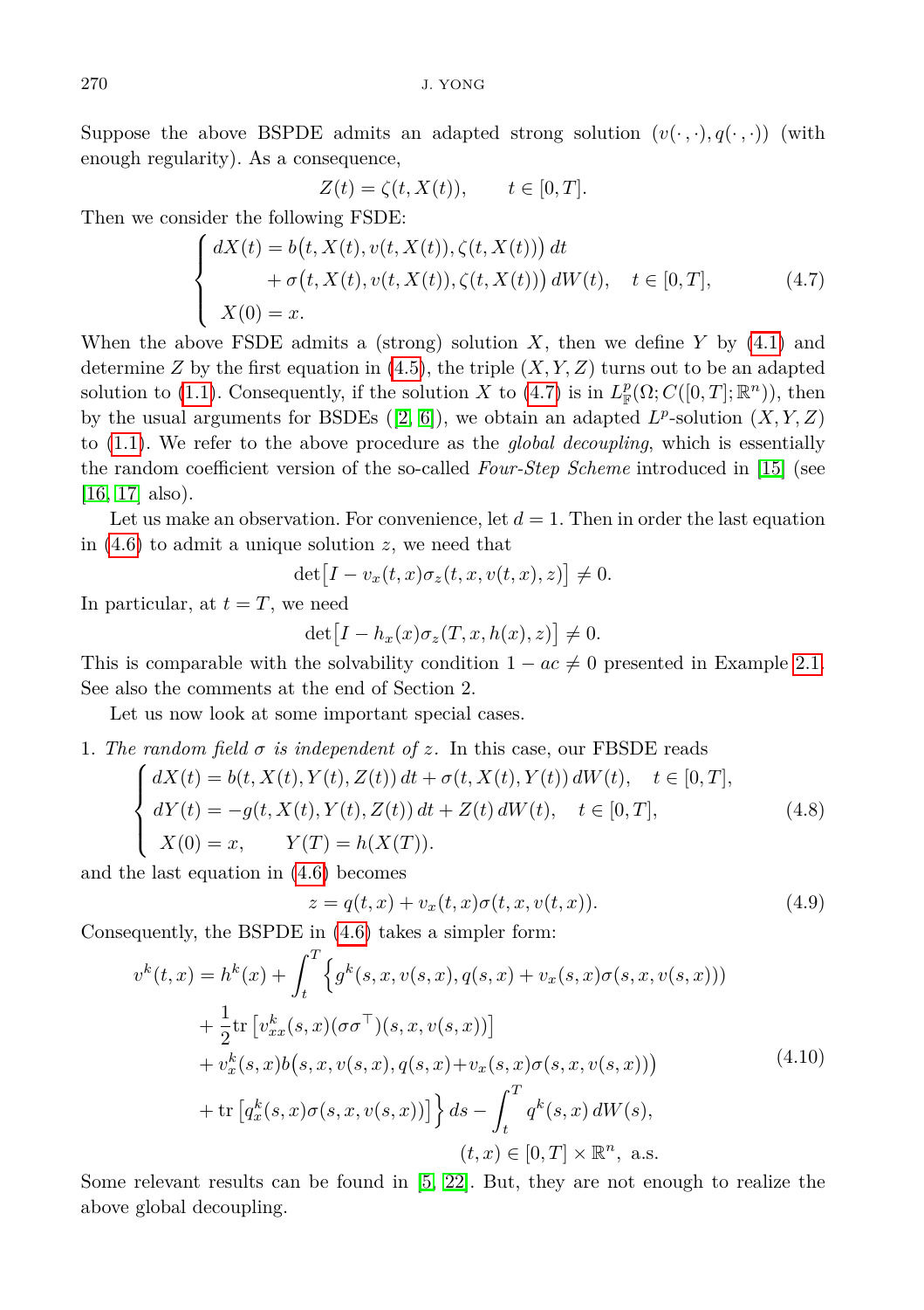Suppose the above BSPDE admits an adapted strong solution $(v(\cdot\,,\cdot),q(\cdot\,,\cdot))$ (with enough regularity). As a consequence,

$$Z(t)=\zeta(t,X(t)),\qquad t\in[0,T].$$

Then we consider the following FSDE:

$$\begin{cases} dX(t)=b\big(t,X(t),v(t,X(t)),\zeta(t,X(t))\big)\,dt\\ \qquad\qquad +\,\sigma\big(t,X(t),v(t,X(t)),\zeta(t,X(t))\big)\,dW(t),\quad t\in[0,T],\\ X(0)=x. \end{cases}\tag{4.7}$$

When the above FSDE admits a (strong) solution $X$, then we define $Y$ by (4.1) and determine $Z$ by the first equation in (4.5), the triple $(X,Y,Z)$ turns out to be an adapted solution to (1.1). Consequently, if the solution $X$ to (4.7) is in $L^p_{\mathbb{F}}(\Omega;C([0,T];\mathbb{R}^n))$, then by the usual arguments for BSDEs ([2, 6]), we obtain an adapted $L^p$-solution $(X,Y,Z)$ to (1.1). We refer to the above procedure as the *global decoupling*, which is essentially the random coefficient version of the so-called *Four-Step Scheme* introduced in [15] (see [16, 17] also).

Let us make an observation. For convenience, let $d=1$. Then in order the last equation in (4.6) to admit a unique solution $z$, we need that

$$\det\big[I-v_x(t,x)\sigma_z(t,x,v(t,x),z)\big]\neq 0.$$

In particular, at $t=T$, we need

$$\det\big[I-h_x(x)\sigma_z(T,x,h(x),z)\big]\neq 0.$$

This is comparable with the solvability condition $1-ac\neq 0$ presented in Example 2.1. See also the comments at the end of Section 2.

Let us now look at some important special cases.

1. *The random field $\sigma$ is independent of $z$.* In this case, our FBSDE reads

$$\begin{cases} dX(t)=b(t,X(t),Y(t),Z(t))\,dt+\sigma(t,X(t),Y(t))\,dW(t),\quad t\in[0,T],\\ dY(t)=-g(t,X(t),Y(t),Z(t))\,dt+Z(t)\,dW(t),\quad t\in[0,T],\\ X(0)=x,\qquad Y(T)=h(X(T)). \end{cases}\tag{4.8}$$

and the last equation in (4.6) becomes

$$z=q(t,x)+v_x(t,x)\sigma(t,x,v(t,x)).\tag{4.9}$$

Consequently, the BSPDE in (4.6) takes a simpler form:

$$\begin{aligned} v^k(t,x)&=h^k(x)+\int_t^T\Big\{g^k(s,x,v(s,x),q(s,x)+v_x(s,x)\sigma(s,x,v(s,x)))\\ &\quad+\frac12\mathrm{tr}\left[v^k_{xx}(s,x)(\sigma\sigma^\top)(s,x,v(s,x))\right]\\ &\quad+v^k_x(s,x)b\big(s,x,v(s,x),q(s,x)+v_x(s,x)\sigma(s,x,v(s,x))\big)\\ &\quad+\mathrm{tr}\left[q^k_x(s,x)\sigma(s,x,v(s,x))\right]\Big\}\,ds-\int_t^T q^k(s,x)\,dW(s),\\ &\qquad\qquad\qquad\qquad\qquad (t,x)\in[0,T]\times\mathbb{R}^n,\ \text{a.s.} \end{aligned}\tag{4.10}$$

Some relevant results can be found in [5, 22]. But, they are not enough to realize the above global decoupling.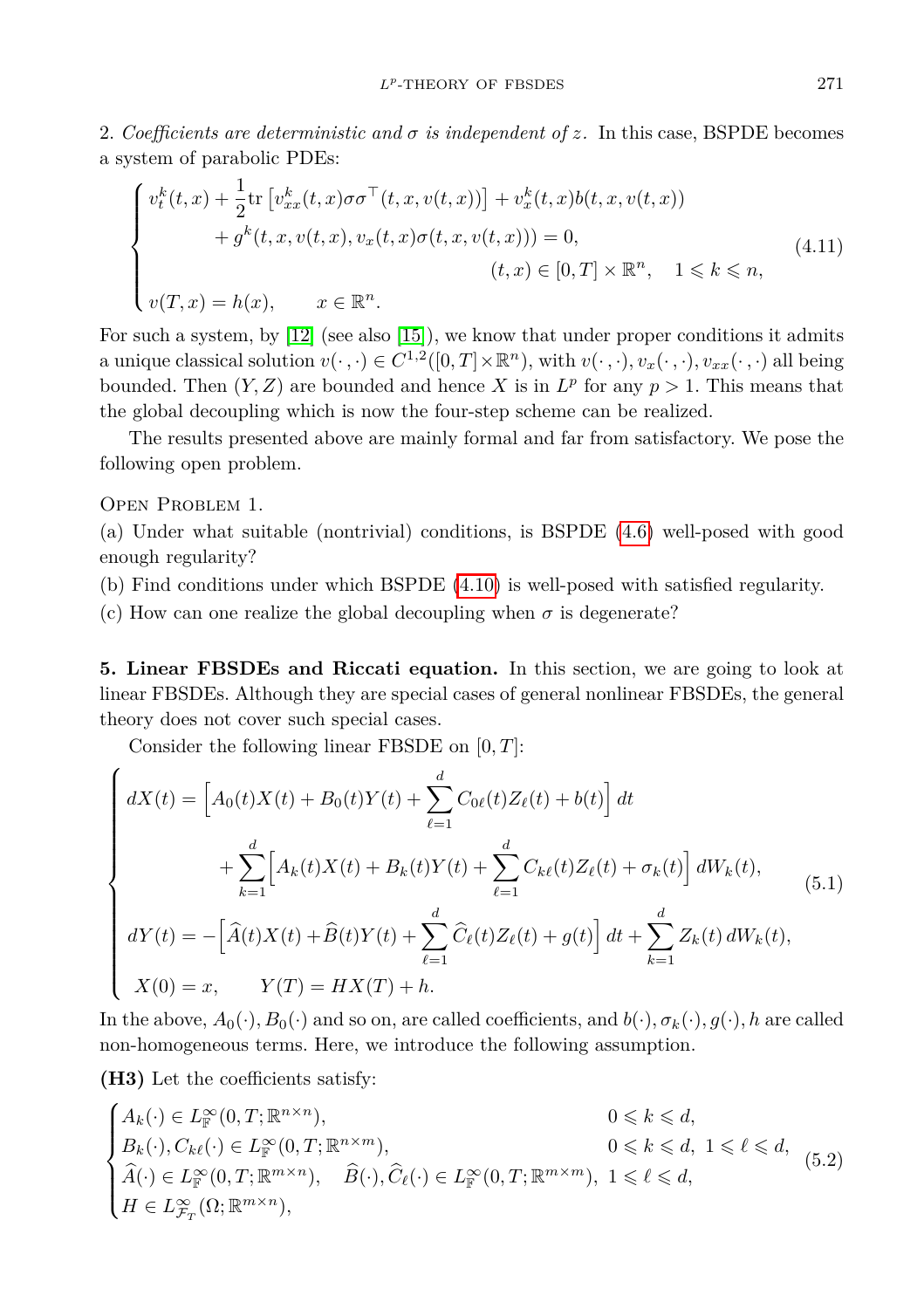2. *Coefficients are deterministic and $\sigma$ is independent of $z$.* In this case, BSPDE becomes a system of parabolic PDEs:

$$
\begin{cases}
v^k_t(t,x) + \dfrac{1}{2}\mathrm{tr}\left[v^k_{xx}(t,x)\sigma\sigma^\top(t,x,v(t,x))\right] + v^k_x(t,x)b(t,x,v(t,x)) \\
\qquad\qquad + g^k(t,x,v(t,x),v_x(t,x)\sigma(t,x,v(t,x))) = 0, \\
\qquad\qquad\qquad\qquad\qquad\qquad\qquad\qquad (t,x)\in[0,T]\times\mathbb{R}^n, \quad 1\leqslant k\leqslant n, \\
v(T,x) = h(x), \qquad x\in\mathbb{R}^n.
\end{cases}
\tag{4.11}
$$

For such a system, by [12] (see also [15]), we know that under proper conditions it admits a unique classical solution $v(\cdot\,,\cdot)\in C^{1,2}([0,T]\times\mathbb{R}^n)$, with $v(\cdot\,,\cdot), v_x(\cdot\,,\cdot), v_{xx}(\cdot\,,\cdot)$ all being bounded. Then $(Y,Z)$ are bounded and hence $X$ is in $L^p$ for any $p>1$. This means that the global decoupling which is now the four-step scheme can be realized.

The results presented above are mainly formal and far from satisfactory. We pose the following open problem.

Open Problem 1.

(a) Under what suitable (nontrivial) conditions, is BSPDE (4.6) well-posed with good enough regularity?

(b) Find conditions under which BSPDE (4.10) is well-posed with satisfied regularity.

(c) How can one realize the global decoupling when $\sigma$ is degenerate?

**5. Linear FBSDEs and Riccati equation.** In this section, we are going to look at linear FBSDEs. Although they are special cases of general nonlinear FBSDEs, the general theory does not cover such special cases.

Consider the following linear FBSDE on $[0,T]$:

$$
\begin{cases}
dX(t) = \Big[A_0(t)X(t) + B_0(t)Y(t) + \displaystyle\sum_{\ell=1}^d C_{0\ell}(t)Z_\ell(t) + b(t)\Big]\,dt \\
\qquad\qquad + \displaystyle\sum_{k=1}^d \Big[A_k(t)X(t) + B_k(t)Y(t) + \sum_{\ell=1}^d C_{k\ell}(t)Z_\ell(t) + \sigma_k(t)\Big]\,dW_k(t), \\
dY(t) = -\Big[\widehat{A}(t)X(t) + \widehat{B}(t)Y(t) + \displaystyle\sum_{\ell=1}^d \widehat{C}_\ell(t)Z_\ell(t) + g(t)\Big]\,dt + \sum_{k=1}^d Z_k(t)\,dW_k(t), \\
X(0) = x, \qquad Y(T) = HX(T) + h.
\end{cases}
\tag{5.1}
$$

In the above, $A_0(\cdot), B_0(\cdot)$ and so on, are called coefficients, and $b(\cdot), \sigma_k(\cdot), g(\cdot), h$ are called non-homogeneous terms. Here, we introduce the following assumption.

**(H3)** Let the coefficients satisfy:

$$
\begin{cases}
A_k(\cdot)\in L^\infty_{\mathbb{F}}(0,T;\mathbb{R}^{n\times n}), & 0\leqslant k\leqslant d, \\
B_k(\cdot), C_{k\ell}(\cdot)\in L^\infty_{\mathbb{F}}(0,T;\mathbb{R}^{n\times m}), & 0\leqslant k\leqslant d,\ 1\leqslant \ell\leqslant d, \\
\widehat{A}(\cdot)\in L^\infty_{\mathbb{F}}(0,T;\mathbb{R}^{m\times n}), \quad \widehat{B}(\cdot), \widehat{C}_\ell(\cdot)\in L^\infty_{\mathbb{F}}(0,T;\mathbb{R}^{m\times m}), & 1\leqslant \ell\leqslant d, \\
H\in L^\infty_{\mathcal{F}_T}(\Omega;\mathbb{R}^{m\times n}),
\end{cases}
\tag{5.2}
$$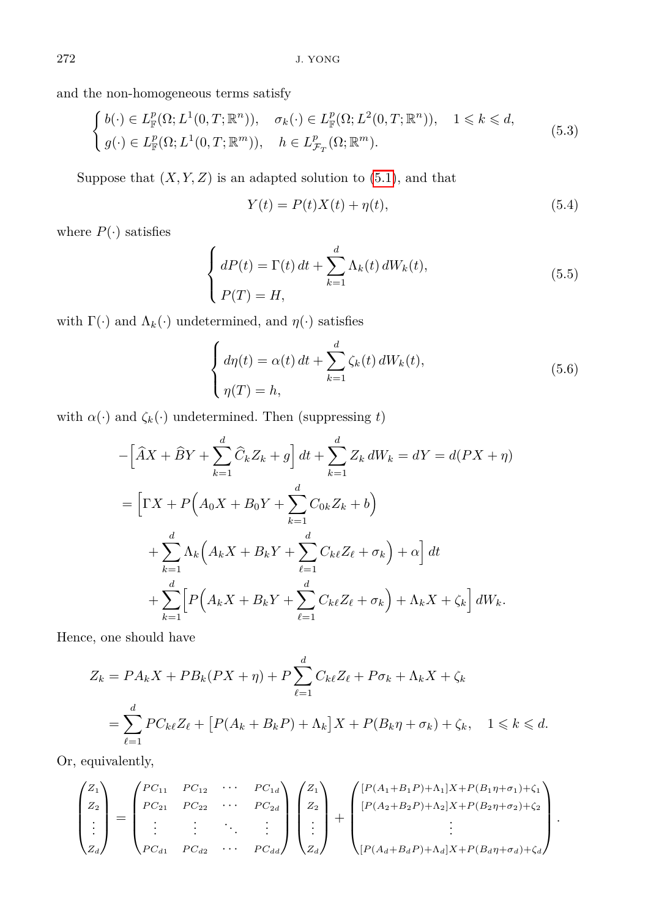and the non-homogeneous terms satisfy

$$
\begin{cases} b(\cdot) \in L^p_{\mathbb{F}}(\Omega; L^1(0,T;\mathbb{R}^n)), \quad \sigma_k(\cdot) \in L^p_{\mathbb{F}}(\Omega; L^2(0,T;\mathbb{R}^n)), \quad 1 \leqslant k \leqslant d, \\ g(\cdot) \in L^p_{\mathbb{F}}(\Omega; L^1(0,T;\mathbb{R}^m)), \quad h \in L^p_{\mathcal{F}_T}(\Omega;\mathbb{R}^m). \end{cases} \tag{5.3}
$$

Suppose that $(X, Y, Z)$ is an adapted solution to (5.1), and that

$$
Y(t) = P(t)X(t) + \eta(t), \tag{5.4}
$$

where $P(\cdot)$ satisfies

$$
\begin{cases} dP(t) = \Gamma(t)\,dt + \displaystyle\sum_{k=1}^d \Lambda_k(t)\,dW_k(t), \\ P(T) = H, \end{cases} \tag{5.5}
$$

with $\Gamma(\cdot)$ and $\Lambda_k(\cdot)$ undetermined, and $\eta(\cdot)$ satisfies

$$
\begin{cases} d\eta(t) = \alpha(t)\,dt + \displaystyle\sum_{k=1}^d \zeta_k(t)\,dW_k(t), \\ \eta(T) = h, \end{cases} \tag{5.6}
$$

with $\alpha(\cdot)$ and $\zeta_k(\cdot)$ undetermined. Then (suppressing $t$)

$$
\begin{aligned}
-\Big[\widehat{A}X + \widehat{B}Y + \sum_{k=1}^d \widehat{C}_k Z_k + g\Big]\,dt + \sum_{k=1}^d Z_k\,dW_k = dY = d(PX + \eta) \\
= \Big[\Gamma X + P\Big(A_0X + B_0Y + \sum_{k=1}^d C_{0k}Z_k + b\Big) \\
+ \sum_{k=1}^d \Lambda_k\Big(A_kX + B_kY + \sum_{\ell=1}^d C_{k\ell}Z_\ell + \sigma_k\Big) + \alpha\Big]\,dt \\
+ \sum_{k=1}^d \Big[P\Big(A_kX + B_kY + \sum_{\ell=1}^d C_{k\ell}Z_\ell + \sigma_k\Big) + \Lambda_kX + \zeta_k\Big]\,dW_k.
\end{aligned}
$$

Hence, one should have

$$
\begin{aligned}
Z_k &= PA_kX + PB_k(PX + \eta) + P\sum_{\ell=1}^d C_{k\ell}Z_\ell + P\sigma_k + \Lambda_kX + \zeta_k \\
&= \sum_{\ell=1}^d PC_{k\ell}Z_\ell + \big[P(A_k + B_kP) + \Lambda_k\big]X + P(B_k\eta + \sigma_k) + \zeta_k, \quad 1 \leqslant k \leqslant d.
\end{aligned}
$$

Or, equivalently,

$$
\begin{pmatrix} Z_1 \\ Z_2 \\ \vdots \\ Z_d \end{pmatrix} = \begin{pmatrix} PC_{11} & PC_{12} & \cdots & PC_{1d} \\ PC_{21} & PC_{22} & \cdots & PC_{2d} \\ \vdots & \vdots & \ddots & \vdots \\ PC_{d1} & PC_{d2} & \cdots & PC_{dd} \end{pmatrix} \begin{pmatrix} Z_1 \\ Z_2 \\ \vdots \\ Z_d \end{pmatrix} + \begin{pmatrix} [P(A_1+B_1P)+\Lambda_1]X+P(B_1\eta+\sigma_1)+\zeta_1 \\ [P(A_2+B_2P)+\Lambda_2]X+P(B_2\eta+\sigma_2)+\zeta_2 \\ \vdots \\ [P(A_d+B_dP)+\Lambda_d]X+P(B_d\eta+\sigma_d)+\zeta_d \end{pmatrix}.
$$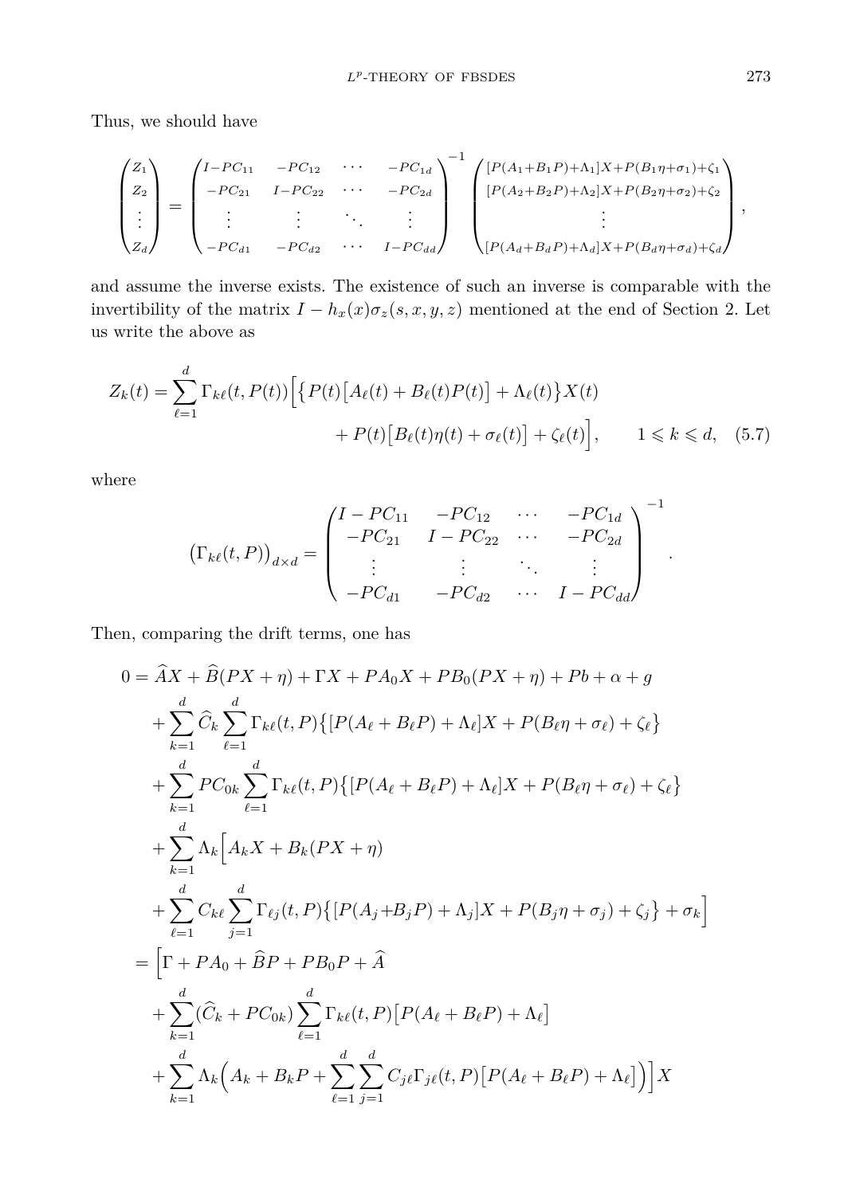Thus, we should have

$$
\begin{pmatrix} Z_1 \\ Z_2 \\ \vdots \\ Z_d \end{pmatrix} = \begin{pmatrix} I-PC_{11} & -PC_{12} & \cdots & -PC_{1d} \\ -PC_{21} & I-PC_{22} & \cdots & -PC_{2d} \\ \vdots & \vdots & \ddots & \vdots \\ -PC_{d1} & -PC_{d2} & \cdots & I-PC_{dd} \end{pmatrix}^{-1} \begin{pmatrix} [P(A_1+B_1P)+\Lambda_1]X+P(B_1\eta+\sigma_1)+\zeta_1 \\ [P(A_2+B_2P)+\Lambda_2]X+P(B_2\eta+\sigma_2)+\zeta_2 \\ \vdots \\ [P(A_d+B_dP)+\Lambda_d]X+P(B_d\eta+\sigma_d)+\zeta_d \end{pmatrix},
$$

and assume the inverse exists. The existence of such an inverse is comparable with the invertibility of the matrix $I - h_x(x)\sigma_z(s,x,y,z)$ mentioned at the end of Section 2. Let us write the above as

$$
\begin{aligned}
Z_k(t) = \sum_{\ell=1}^{d} \Gamma_{k\ell}(t, P(t)) \Big[ \big\{ P(t)\big[A_\ell(t) + B_\ell(t)P(t)\big] + \Lambda_\ell(t) \big\} X(t) \\
+ P(t)\big[B_\ell(t)\eta(t) + \sigma_\ell(t)\big] + \zeta_\ell(t) \Big], \qquad 1 \leqslant k \leqslant d, \quad (5.7)
\end{aligned}
$$

where

$$
\big(\Gamma_{k\ell}(t,P)\big)_{d\times d} = \begin{pmatrix} I-PC_{11} & -PC_{12} & \cdots & -PC_{1d} \\ -PC_{21} & I-PC_{22} & \cdots & -PC_{2d} \\ \vdots & \vdots & \ddots & \vdots \\ -PC_{d1} & -PC_{d2} & \cdots & I-PC_{dd} \end{pmatrix}^{-1}.
$$

Then, comparing the drift terms, one has

$$
\begin{aligned}
0 &= \widehat{A}X + \widehat{B}(PX+\eta) + \Gamma X + PA_0X + PB_0(PX+\eta) + Pb + \alpha + g \\
&\quad + \sum_{k=1}^{d} \widehat{C}_k \sum_{\ell=1}^{d} \Gamma_{k\ell}(t,P)\big\{[P(A_\ell + B_\ell P) + \Lambda_\ell]X + P(B_\ell\eta + \sigma_\ell) + \zeta_\ell\big\} \\
&\quad + \sum_{k=1}^{d} PC_{0k} \sum_{\ell=1}^{d} \Gamma_{k\ell}(t,P)\big\{[P(A_\ell + B_\ell P) + \Lambda_\ell]X + P(B_\ell\eta + \sigma_\ell) + \zeta_\ell\big\} \\
&\quad + \sum_{k=1}^{d} \Lambda_k \Big[ A_kX + B_k(PX+\eta) \\
&\quad + \sum_{\ell=1}^{d} C_{k\ell} \sum_{j=1}^{d} \Gamma_{\ell j}(t,P)\big\{[P(A_j + B_jP) + \Lambda_j]X + P(B_j\eta + \sigma_j) + \zeta_j\big\} + \sigma_k \Big] \\
&= \Big[ \Gamma + PA_0 + \widehat{B}P + PB_0P + \widehat{A} \\
&\quad + \sum_{k=1}^{d} (\widehat{C}_k + PC_{0k}) \sum_{\ell=1}^{d} \Gamma_{k\ell}(t,P)\big[P(A_\ell + B_\ell P) + \Lambda_\ell\big] \\
&\quad + \sum_{k=1}^{d} \Lambda_k \Big( A_k + B_kP + \sum_{\ell=1}^{d}\sum_{j=1}^{d} C_{j\ell}\Gamma_{j\ell}(t,P)\big[P(A_\ell + B_\ell P) + \Lambda_\ell\big] \Big) \Big] X
\end{aligned}
$$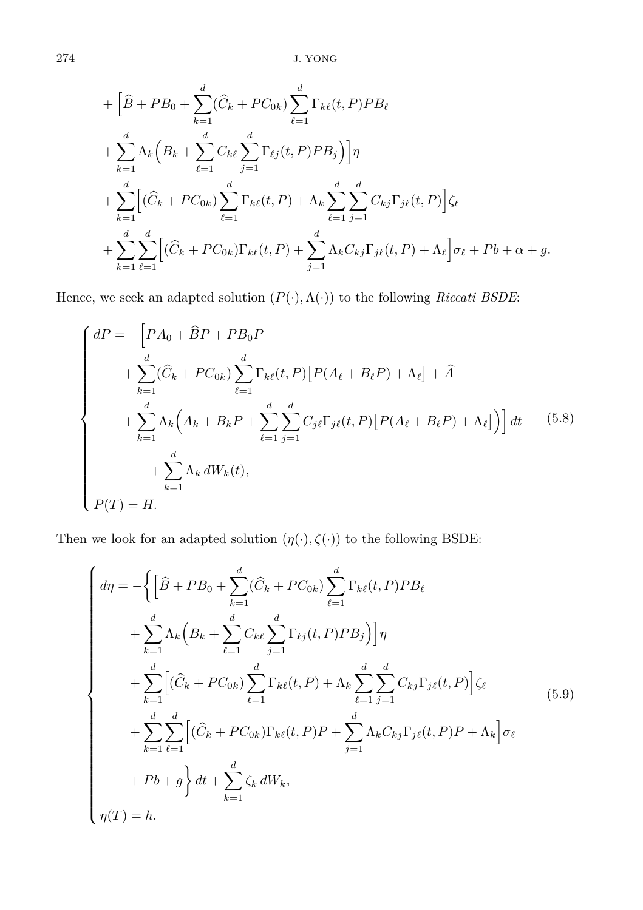$$
\begin{aligned}
&+\Big[\widehat{B}+PB_0+\sum_{k=1}^{d}(\widehat{C}_k+PC_{0k})\sum_{\ell=1}^{d}\Gamma_{k\ell}(t,P)PB_\ell \\
&+\sum_{k=1}^{d}\Lambda_k\Big(B_k+\sum_{\ell=1}^{d}C_{k\ell}\sum_{j=1}^{d}\Gamma_{\ell j}(t,P)PB_j\Big)\Big]\eta \\
&+\sum_{k=1}^{d}\Big[(\widehat{C}_k+PC_{0k})\sum_{\ell=1}^{d}\Gamma_{k\ell}(t,P)+\Lambda_k\sum_{\ell=1}^{d}\sum_{j=1}^{d}C_{kj}\Gamma_{j\ell}(t,P)\Big]\zeta_\ell \\
&+\sum_{k=1}^{d}\sum_{\ell=1}^{d}\Big[(\widehat{C}_k+PC_{0k})\Gamma_{k\ell}(t,P)+\sum_{j=1}^{d}\Lambda_kC_{kj}\Gamma_{j\ell}(t,P)+\Lambda_\ell\Big]\sigma_\ell+Pb+\alpha+g.
\end{aligned}
$$

Hence, we seek an adapted solution $(P(\cdot),\Lambda(\cdot))$ to the following *Riccati BSDE*:

$$
\begin{cases}
dP=-\Big[PA_0+\widehat{B}P+PB_0P \\
\qquad+\displaystyle\sum_{k=1}^{d}(\widehat{C}_k+PC_{0k})\sum_{\ell=1}^{d}\Gamma_{k\ell}(t,P)\big[P(A_\ell+B_\ell P)+\Lambda_\ell\big]+\widehat{A} \\
\qquad+\displaystyle\sum_{k=1}^{d}\Lambda_k\Big(A_k+B_kP+\sum_{\ell=1}^{d}\sum_{j=1}^{d}C_{j\ell}\Gamma_{j\ell}(t,P)\big[P(A_\ell+B_\ell P)+\Lambda_\ell\big]\Big)\Big]\,dt \\
\qquad\qquad+\displaystyle\sum_{k=1}^{d}\Lambda_k\,dW_k(t), \\
P(T)=H.
\end{cases}
\tag{5.8}
$$

Then we look for an adapted solution $(\eta(\cdot),\zeta(\cdot))$ to the following BSDE:

$$
\begin{cases}
d\eta=-\Big\{\Big[\widehat{B}+PB_0+\displaystyle\sum_{k=1}^{d}(\widehat{C}_k+PC_{0k})\sum_{\ell=1}^{d}\Gamma_{k\ell}(t,P)PB_\ell \\
\qquad+\displaystyle\sum_{k=1}^{d}\Lambda_k\Big(B_k+\sum_{\ell=1}^{d}C_{k\ell}\sum_{j=1}^{d}\Gamma_{\ell j}(t,P)PB_j\Big)\Big]\eta \\
\qquad+\displaystyle\sum_{k=1}^{d}\Big[(\widehat{C}_k+PC_{0k})\sum_{\ell=1}^{d}\Gamma_{k\ell}(t,P)+\Lambda_k\sum_{\ell=1}^{d}\sum_{j=1}^{d}C_{kj}\Gamma_{j\ell}(t,P)\Big]\zeta_\ell \\
\qquad+\displaystyle\sum_{k=1}^{d}\sum_{\ell=1}^{d}\Big[(\widehat{C}_k+PC_{0k})\Gamma_{k\ell}(t,P)P+\sum_{j=1}^{d}\Lambda_kC_{kj}\Gamma_{j\ell}(t,P)P+\Lambda_k\Big]\sigma_\ell \\
\qquad+Pb+g\Big\}\,dt+\displaystyle\sum_{k=1}^{d}\zeta_k\,dW_k, \\
\eta(T)=h.
\end{cases}
\tag{5.9}
$$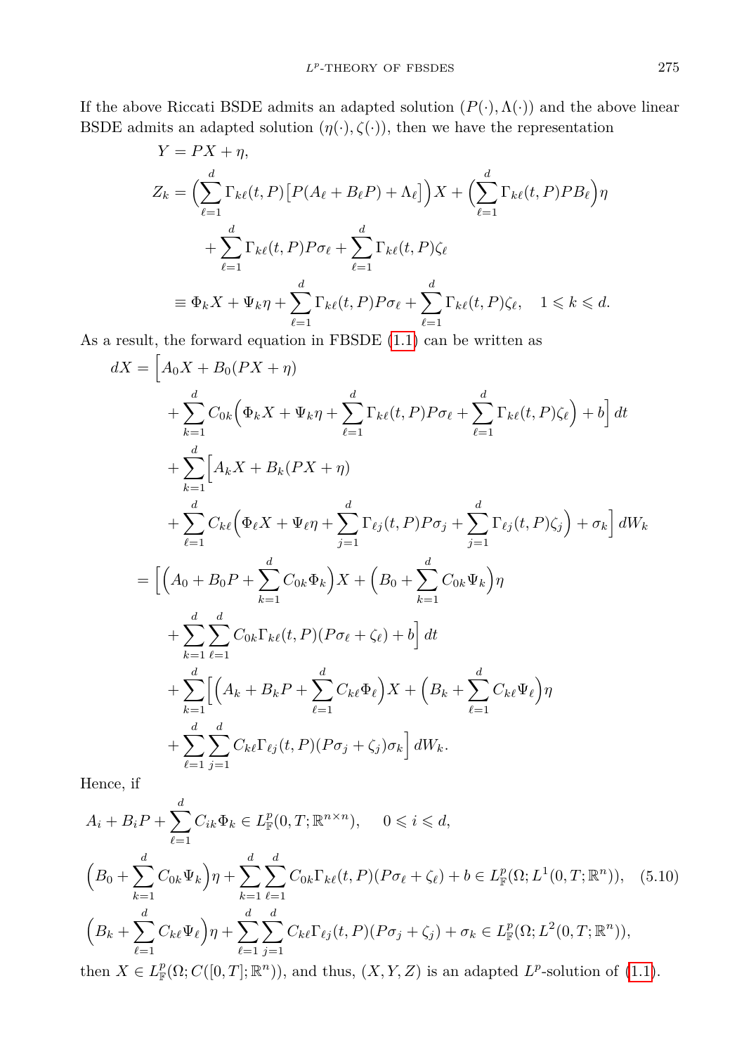If the above Riccati BSDE admits an adapted solution $(P(\cdot),\Lambda(\cdot))$ and the above linear BSDE admits an adapted solution $(\eta(\cdot),\zeta(\cdot))$, then we have the representation

$$
\begin{aligned}
Y &= PX+\eta,\\
Z_k &= \Big(\sum_{\ell=1}^d \Gamma_{k\ell}(t,P)\big[P(A_\ell+B_\ell P)+\Lambda_\ell\big]\Big)X+\Big(\sum_{\ell=1}^d \Gamma_{k\ell}(t,P)PB_\ell\Big)\eta\\
&\qquad+\sum_{\ell=1}^d \Gamma_{k\ell}(t,P)P\sigma_\ell+\sum_{\ell=1}^d \Gamma_{k\ell}(t,P)\zeta_\ell\\
&\equiv \Phi_k X+\Psi_k\eta+\sum_{\ell=1}^d \Gamma_{k\ell}(t,P)P\sigma_\ell+\sum_{\ell=1}^d \Gamma_{k\ell}(t,P)\zeta_\ell,\quad 1\leqslant k\leqslant d.
\end{aligned}
$$

As a result, the forward equation in FBSDE (1.1) can be written as

$$
\begin{aligned}
dX &= \Big[A_0X+B_0(PX+\eta)\\
&\qquad+\sum_{k=1}^d C_{0k}\Big(\Phi_kX+\Psi_k\eta+\sum_{\ell=1}^d\Gamma_{k\ell}(t,P)P\sigma_\ell+\sum_{\ell=1}^d\Gamma_{k\ell}(t,P)\zeta_\ell\Big)+b\Big]\,dt\\
&\qquad+\sum_{k=1}^d\Big[A_kX+B_k(PX+\eta)\\
&\qquad+\sum_{\ell=1}^d C_{k\ell}\Big(\Phi_\ell X+\Psi_\ell\eta+\sum_{j=1}^d\Gamma_{\ell j}(t,P)P\sigma_j+\sum_{j=1}^d\Gamma_{\ell j}(t,P)\zeta_j\Big)+\sigma_k\Big]\,dW_k\\
&=\Big[\Big(A_0+B_0P+\sum_{k=1}^d C_{0k}\Phi_k\Big)X+\Big(B_0+\sum_{k=1}^d C_{0k}\Psi_k\Big)\eta\\
&\qquad+\sum_{k=1}^d\sum_{\ell=1}^d C_{0k}\Gamma_{k\ell}(t,P)(P\sigma_\ell+\zeta_\ell)+b\Big]\,dt\\
&\qquad+\sum_{k=1}^d\Big[\Big(A_k+B_kP+\sum_{\ell=1}^d C_{k\ell}\Phi_\ell\Big)X+\Big(B_k+\sum_{\ell=1}^d C_{k\ell}\Psi_\ell\Big)\eta\\
&\qquad+\sum_{\ell=1}^d\sum_{j=1}^d C_{k\ell}\Gamma_{\ell j}(t,P)(P\sigma_j+\zeta_j)\sigma_k\Big]\,dW_k.
\end{aligned}
$$

Hence, if

$$
\begin{aligned}
&A_i+B_iP+\sum_{\ell=1}^d C_{ik}\Phi_k\in L^p_{\mathbb{F}}(0,T;\mathbb{R}^{n\times n}),\qquad 0\leqslant i\leqslant d,\\
&\Big(B_0+\sum_{k=1}^d C_{0k}\Psi_k\Big)\eta+\sum_{k=1}^d\sum_{\ell=1}^d C_{0k}\Gamma_{k\ell}(t,P)(P\sigma_\ell+\zeta_\ell)+b\in L^p_{\mathbb{F}}(\Omega;L^1(0,T;\mathbb{R}^n)),\quad (5.10)\\
&\Big(B_k+\sum_{\ell=1}^d C_{k\ell}\Psi_\ell\Big)\eta+\sum_{\ell=1}^d\sum_{j=1}^d C_{k\ell}\Gamma_{\ell j}(t,P)(P\sigma_j+\zeta_j)+\sigma_k\in L^p_{\mathbb{F}}(\Omega;L^2(0,T;\mathbb{R}^n)),
\end{aligned}
$$

then $X\in L^p_{\mathbb{F}}(\Omega;C([0,T];\mathbb{R}^n))$, and thus, $(X,Y,Z)$ is an adapted $L^p$-solution of (1.1).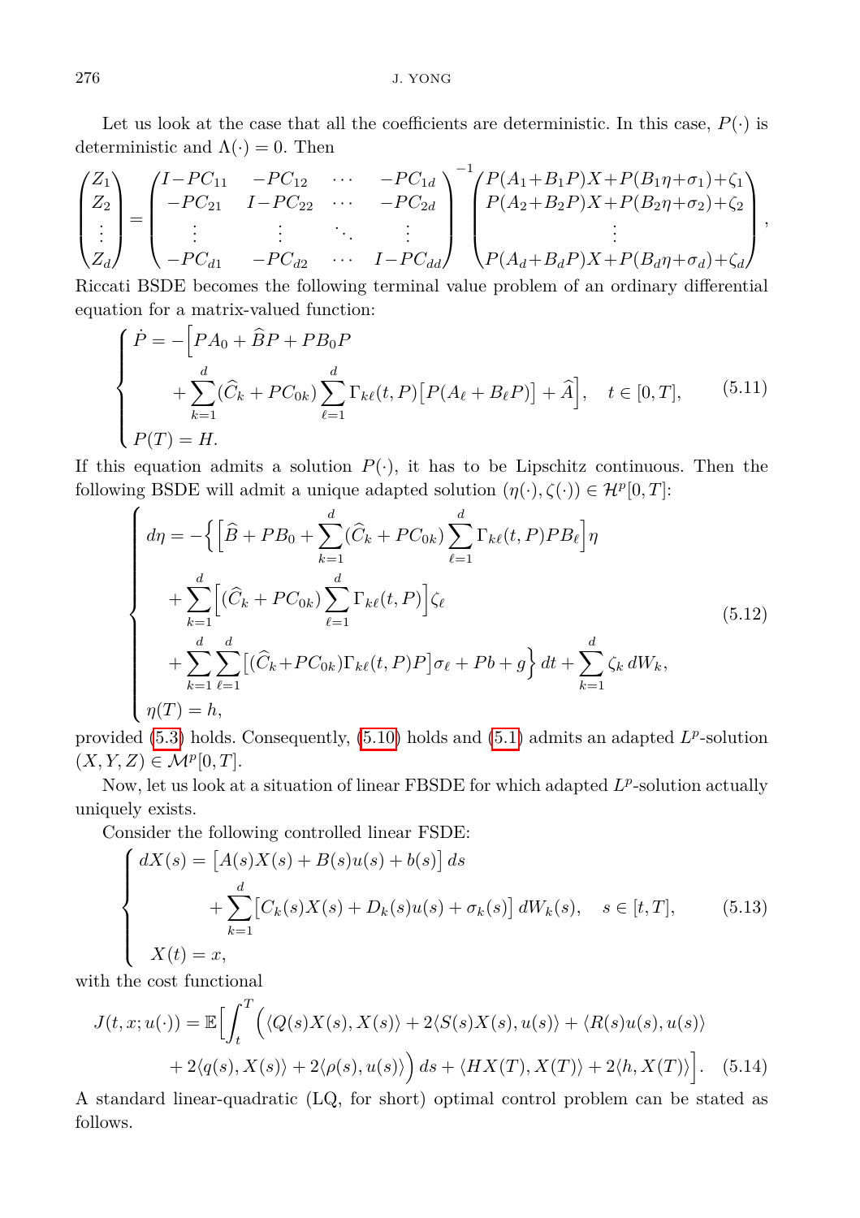Let us look at the case that all the coefficients are deterministic. In this case, $P(\cdot)$ is deterministic and $\Lambda(\cdot)=0$. Then

$$
\begin{pmatrix} Z_1\\ Z_2\\ \vdots\\ Z_d\end{pmatrix}=\begin{pmatrix} I-PC_{11} & -PC_{12} & \cdots & -PC_{1d}\\ -PC_{21} & I-PC_{22} & \cdots & -PC_{2d}\\ \vdots & \vdots & \ddots & \vdots\\ -PC_{d1} & -PC_{d2} & \cdots & I-PC_{dd}\end{pmatrix}^{-1}\begin{pmatrix} P(A_1+B_1P)X+P(B_1\eta+\sigma_1)+\zeta_1\\ P(A_2+B_2P)X+P(B_2\eta+\sigma_2)+\zeta_2\\ \vdots\\ P(A_d+B_dP)X+P(B_d\eta+\sigma_d)+\zeta_d\end{pmatrix},
$$

Riccati BSDE becomes the following terminal value problem of an ordinary differential equation for a matrix-valued function:

$$
\begin{cases} \dot P=-\Big[PA_0+\widehat BP+PB_0P\\ \qquad\qquad +\displaystyle\sum_{k=1}^d(\widehat C_k+PC_{0k})\sum_{\ell=1}^d\Gamma_{k\ell}(t,P)\big[P(A_\ell+B_\ell P)\big]+\widehat A\Big],\quad t\in[0,T],\\ P(T)=H.\end{cases}\tag{5.11}
$$

If this equation admits a solution $P(\cdot)$, it has to be Lipschitz continuous. Then the following BSDE will admit a unique adapted solution $(\eta(\cdot),\zeta(\cdot))\in\mathcal{H}^p[0,T]$:

$$
\begin{cases} d\eta=-\Big\{\Big[\widehat B+PB_0+\displaystyle\sum_{k=1}^d(\widehat C_k+PC_{0k})\sum_{\ell=1}^d\Gamma_{k\ell}(t,P)PB_\ell\Big]\eta\\ \qquad +\displaystyle\sum_{k=1}^d\Big[(\widehat C_k+PC_{0k})\sum_{\ell=1}^d\Gamma_{k\ell}(t,P)\Big]\zeta_\ell\\ \qquad +\displaystyle\sum_{k=1}^d\sum_{\ell=1}^d\big[(\widehat C_k+PC_{0k})\Gamma_{k\ell}(t,P)P\big]\sigma_\ell+Pb+g\Big\}\,dt+\sum_{k=1}^d\zeta_k\,dW_k,\\ \eta(T)=h,\end{cases}\tag{5.12}
$$

provided (5.3) holds. Consequently, (5.10) holds and (5.1) admits an adapted $L^p$-solution $(X,Y,Z)\in\mathcal{M}^p[0,T]$.

Now, let us look at a situation of linear FBSDE for which adapted $L^p$-solution actually uniquely exists.

Consider the following controlled linear FSDE:

$$
\begin{cases} dX(s)=\big[A(s)X(s)+B(s)u(s)+b(s)\big]\,ds\\ \qquad\qquad +\displaystyle\sum_{k=1}^d\big[C_k(s)X(s)+D_k(s)u(s)+\sigma_k(s)\big]\,dW_k(s),\quad s\in[t,T],\\ X(t)=x,\end{cases}\tag{5.13}
$$

with the cost functional

$$
\begin{aligned} J(t,x;u(\cdot))=\mathbb{E}\Big[\int_t^T\Big(&\langle Q(s)X(s),X(s)\rangle+2\langle S(s)X(s),u(s)\rangle+\langle R(s)u(s),u(s)\rangle\\ &+2\langle q(s),X(s)\rangle+2\langle\rho(s),u(s)\rangle\Big)\,ds+\langle HX(T),X(T)\rangle+2\langle h,X(T)\rangle\Big].\end{aligned}\tag{5.14}
$$

A standard linear-quadratic (LQ, for short) optimal control problem can be stated as follows.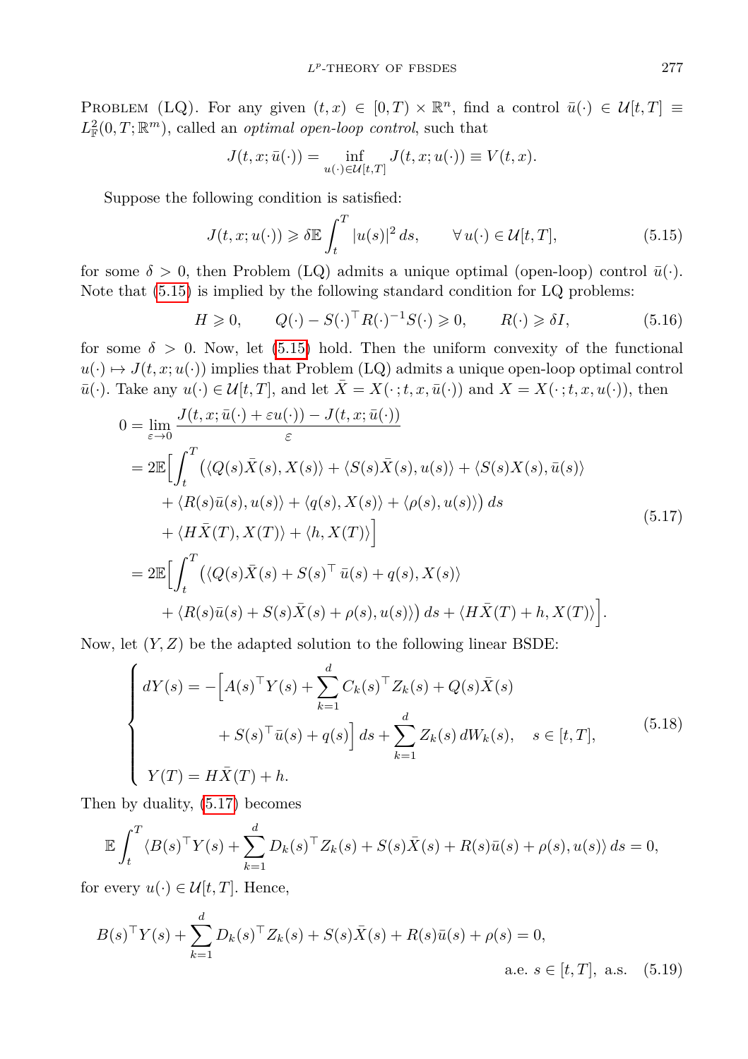Problem (LQ). For any given $(t,x)\in[0,T)\times\mathbb{R}^n$, find a control $\bar u(\cdot)\in\mathcal{U}[t,T]\equiv L^2_{\mathbb{F}}(0,T;\mathbb{R}^m)$, called an *optimal open-loop control*, such that

$$J(t,x;\bar u(\cdot))=\inf_{u(\cdot)\in\mathcal{U}[t,T]}J(t,x;u(\cdot))\equiv V(t,x).$$

Suppose the following condition is satisfied:

$$J(t,x;u(\cdot))\geqslant\delta\mathbb{E}\int_t^T|u(s)|^2\,ds,\qquad\forall\,u(\cdot)\in\mathcal{U}[t,T],\tag{5.15}$$

for some $\delta>0$, then Problem (LQ) admits a unique optimal (open-loop) control $\bar u(\cdot)$. Note that (5.15) is implied by the following standard condition for LQ problems:

$$H\geqslant0,\qquad Q(\cdot)-S(\cdot)^\top R(\cdot)^{-1}S(\cdot)\geqslant0,\qquad R(\cdot)\geqslant\delta I,\tag{5.16}$$

for some $\delta>0$. Now, let (5.15) hold. Then the uniform convexity of the functional $u(\cdot)\mapsto J(t,x;u(\cdot))$ implies that Problem (LQ) admits a unique open-loop optimal control $\bar u(\cdot)$. Take any $u(\cdot)\in\mathcal{U}[t,T]$, and let $\bar X=X(\cdot\,;t,x,\bar u(\cdot))$ and $X=X(\cdot\,;t,x,u(\cdot))$, then

$$\begin{aligned}
0&=\lim_{\varepsilon\to0}\frac{J(t,x;\bar u(\cdot)+\varepsilon u(\cdot))-J(t,x;\bar u(\cdot))}{\varepsilon}\\
&=2\mathbb{E}\Big[\int_t^T\big(\langle Q(s)\bar X(s),X(s)\rangle+\langle S(s)\bar X(s),u(s)\rangle+\langle S(s)X(s),\bar u(s)\rangle\\
&\quad+\langle R(s)\bar u(s),u(s)\rangle+\langle q(s),X(s)\rangle+\langle\rho(s),u(s)\rangle\big)\,ds\\
&\quad+\langle H\bar X(T),X(T)\rangle+\langle h,X(T)\rangle\Big]\\
&=2\mathbb{E}\Big[\int_t^T\big(\langle Q(s)\bar X(s)+S(s)^\top\bar u(s)+q(s),X(s)\rangle\\
&\quad+\langle R(s)\bar u(s)+S(s)\bar X(s)+\rho(s),u(s)\rangle\big)\,ds+\langle H\bar X(T)+h,X(T)\rangle\Big].
\end{aligned}\tag{5.17}$$

Now, let $(Y,Z)$ be the adapted solution to the following linear BSDE:

$$\begin{cases}
dY(s)=-\Big[A(s)^\top Y(s)+\displaystyle\sum_{k=1}^dC_k(s)^\top Z_k(s)+Q(s)\bar X(s)\\
\qquad\qquad+S(s)^\top\bar u(s)+q(s)\Big]\,ds+\displaystyle\sum_{k=1}^dZ_k(s)\,dW_k(s),\quad s\in[t,T],\\
Y(T)=H\bar X(T)+h.
\end{cases}\tag{5.18}$$

Then by duality, (5.17) becomes

$$\mathbb{E}\int_t^T\langle B(s)^\top Y(s)+\sum_{k=1}^dD_k(s)^\top Z_k(s)+S(s)\bar X(s)+R(s)\bar u(s)+\rho(s),u(s)\rangle\,ds=0,$$

for every $u(\cdot)\in\mathcal{U}[t,T]$. Hence,

$$B(s)^\top Y(s)+\sum_{k=1}^dD_k(s)^\top Z_k(s)+S(s)\bar X(s)+R(s)\bar u(s)+\rho(s)=0,\qquad\text{a.e. }s\in[t,T],\ \text{a.s.}\tag{5.19}$$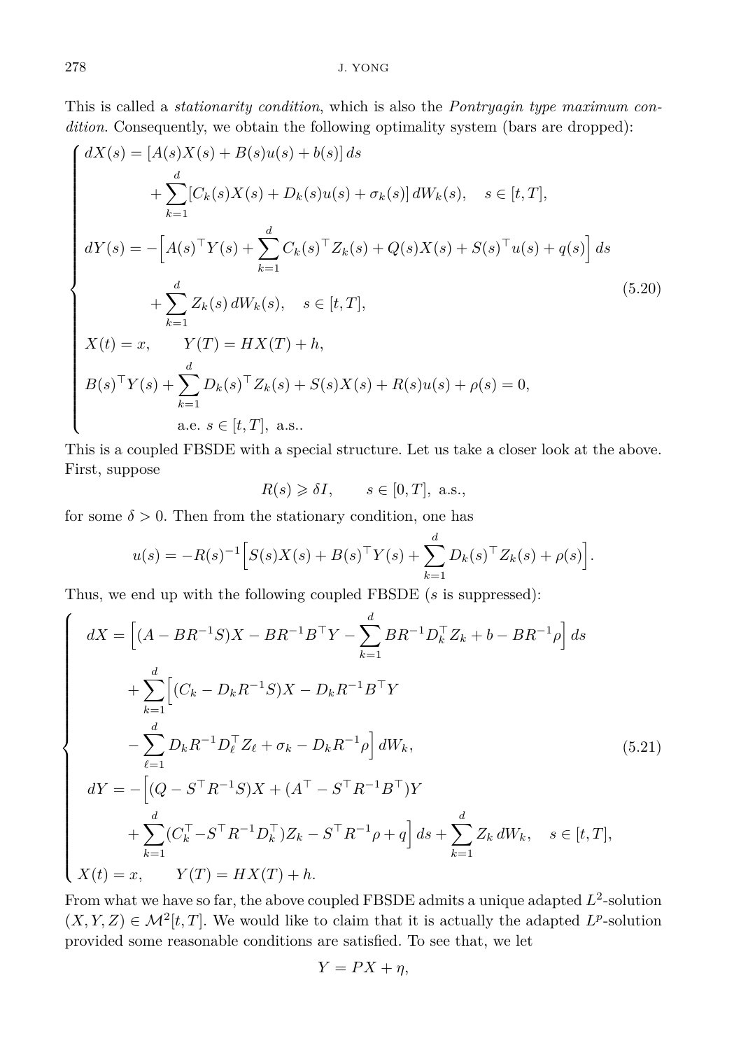This is called a *stationarity condition*, which is also the *Pontryagin type maximum condition*. Consequently, we obtain the following optimality system (bars are dropped):

$$
\begin{cases}
dX(s) = [A(s)X(s) + B(s)u(s) + b(s)]\,ds \\
\qquad\qquad + \displaystyle\sum_{k=1}^{d} [C_k(s)X(s) + D_k(s)u(s) + \sigma_k(s)]\,dW_k(s), \quad s \in [t,T], \\
dY(s) = -\Big[A(s)^\top Y(s) + \displaystyle\sum_{k=1}^{d} C_k(s)^\top Z_k(s) + Q(s)X(s) + S(s)^\top u(s) + q(s)\Big]\,ds \\
\qquad\qquad + \displaystyle\sum_{k=1}^{d} Z_k(s)\,dW_k(s), \quad s \in [t,T], \\
X(t) = x, \qquad Y(T) = HX(T) + h, \\
B(s)^\top Y(s) + \displaystyle\sum_{k=1}^{d} D_k(s)^\top Z_k(s) + S(s)X(s) + R(s)u(s) + \rho(s) = 0, \\
\qquad\qquad \text{a.e. } s \in [t,T], \text{ a.s..}
\end{cases}
\tag{5.20}
$$

This is a coupled FBSDE with a special structure. Let us take a closer look at the above. First, suppose

$$
R(s) \geqslant \delta I, \qquad s \in [0,T], \text{ a.s.},
$$

for some $\delta > 0$. Then from the stationary condition, one has

$$
u(s) = -R(s)^{-1}\Big[S(s)X(s) + B(s)^\top Y(s) + \sum_{k=1}^{d} D_k(s)^\top Z_k(s) + \rho(s)\Big].
$$

Thus, we end up with the following coupled FBSDE ($s$ is suppressed):

$$
\begin{cases}
dX = \Big[(A - BR^{-1}S)X - BR^{-1}B^\top Y - \displaystyle\sum_{k=1}^{d} BR^{-1}D_k^\top Z_k + b - BR^{-1}\rho\Big]\,ds \\
\qquad + \displaystyle\sum_{k=1}^{d}\Big[(C_k - D_kR^{-1}S)X - D_kR^{-1}B^\top Y \\
\qquad - \displaystyle\sum_{\ell=1}^{d} D_kR^{-1}D_\ell^\top Z_\ell + \sigma_k - D_kR^{-1}\rho\Big]\,dW_k, \\
dY = -\Big[(Q - S^\top R^{-1}S)X + (A^\top - S^\top R^{-1}B^\top)Y \\
\qquad + \displaystyle\sum_{k=1}^{d}(C_k^\top - S^\top R^{-1}D_k^\top)Z_k - S^\top R^{-1}\rho + q\Big]\,ds + \displaystyle\sum_{k=1}^{d} Z_k\,dW_k, \quad s \in [t,T], \\
X(t) = x, \qquad Y(T) = HX(T) + h.
\end{cases}
\tag{5.21}
$$

From what we have so far, the above coupled FBSDE admits a unique adapted $L^2$-solution $(X,Y,Z) \in \mathcal{M}^2[t,T]$. We would like to claim that it is actually the adapted $L^p$-solution provided some reasonable conditions are satisfied. To see that, we let

$$
Y = PX + \eta,
$$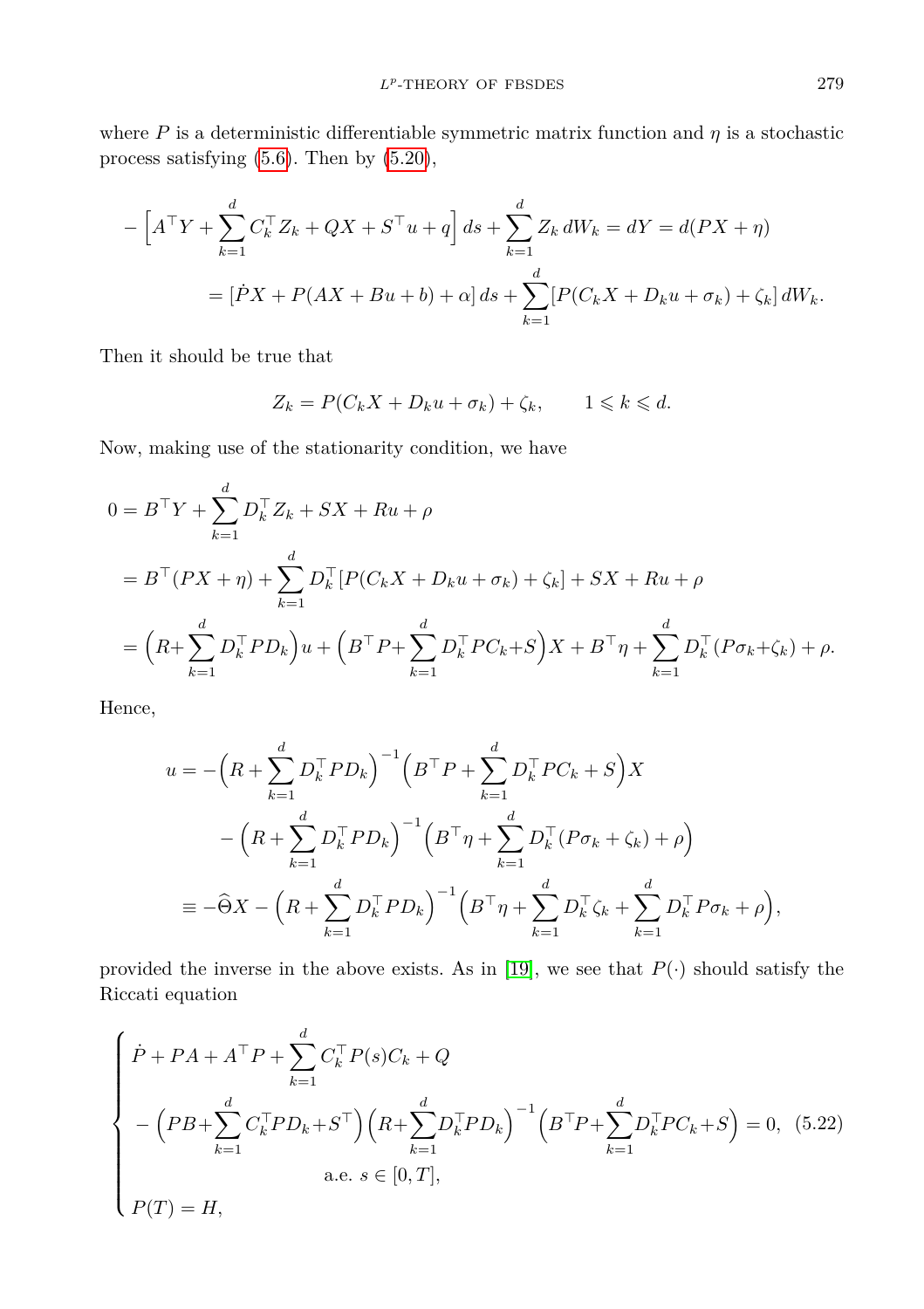where $P$ is a deterministic differentiable symmetric matrix function and $\eta$ is a stochastic process satisfying (5.6). Then by (5.20),

$$
\begin{aligned}
-\Big[A^\top Y+\sum_{k=1}^d C_k^\top Z_k+QX+S^\top u+q\Big]\,ds+\sum_{k=1}^d Z_k\,dW_k &= dY=d(PX+\eta)\\
&=[\dot PX+P(AX+Bu+b)+\alpha]\,ds+\sum_{k=1}^d[P(C_kX+D_ku+\sigma_k)+\zeta_k]\,dW_k.
\end{aligned}
$$

Then it should be true that

$$
Z_k=P(C_kX+D_ku+\sigma_k)+\zeta_k,\qquad 1\leqslant k\leqslant d.
$$

Now, making use of the stationarity condition, we have

$$
\begin{aligned}
0&=B^\top Y+\sum_{k=1}^d D_k^\top Z_k+SX+Ru+\rho\\
&=B^\top(PX+\eta)+\sum_{k=1}^d D_k^\top[P(C_kX+D_ku+\sigma_k)+\zeta_k]+SX+Ru+\rho\\
&=\Big(R+\sum_{k=1}^d D_k^\top PD_k\Big)u+\Big(B^\top P+\sum_{k=1}^d D_k^\top PC_k+S\Big)X+B^\top\eta+\sum_{k=1}^d D_k^\top(P\sigma_k+\zeta_k)+\rho.
\end{aligned}
$$

Hence,

$$
\begin{aligned}
u&=-\Big(R+\sum_{k=1}^d D_k^\top PD_k\Big)^{-1}\Big(B^\top P+\sum_{k=1}^d D_k^\top PC_k+S\Big)X\\
&\qquad-\Big(R+\sum_{k=1}^d D_k^\top PD_k\Big)^{-1}\Big(B^\top\eta+\sum_{k=1}^d D_k^\top(P\sigma_k+\zeta_k)+\rho\Big)\\
&\equiv-\widehat\Theta X-\Big(R+\sum_{k=1}^d D_k^\top PD_k\Big)^{-1}\Big(B^\top\eta+\sum_{k=1}^d D_k^\top\zeta_k+\sum_{k=1}^d D_k^\top P\sigma_k+\rho\Big),
\end{aligned}
$$

provided the inverse in the above exists. As in [19], we see that $P(\cdot)$ should satisfy the Riccati equation

$$
\begin{cases}
\dot P+PA+A^\top P+\displaystyle\sum_{k=1}^d C_k^\top P(s)C_k+Q\\
\quad-\Big(PB+\displaystyle\sum_{k=1}^d C_k^\top PD_k+S^\top\Big)\Big(R+\displaystyle\sum_{k=1}^d D_k^\top PD_k\Big)^{-1}\Big(B^\top P+\displaystyle\sum_{k=1}^d D_k^\top PC_k+S\Big)=0,\\
\qquad\qquad\qquad\qquad\text{a.e. } s\in[0,T],\\
P(T)=H,
\end{cases}
\tag{5.22}
$$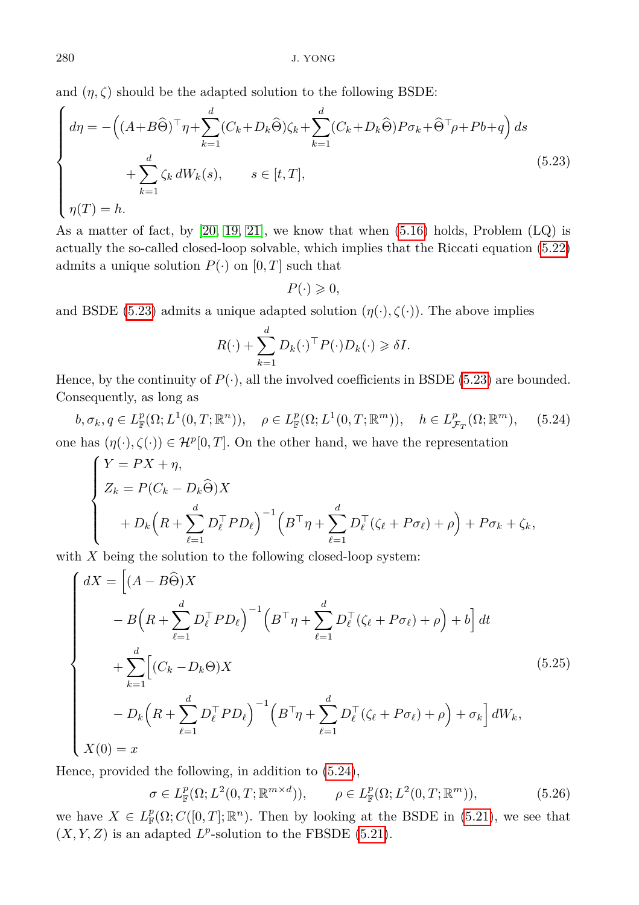and $(\eta,\zeta)$ should be the adapted solution to the following BSDE:

$$
\begin{cases}
d\eta = -\Big((A+B\widehat\Theta)^\top\eta+\displaystyle\sum_{k=1}^d(C_k+D_k\widehat\Theta)\zeta_k+\sum_{k=1}^d(C_k+D_k\widehat\Theta)P\sigma_k+\widehat\Theta^\top\rho+Pb+q\Big)\,ds \\[2mm]
\qquad\qquad +\displaystyle\sum_{k=1}^d\zeta_k\,dW_k(s), \qquad s\in[t,T], \\[2mm]
\eta(T)=h.
\end{cases}
\tag{5.23}
$$

As a matter of fact, by [20, 19, 21], we know that when (5.16) holds, Problem (LQ) is actually the so-called closed-loop solvable, which implies that the Riccati equation (5.22) admits a unique solution $P(\cdot)$ on $[0,T]$ such that

$$
P(\cdot)\geqslant 0,
$$

and BSDE (5.23) admits a unique adapted solution $(\eta(\cdot),\zeta(\cdot))$. The above implies

$$
R(\cdot)+\sum_{k=1}^d D_k(\cdot)^\top P(\cdot)D_k(\cdot)\geqslant\delta I.
$$

Hence, by the continuity of $P(\cdot)$, all the involved coefficients in BSDE (5.23) are bounded. Consequently, as long as

$$
b,\sigma_k,q\in L^p_{\mathbb F}(\Omega;L^1(0,T;\mathbb R^n)),\quad \rho\in L^p_{\mathbb F}(\Omega;L^1(0,T;\mathbb R^m)),\quad h\in L^p_{\mathcal F_T}(\Omega;\mathbb R^m),\tag{5.24}
$$

one has $(\eta(\cdot),\zeta(\cdot))\in\mathcal H^p[0,T]$. On the other hand, we have the representation

$$
\begin{cases}
Y=PX+\eta,\\[1mm]
Z_k=P(C_k-D_k\widehat\Theta)X \\[1mm]
\qquad +D_k\Big(R+\displaystyle\sum_{\ell=1}^d D_\ell^\top PD_\ell\Big)^{-1}\Big(B^\top\eta+\sum_{\ell=1}^d D_\ell^\top(\zeta_\ell+P\sigma_\ell)+\rho\Big)+P\sigma_k+\zeta_k,
\end{cases}
$$

with $X$ being the solution to the following closed-loop system:

$$
\begin{cases}
dX=\Big[(A-B\widehat\Theta)X \\[1mm]
\qquad -B\Big(R+\displaystyle\sum_{\ell=1}^d D_\ell^\top PD_\ell\Big)^{-1}\Big(B^\top\eta+\sum_{\ell=1}^d D_\ell^\top(\zeta_\ell+P\sigma_\ell)+\rho\Big)+b\Big]\,dt \\[1mm]
\qquad +\displaystyle\sum_{k=1}^d\Big[(C_k-D_k\Theta)X \\[1mm]
\qquad -D_k\Big(R+\displaystyle\sum_{\ell=1}^d D_\ell^\top PD_\ell\Big)^{-1}\Big(B^\top\eta+\sum_{\ell=1}^d D_\ell^\top(\zeta_\ell+P\sigma_\ell)+\rho\Big)+\sigma_k\Big]\,dW_k,\\[1mm]
X(0)=x
\end{cases}
\tag{5.25}
$$

Hence, provided the following, in addition to (5.24),

$$
\sigma\in L^p_{\mathbb F}(\Omega;L^2(0,T;\mathbb R^{m\times d})),\qquad \rho\in L^p_{\mathbb F}(\Omega;L^2(0,T;\mathbb R^m)),\tag{5.26}
$$

we have $X\in L^p_{\mathbb F}(\Omega;C([0,T];\mathbb R^n)$. Then by looking at the BSDE in (5.21), we see that $(X,Y,Z)$ is an adapted $L^p$-solution to the FBSDE (5.21).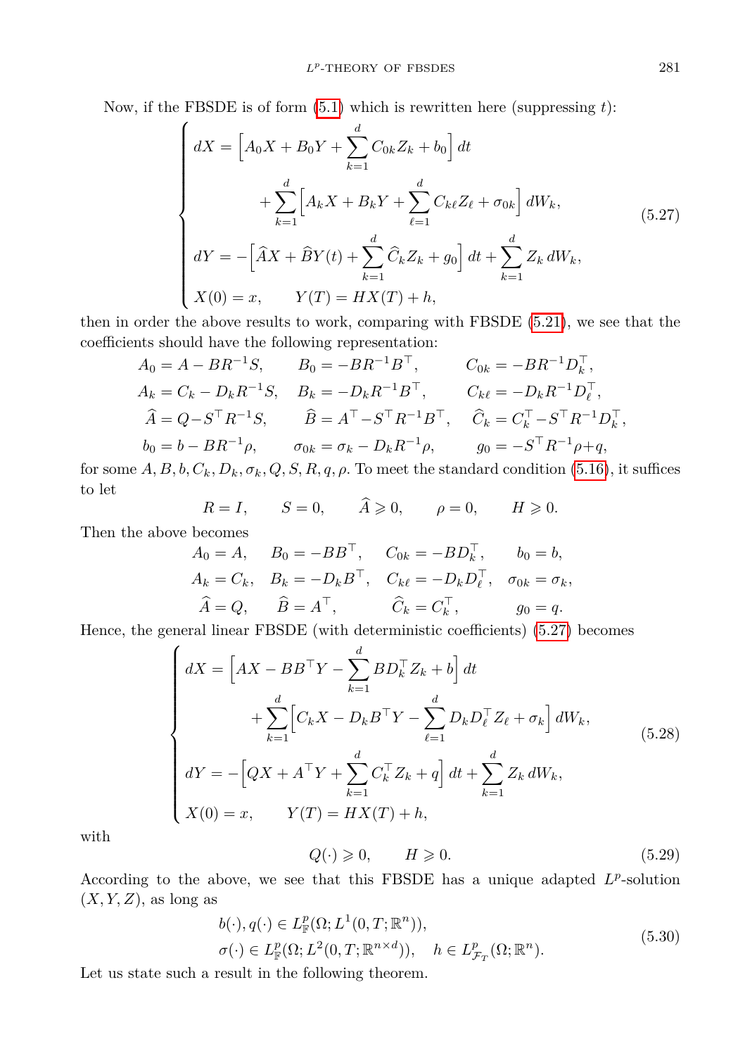Now, if the FBSDE is of form (5.1) which is rewritten here (suppressing $t$):

$$
\begin{cases}
dX = \Big[A_0 X + B_0 Y + \displaystyle\sum_{k=1}^{d} C_{0k} Z_k + b_0\Big]\,dt \\
\qquad\qquad + \displaystyle\sum_{k=1}^{d}\Big[A_k X + B_k Y + \sum_{\ell=1}^{d} C_{k\ell} Z_\ell + \sigma_{0k}\Big]\,dW_k, \\
dY = -\Big[\widehat{A} X + \widehat{B} Y(t) + \displaystyle\sum_{k=1}^{d} \widehat{C}_k Z_k + g_0\Big]\,dt + \sum_{k=1}^{d} Z_k\,dW_k, \\
X(0) = x, \qquad Y(T) = HX(T) + h,
\end{cases}
\tag{5.27}
$$

then in order the above results to work, comparing with FBSDE (5.21), we see that the coefficients should have the following representation:

$$
\begin{aligned}
&A_0 = A - BR^{-1}S, \qquad B_0 = -BR^{-1}B^\top, \qquad C_{0k} = -BR^{-1}D_k^\top, \\
&A_k = C_k - D_k R^{-1}S, \quad B_k = -D_k R^{-1}B^\top, \qquad C_{k\ell} = -D_k R^{-1} D_\ell^\top, \\
&\widehat{A} = Q - S^\top R^{-1}S, \qquad \widehat{B} = A^\top - S^\top R^{-1}B^\top, \quad \widehat{C}_k = C_k^\top - S^\top R^{-1}D_k^\top, \\
&b_0 = b - BR^{-1}\rho, \qquad \sigma_{0k} = \sigma_k - D_k R^{-1}\rho, \qquad g_0 = -S^\top R^{-1}\rho + q,
\end{aligned}
$$

for some $A, B, b, C_k, D_k, \sigma_k, Q, S, R, q, \rho$. To meet the standard condition (5.16), it suffices to let

$$
R = I, \qquad S = 0, \qquad \widehat{A} \geqslant 0, \qquad \rho = 0, \qquad H \geqslant 0.
$$

Then the above becomes

$$
\begin{aligned}
&A_0 = A, \quad B_0 = -BB^\top, \quad C_{0k} = -BD_k^\top, \qquad b_0 = b, \\
&A_k = C_k, \quad B_k = -D_k B^\top, \quad C_{k\ell} = -D_k D_\ell^\top, \quad \sigma_{0k} = \sigma_k, \\
&\widehat{A} = Q, \qquad \widehat{B} = A^\top, \qquad \widehat{C}_k = C_k^\top, \qquad g_0 = q.
\end{aligned}
$$

Hence, the general linear FBSDE (with deterministic coefficients) (5.27) becomes

$$
\begin{cases}
dX = \Big[AX - BB^\top Y - \displaystyle\sum_{k=1}^{d} BD_k^\top Z_k + b\Big]\,dt \\
\qquad\qquad + \displaystyle\sum_{k=1}^{d}\Big[C_k X - D_k B^\top Y - \sum_{\ell=1}^{d} D_k D_\ell^\top Z_\ell + \sigma_k\Big]\,dW_k, \\
dY = -\Big[QX + A^\top Y + \displaystyle\sum_{k=1}^{d} C_k^\top Z_k + q\Big]\,dt + \sum_{k=1}^{d} Z_k\,dW_k, \\
X(0) = x, \qquad Y(T) = HX(T) + h,
\end{cases}
\tag{5.28}
$$

with

$$
Q(\cdot) \geqslant 0, \qquad H \geqslant 0. \tag{5.29}
$$

According to the above, we see that this FBSDE has a unique adapted $L^p$-solution $(X, Y, Z)$, as long as

$$
\begin{aligned}
&b(\cdot), q(\cdot) \in L^p_{\mathbb{F}}(\Omega; L^1(0,T;\mathbb{R}^n)), \\
&\sigma(\cdot) \in L^p_{\mathbb{F}}(\Omega; L^2(0,T;\mathbb{R}^{n\times d})), \quad h \in L^p_{\mathcal{F}_T}(\Omega;\mathbb{R}^n).
\end{aligned}
\tag{5.30}
$$

Let us state such a result in the following theorem.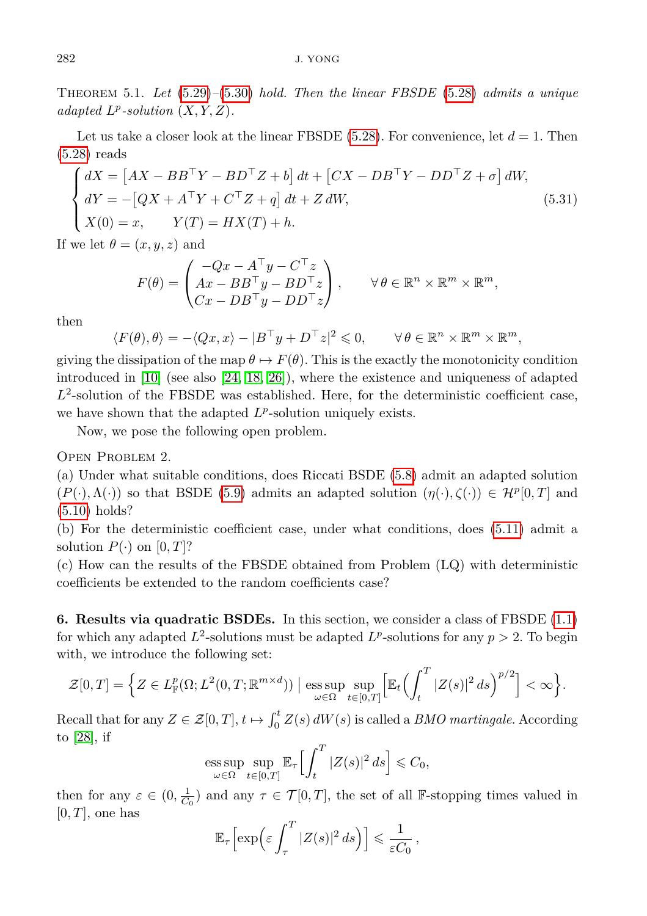THEOREM 5.1. *Let* (5.29)–(5.30) *hold. Then the linear FBSDE* (5.28) *admits a unique adapted $L^p$-solution* $(X,Y,Z)$.

Let us take a closer look at the linear FBSDE (5.28). For convenience, let $d=1$. Then (5.28) reads

$$
\begin{cases}
dX = \big[AX - BB^\top Y - BD^\top Z + b\big]\,dt + \big[CX - DB^\top Y - DD^\top Z + \sigma\big]\,dW,\\
dY = -\big[QX + A^\top Y + C^\top Z + q\big]\,dt + Z\,dW,\\
X(0)=x, \qquad Y(T)=HX(T)+h.
\end{cases}
\tag{5.31}
$$

If we let $\theta=(x,y,z)$ and

$$
F(\theta)=\begin{pmatrix} -Qx - A^\top y - C^\top z\\ Ax - BB^\top y - BD^\top z\\ Cx - DB^\top y - DD^\top z\end{pmatrix}, \qquad \forall\,\theta\in\mathbb{R}^n\times\mathbb{R}^m\times\mathbb{R}^m,
$$

then

$$
\langle F(\theta),\theta\rangle = -\langle Qx,x\rangle - |B^\top y + D^\top z|^2 \leqslant 0, \qquad \forall\,\theta\in\mathbb{R}^n\times\mathbb{R}^m\times\mathbb{R}^m,
$$

giving the dissipation of the map $\theta\mapsto F(\theta)$. This is the exactly the monotonicity condition introduced in [10] (see also [24, 18, 26]), where the existence and uniqueness of adapted $L^2$-solution of the FBSDE was established. Here, for the deterministic coefficient case, we have shown that the adapted $L^p$-solution uniquely exists.

Now, we pose the following open problem.

OPEN PROBLEM 2.

(a) Under what suitable conditions, does Riccati BSDE (5.8) admit an adapted solution $(P(\cdot),\Lambda(\cdot))$ so that BSDE (5.9) admits an adapted solution $(\eta(\cdot),\zeta(\cdot))\in\mathcal{H}^p[0,T]$ and (5.10) holds?

(b) For the deterministic coefficient case, under what conditions, does (5.11) admit a solution $P(\cdot)$ on $[0,T]$?

(c) How can the results of the FBSDE obtained from Problem (LQ) with deterministic coefficients be extended to the random coefficients case?

**6. Results via quadratic BSDEs.** In this section, we consider a class of FBSDE (1.1) for which any adapted $L^2$-solutions must be adapted $L^p$-solutions for any $p>2$. To begin with, we introduce the following set:

$$
\mathcal{Z}[0,T]=\Big\{Z\in L^p_{\mathbb{F}}(\Omega;L^2(0,T;\mathbb{R}^{m\times d}))\ \big|\ \operatorname*{ess\,sup}_{\omega\in\Omega}\ \sup_{t\in[0,T]}\Big[\mathbb{E}_t\Big(\int_t^T|Z(s)|^2\,ds\Big)^{p/2}\Big]<\infty\Big\}.
$$

Recall that for any $Z\in\mathcal{Z}[0,T]$, $t\mapsto\int_0^t Z(s)\,dW(s)$ is called a *BMO martingale*. According to [28], if

$$
\operatorname*{ess\,sup}_{\omega\in\Omega}\ \sup_{t\in[0,T]}\ \mathbb{E}_\tau\Big[\int_t^T|Z(s)|^2\,ds\Big]\leqslant C_0,
$$

then for any $\varepsilon\in(0,\frac{1}{C_0})$ and any $\tau\in\mathcal{T}[0,T]$, the set of all $\mathbb{F}$-stopping times valued in $[0,T]$, one has

$$
\mathbb{E}_\tau\Big[\exp\Big(\varepsilon\int_\tau^T|Z(s)|^2\,ds\Big)\Big]\leqslant\frac{1}{\varepsilon C_0}\,,
$$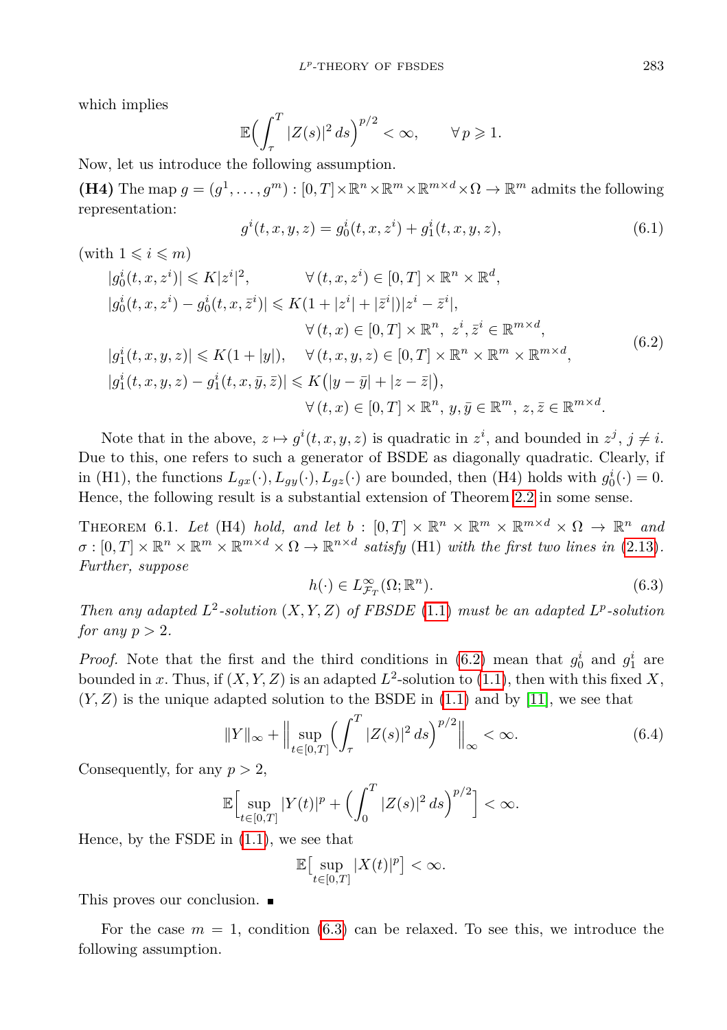which implies

$$\mathbb{E}\Big(\int_\tau^T |Z(s)|^2\,ds\Big)^{p/2} < \infty, \qquad \forall\, p \geqslant 1.$$

Now, let us introduce the following assumption.

**(H4)** The map $g = (g^1, \ldots, g^m) : [0,T]\times\mathbb{R}^n\times\mathbb{R}^m\times\mathbb{R}^{m\times d}\times\Omega \to \mathbb{R}^m$ admits the following representation:

$$g^i(t,x,y,z) = g_0^i(t,x,z^i) + g_1^i(t,x,y,z), \tag{6.1}$$

(with $1 \leqslant i \leqslant m$)

$$\begin{aligned}
&|g_0^i(t,x,z^i)| \leqslant K|z^i|^2, && \forall\,(t,x,z^i)\in[0,T]\times\mathbb{R}^n\times\mathbb{R}^d,\\
&|g_0^i(t,x,z^i) - g_0^i(t,x,\bar z^i)| \leqslant K(1+|z^i|+|\bar z^i|)|z^i-\bar z^i|, &&\\
& && \forall\,(t,x)\in[0,T]\times\mathbb{R}^n,\ z^i,\bar z^i\in\mathbb{R}^{m\times d},\\
&|g_1^i(t,x,y,z)| \leqslant K(1+|y|), && \forall\,(t,x,y,z)\in[0,T]\times\mathbb{R}^n\times\mathbb{R}^m\times\mathbb{R}^{m\times d},\\
&|g_1^i(t,x,y,z) - g_1^i(t,x,\bar y,\bar z)| \leqslant K\big(|y-\bar y| + |z-\bar z|\big), &&\\
& && \forall\,(t,x)\in[0,T]\times\mathbb{R}^n,\ y,\bar y\in\mathbb{R}^m,\ z,\bar z\in\mathbb{R}^{m\times d}.
\end{aligned} \tag{6.2}$$

Note that in the above, $z\mapsto g^i(t,x,y,z)$ is quadratic in $z^i$, and bounded in $z^j$, $j\neq i$. Due to this, one refers to such a generator of BSDE as diagonally quadratic. Clearly, if in (H1), the functions $L_{gx}(\cdot), L_{gy}(\cdot), L_{gz}(\cdot)$ are bounded, then (H4) holds with $g_0^i(\cdot) = 0$. Hence, the following result is a substantial extension of Theorem 2.2 in some sense.

THEOREM 6.1. *Let* (H4) *hold, and let* $b : [0,T]\times\mathbb{R}^n\times\mathbb{R}^m\times\mathbb{R}^{m\times d}\times\Omega\to\mathbb{R}^n$ *and* $\sigma : [0,T]\times\mathbb{R}^n\times\mathbb{R}^m\times\mathbb{R}^{m\times d}\times\Omega\to\mathbb{R}^{n\times d}$ *satisfy* (H1) *with the first two lines in* (2.13). *Further, suppose*

$$h(\cdot)\in L^\infty_{\mathcal{F}_T}(\Omega;\mathbb{R}^n). \tag{6.3}$$

*Then any adapted $L^2$-solution $(X,Y,Z)$ of FBSDE* (1.1) *must be an adapted $L^p$-solution for any $p>2$.*

*Proof.* Note that the first and the third conditions in (6.2) mean that $g_0^i$ and $g_1^i$ are bounded in $x$. Thus, if $(X,Y,Z)$ is an adapted $L^2$-solution to (1.1), then with this fixed $X$, $(Y,Z)$ is the unique adapted solution to the BSDE in (1.1) and by [11], we see that

$$\|Y\|_\infty + \Big\|\sup_{t\in[0,T]}\Big(\int_\tau^T |Z(s)|^2\,ds\Big)^{p/2}\Big\|_\infty < \infty. \tag{6.4}$$

Consequently, for any $p>2$,

$$\mathbb{E}\Big[\sup_{t\in[0,T]}|Y(t)|^p + \Big(\int_0^T |Z(s)|^2\,ds\Big)^{p/2}\Big] < \infty.$$

Hence, by the FSDE in (1.1), we see that

$$\mathbb{E}\big[\sup_{t\in[0,T]}|X(t)|^p\big] < \infty.$$

This proves our conclusion. ∎

For the case $m=1$, condition (6.3) can be relaxed. To see this, we introduce the following assumption.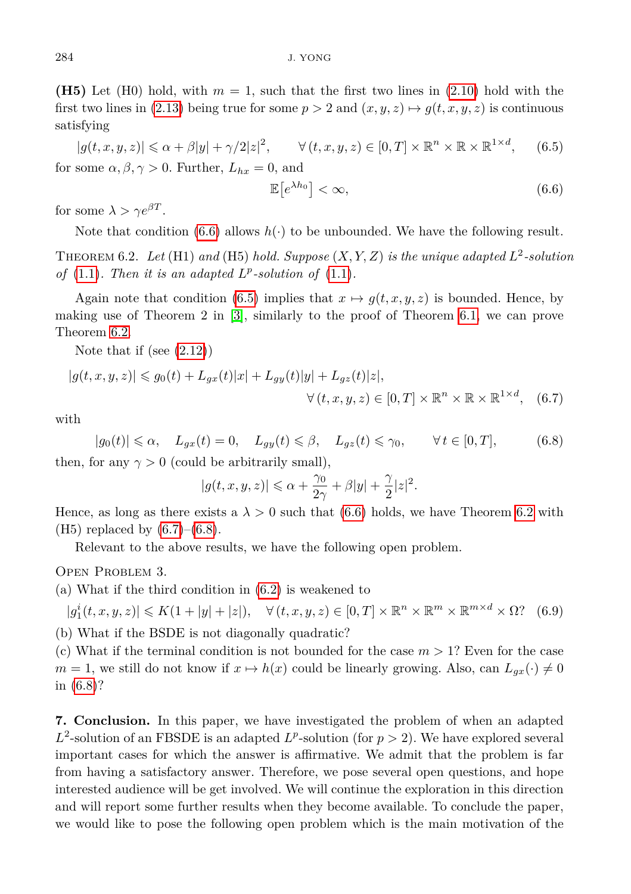**(H5)** Let (H0) hold, with $m = 1$, such that the first two lines in (2.10) hold with the first two lines in (2.13) being true for some $p > 2$ and $(x, y, z) \mapsto g(t, x, y, z)$ is continuous satisfying

$$
|g(t, x, y, z)| \leqslant \alpha + \beta|y| + \gamma/2|z|^2, \qquad \forall\,(t, x, y, z) \in [0, T] \times \mathbb{R}^n \times \mathbb{R} \times \mathbb{R}^{1\times d}, \tag{6.5}
$$

for some $\alpha, \beta, \gamma > 0$. Further, $L_{hx} = 0$, and

$$
\mathbb{E}\big[e^{\lambda h_0}\big] < \infty, \tag{6.6}
$$

for some $\lambda > \gamma e^{\beta T}$.

Note that condition (6.6) allows $h(\cdot)$ to be unbounded. We have the following result.

Theorem 6.2. *Let* (H1) *and* (H5) *hold. Suppose* $(X, Y, Z)$ *is the unique adapted* $L^2$*-solution of* (1.1)*. Then it is an adapted* $L^p$*-solution of* (1.1)*.*

Again note that condition (6.5) implies that $x \mapsto g(t, x, y, z)$ is bounded. Hence, by making use of Theorem 2 in [3], similarly to the proof of Theorem 6.1, we can prove Theorem 6.2.

Note that if (see (2.12))

$$
|g(t, x, y, z)| \leqslant g_0(t) + L_{gx}(t)|x| + L_{gy}(t)|y| + L_{gz}(t)|z|, \qquad \forall\,(t, x, y, z) \in [0, T] \times \mathbb{R}^n \times \mathbb{R} \times \mathbb{R}^{1\times d}, \tag{6.7}
$$

with

$$
|g_0(t)| \leqslant \alpha, \quad L_{gx}(t) = 0, \quad L_{gy}(t) \leqslant \beta, \quad L_{gz}(t) \leqslant \gamma_0, \qquad \forall\, t \in [0, T], \tag{6.8}
$$

then, for any $\gamma > 0$ (could be arbitrarily small),

$$
|g(t, x, y, z)| \leqslant \alpha + \frac{\gamma_0}{2\gamma} + \beta|y| + \frac{\gamma}{2}|z|^2.
$$

Hence, as long as there exists a $\lambda > 0$ such that (6.6) holds, we have Theorem 6.2 with (H5) replaced by (6.7)–(6.8).

Relevant to the above results, we have the following open problem.

Open Problem 3.

(a) What if the third condition in (6.2) is weakened to

$$
|g_1^i(t, x, y, z)| \leqslant K(1 + |y| + |z|), \quad \forall\,(t, x, y, z) \in [0, T] \times \mathbb{R}^n \times \mathbb{R}^m \times \mathbb{R}^{m\times d} \times \Omega? \tag{6.9}
$$

(b) What if the BSDE is not diagonally quadratic?

(c) What if the terminal condition is not bounded for the case $m > 1$? Even for the case $m = 1$, we still do not know if $x \mapsto h(x)$ could be linearly growing. Also, can $L_{gx}(\cdot) \neq 0$ in (6.8)?

**7. Conclusion.** In this paper, we have investigated the problem of when an adapted $L^2$-solution of an FBSDE is an adapted $L^p$-solution (for $p > 2$). We have explored several important cases for which the answer is affirmative. We admit that the problem is far from having a satisfactory answer. Therefore, we pose several open questions, and hope interested audience will be get involved. We will continue the exploration in this direction and will report some further results when they become available. To conclude the paper, we would like to pose the following open problem which is the main motivation of the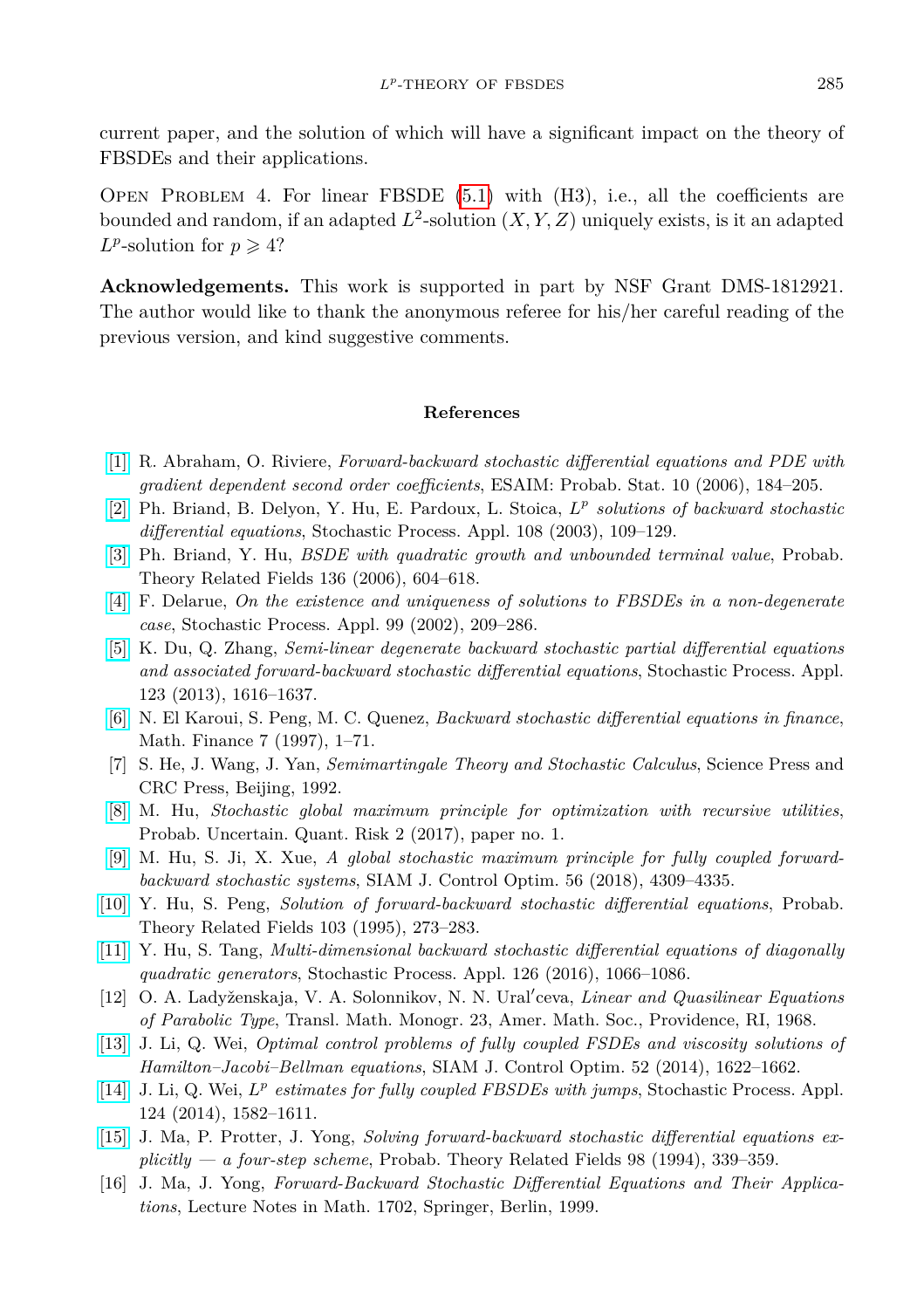current paper, and the solution of which will have a significant impact on the theory of FBSDEs and their applications.

Open Problem 4. For linear FBSDE (5.1) with (H3), i.e., all the coefficients are bounded and random, if an adapted $L^2$-solution $(X, Y, Z)$ uniquely exists, is it an adapted $L^p$-solution for $p \geqslant 4$?

**Acknowledgements.** This work is supported in part by NSF Grant DMS-1812921. The author would like to thank the anonymous referee for his/her careful reading of the previous version, and kind suggestive comments.

## References

[1] R. Abraham, O. Riviere, *Forward-backward stochastic differential equations and PDE with gradient dependent second order coefficients*, ESAIM: Probab. Stat. 10 (2006), 184–205.

[2] Ph. Briand, B. Delyon, Y. Hu, E. Pardoux, L. Stoica, *$L^p$ solutions of backward stochastic differential equations*, Stochastic Process. Appl. 108 (2003), 109–129.

[3] Ph. Briand, Y. Hu, *BSDE with quadratic growth and unbounded terminal value*, Probab. Theory Related Fields 136 (2006), 604–618.

[4] F. Delarue, *On the existence and uniqueness of solutions to FBSDEs in a non-degenerate case*, Stochastic Process. Appl. 99 (2002), 209–286.

[5] K. Du, Q. Zhang, *Semi-linear degenerate backward stochastic partial differential equations and associated forward-backward stochastic differential equations*, Stochastic Process. Appl. 123 (2013), 1616–1637.

[6] N. El Karoui, S. Peng, M. C. Quenez, *Backward stochastic differential equations in finance*, Math. Finance 7 (1997), 1–71.

[7] S. He, J. Wang, J. Yan, *Semimartingale Theory and Stochastic Calculus*, Science Press and CRC Press, Beijing, 1992.

[8] M. Hu, *Stochastic global maximum principle for optimization with recursive utilities*, Probab. Uncertain. Quant. Risk 2 (2017), paper no. 1.

[9] M. Hu, S. Ji, X. Xue, *A global stochastic maximum principle for fully coupled forward-backward stochastic systems*, SIAM J. Control Optim. 56 (2018), 4309–4335.

[10] Y. Hu, S. Peng, *Solution of forward-backward stochastic differential equations*, Probab. Theory Related Fields 103 (1995), 273–283.

[11] Y. Hu, S. Tang, *Multi-dimensional backward stochastic differential equations of diagonally quadratic generators*, Stochastic Process. Appl. 126 (2016), 1066–1086.

[12] O. A. Ladyženskaja, V. A. Solonnikov, N. N. Uralʹceva, *Linear and Quasilinear Equations of Parabolic Type*, Transl. Math. Monogr. 23, Amer. Math. Soc., Providence, RI, 1968.

[13] J. Li, Q. Wei, *Optimal control problems of fully coupled FSDEs and viscosity solutions of Hamilton–Jacobi–Bellman equations*, SIAM J. Control Optim. 52 (2014), 1622–1662.

[14] J. Li, Q. Wei, *$L^p$ estimates for fully coupled FBSDEs with jumps*, Stochastic Process. Appl. 124 (2014), 1582–1611.

[15] J. Ma, P. Protter, J. Yong, *Solving forward-backward stochastic differential equations explicitly — a four-step scheme*, Probab. Theory Related Fields 98 (1994), 339–359.

[16] J. Ma, J. Yong, *Forward-Backward Stochastic Differential Equations and Their Applications*, Lecture Notes in Math. 1702, Springer, Berlin, 1999.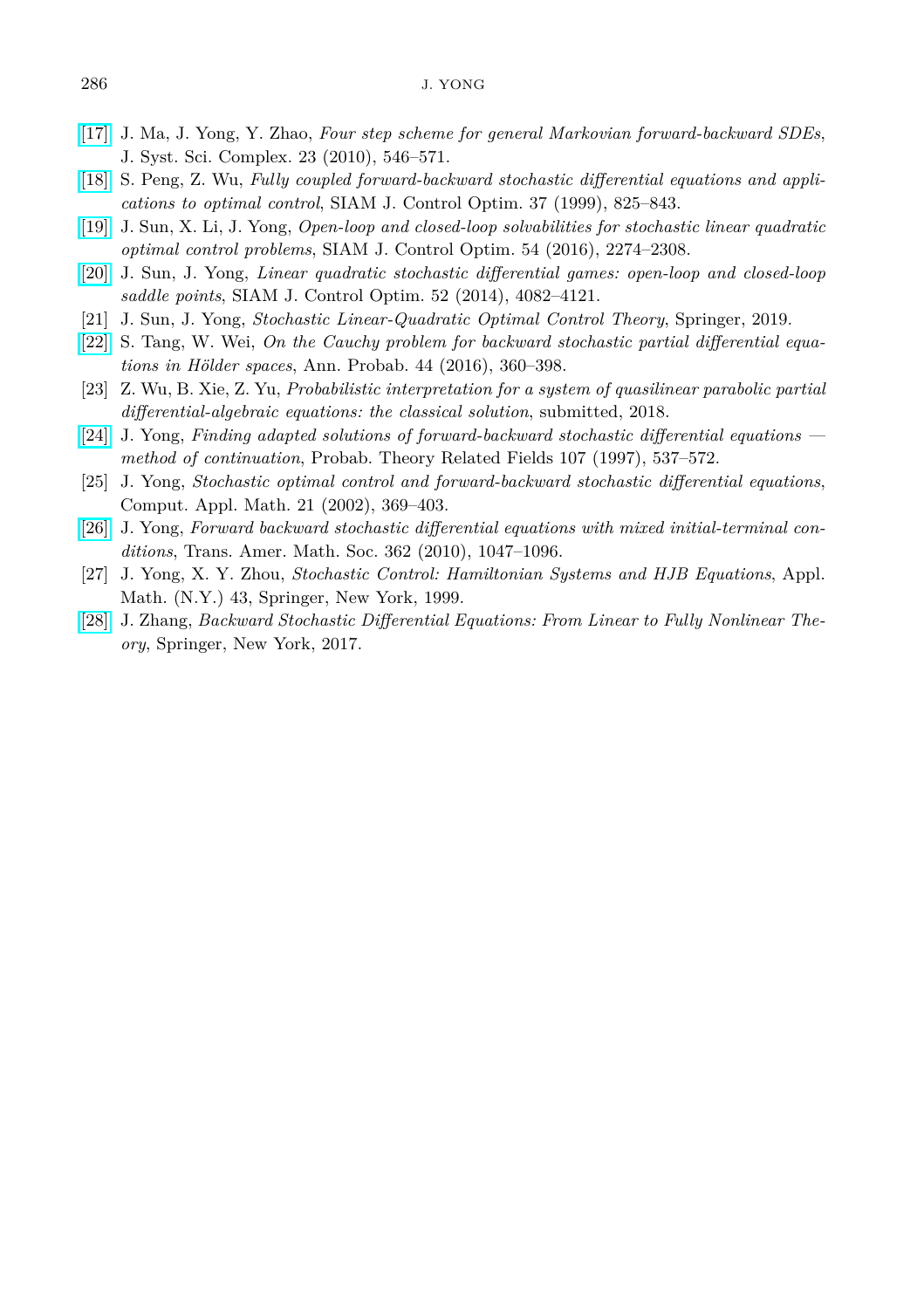[17] J. Ma, J. Yong, Y. Zhao, *Four step scheme for general Markovian forward-backward SDEs*, J. Syst. Sci. Complex. 23 (2010), 546–571.

[18] S. Peng, Z. Wu, *Fully coupled forward-backward stochastic differential equations and applications to optimal control*, SIAM J. Control Optim. 37 (1999), 825–843.

[19] J. Sun, X. Li, J. Yong, *Open-loop and closed-loop solvabilities for stochastic linear quadratic optimal control problems*, SIAM J. Control Optim. 54 (2016), 2274–2308.

[20] J. Sun, J. Yong, *Linear quadratic stochastic differential games: open-loop and closed-loop saddle points*, SIAM J. Control Optim. 52 (2014), 4082–4121.

[21] J. Sun, J. Yong, *Stochastic Linear-Quadratic Optimal Control Theory*, Springer, 2019.

[22] S. Tang, W. Wei, *On the Cauchy problem for backward stochastic partial differential equations in Hölder spaces*, Ann. Probab. 44 (2016), 360–398.

[23] Z. Wu, B. Xie, Z. Yu, *Probabilistic interpretation for a system of quasilinear parabolic partial differential-algebraic equations: the classical solution*, submitted, 2018.

[24] J. Yong, *Finding adapted solutions of forward-backward stochastic differential equations — method of continuation*, Probab. Theory Related Fields 107 (1997), 537–572.

[25] J. Yong, *Stochastic optimal control and forward-backward stochastic differential equations*, Comput. Appl. Math. 21 (2002), 369–403.

[26] J. Yong, *Forward backward stochastic differential equations with mixed initial-terminal conditions*, Trans. Amer. Math. Soc. 362 (2010), 1047–1096.

[27] J. Yong, X. Y. Zhou, *Stochastic Control: Hamiltonian Systems and HJB Equations*, Appl. Math. (N.Y.) 43, Springer, New York, 1999.

[28] J. Zhang, *Backward Stochastic Differential Equations: From Linear to Fully Nonlinear Theory*, Springer, New York, 2017.